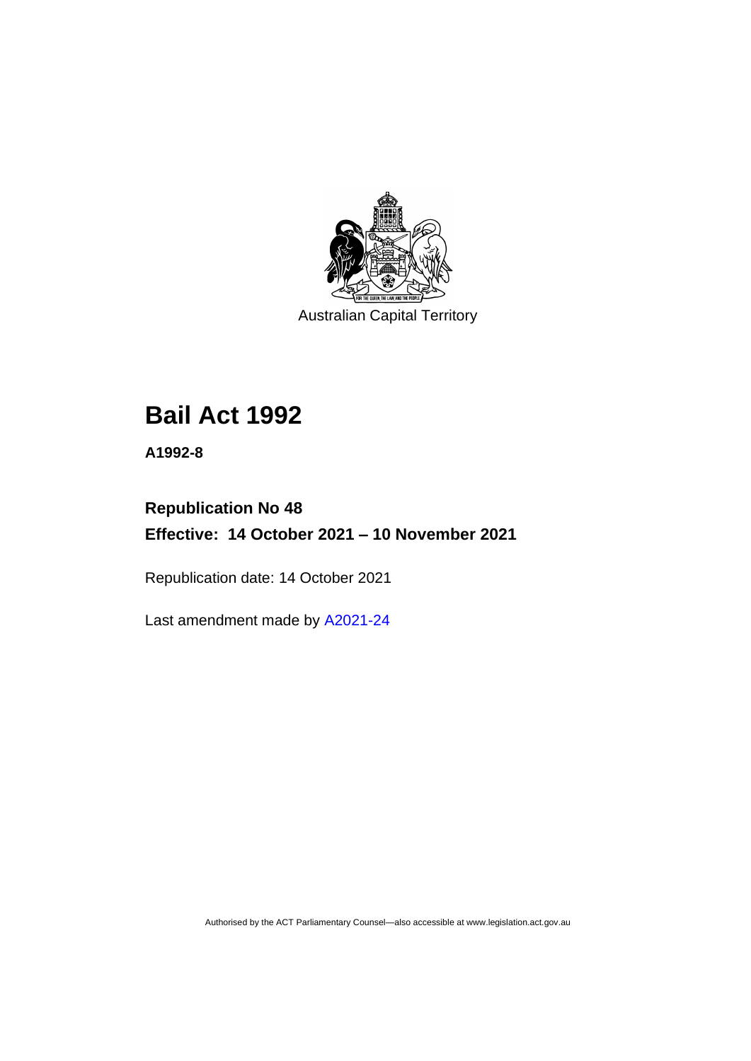Australian Capital Territory

# Bail Act 1992

**A1992-8**

**Republication No 48**

**Effective: 14 October 2021 – 10 November 2021**

Republication date: 14 October 2021

Last amendment made by A2021-24

Authorised by the ACT Parliamentary Counsel—also accessible at www.legislation.act.gov.au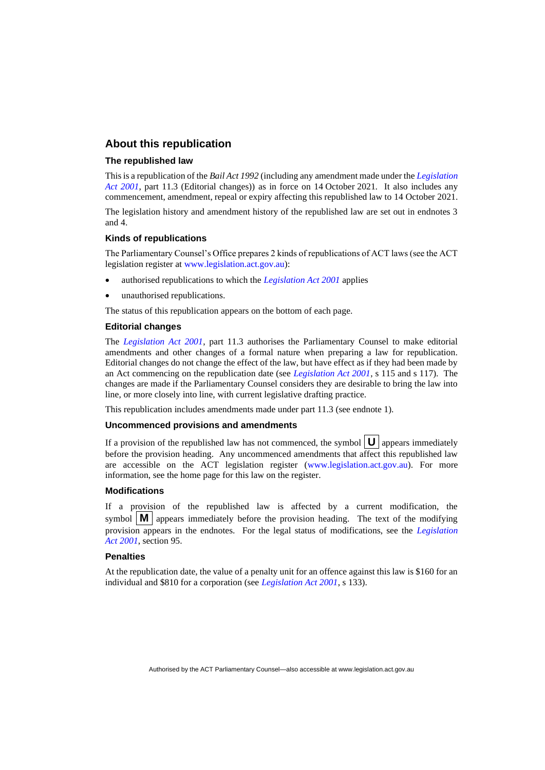## About this republication

### The republished law

This is a republication of the *Bail Act 1992* (including any amendment made under the *Legislation Act 2001*, part 11.3 (Editorial changes)) as in force on 14 October 2021. It also includes any commencement, amendment, repeal or expiry affecting this republished law to 14 October 2021.

The legislation history and amendment history of the republished law are set out in endnotes 3 and 4.

### Kinds of republications

The Parliamentary Counsel's Office prepares 2 kinds of republications of ACT laws (see the ACT legislation register at www.legislation.act.gov.au):

- authorised republications to which the *Legislation Act 2001* applies
- unauthorised republications.

The status of this republication appears on the bottom of each page.

### Editorial changes

The *Legislation Act 2001*, part 11.3 authorises the Parliamentary Counsel to make editorial amendments and other changes of a formal nature when preparing a law for republication. Editorial changes do not change the effect of the law, but have effect as if they had been made by an Act commencing on the republication date (see *Legislation Act 2001*, s 115 and s 117). The changes are made if the Parliamentary Counsel considers they are desirable to bring the law into line, or more closely into line, with current legislative drafting practice.

This republication includes amendments made under part 11.3 (see endnote 1).

### Uncommenced provisions and amendments

If a provision of the republished law has not commenced, the symbol **U** appears immediately before the provision heading. Any uncommenced amendments that affect this republished law are accessible on the ACT legislation register (www.legislation.act.gov.au). For more information, see the home page for this law on the register.

### Modifications

If a provision of the republished law is affected by a current modification, the symbol **M** appears immediately before the provision heading. The text of the modifying provision appears in the endnotes. For the legal status of modifications, see the *Legislation Act 2001*, section 95.

### Penalties

At the republication date, the value of a penalty unit for an offence against this law is $160 for an individual and $810 for a corporation (see *Legislation Act 2001*, s 133).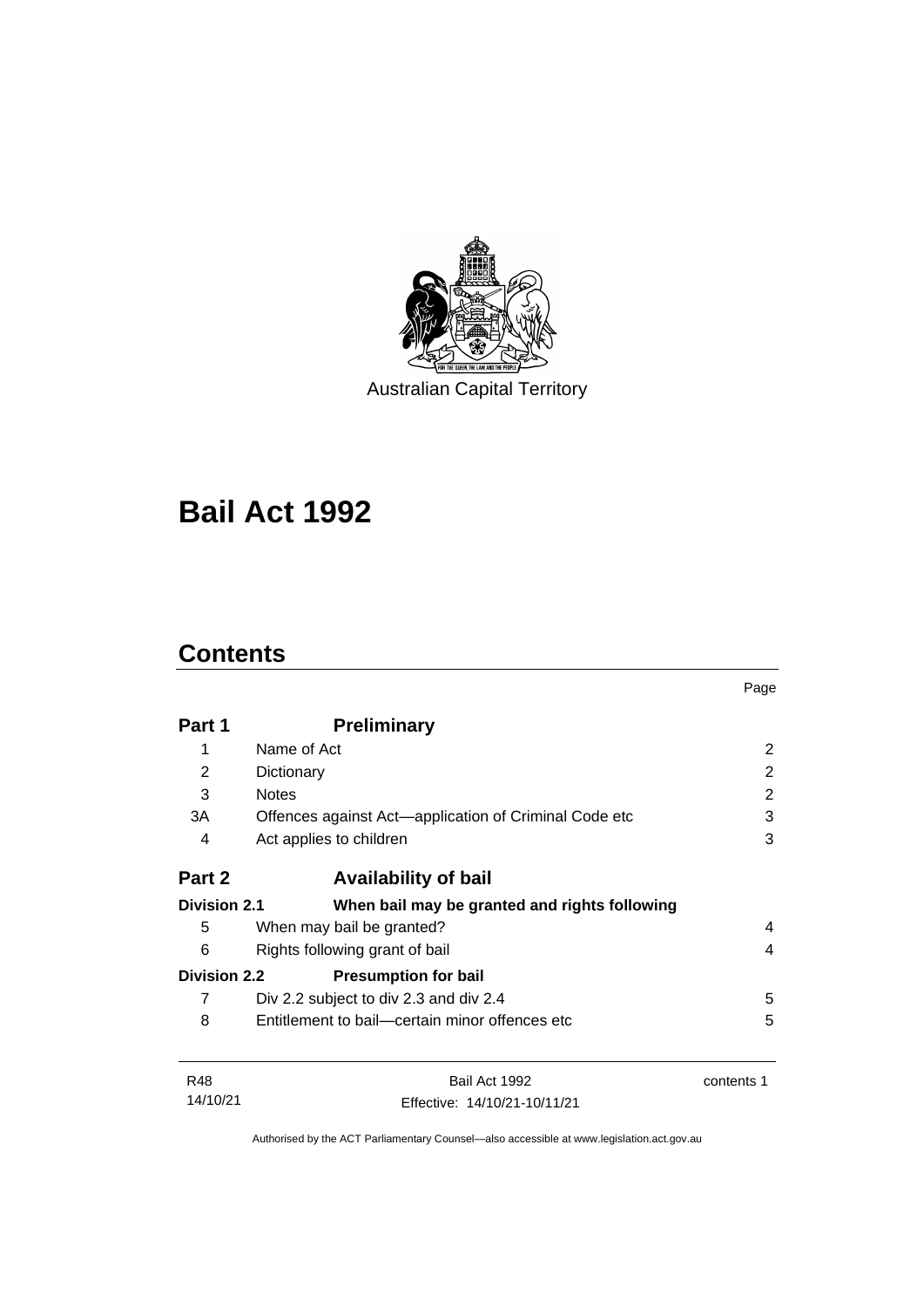Australian Capital Territory

# Bail Act 1992

## Contents

| | | Page |
|---|---|---|
| **Part 1** | **Preliminary** | |
| 1 | Name of Act | 2 |
| 2 | Dictionary | 2 |
| 3 | Notes | 2 |
| 3A | Offences against Act—application of Criminal Code etc | 3 |
| 4 | Act applies to children | 3 |
| **Part 2** | **Availability of bail** | |
| **Division 2.1** | **When bail may be granted and rights following** | |
| 5 | When may bail be granted? | 4 |
| 6 | Rights following grant of bail | 4 |
| **Division 2.2** | **Presumption for bail** | |
| 7 | Div 2.2 subject to div 2.3 and div 2.4 | 5 |
| 8 | Entitlement to bail—certain minor offences etc | 5 |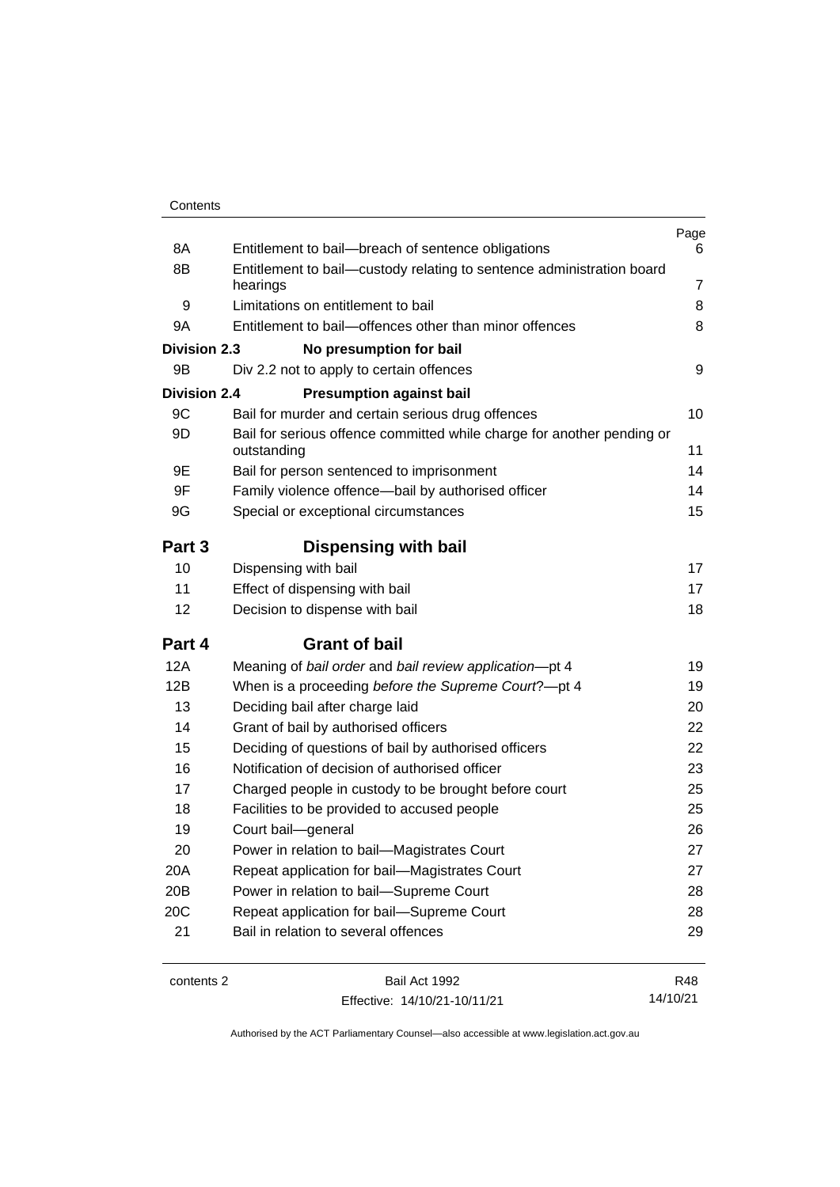| | | Page |
|---|---|---|
| 8A | Entitlement to bail—breach of sentence obligations | 6 |
| 8B | Entitlement to bail—custody relating to sentence administration board hearings | 7 |
| 9 | Limitations on entitlement to bail | 8 |
| 9A | Entitlement to bail—offences other than minor offences | 8 |
| **Division 2.3** | **No presumption for bail** | |
| 9B | Div 2.2 not to apply to certain offences | 9 |
| **Division 2.4** | **Presumption against bail** | |
| 9C | Bail for murder and certain serious drug offences | 10 |
| 9D | Bail for serious offence committed while charge for another pending or outstanding | 11 |
| 9E | Bail for person sentenced to imprisonment | 14 |
| 9F | Family violence offence—bail by authorised officer | 14 |
| 9G | Special or exceptional circumstances | 15 |
| **Part 3** | **Dispensing with bail** | |
| 10 | Dispensing with bail | 17 |
| 11 | Effect of dispensing with bail | 17 |
| 12 | Decision to dispense with bail | 18 |
| **Part 4** | **Grant of bail** | |
| 12A | Meaning of *bail order* and *bail review application*—pt 4 | 19 |
| 12B | When is a proceeding *before the Supreme Court*?—pt 4 | 19 |
| 13 | Deciding bail after charge laid | 20 |
| 14 | Grant of bail by authorised officers | 22 |
| 15 | Deciding of questions of bail by authorised officers | 22 |
| 16 | Notification of decision of authorised officer | 23 |
| 17 | Charged people in custody to be brought before court | 25 |
| 18 | Facilities to be provided to accused people | 25 |
| 19 | Court bail—general | 26 |
| 20 | Power in relation to bail—Magistrates Court | 27 |
| 20A | Repeat application for bail—Magistrates Court | 27 |
| 20B | Power in relation to bail—Supreme Court | 28 |
| 20C | Repeat application for bail—Supreme Court | 28 |
| 21 | Bail in relation to several offences | 29 |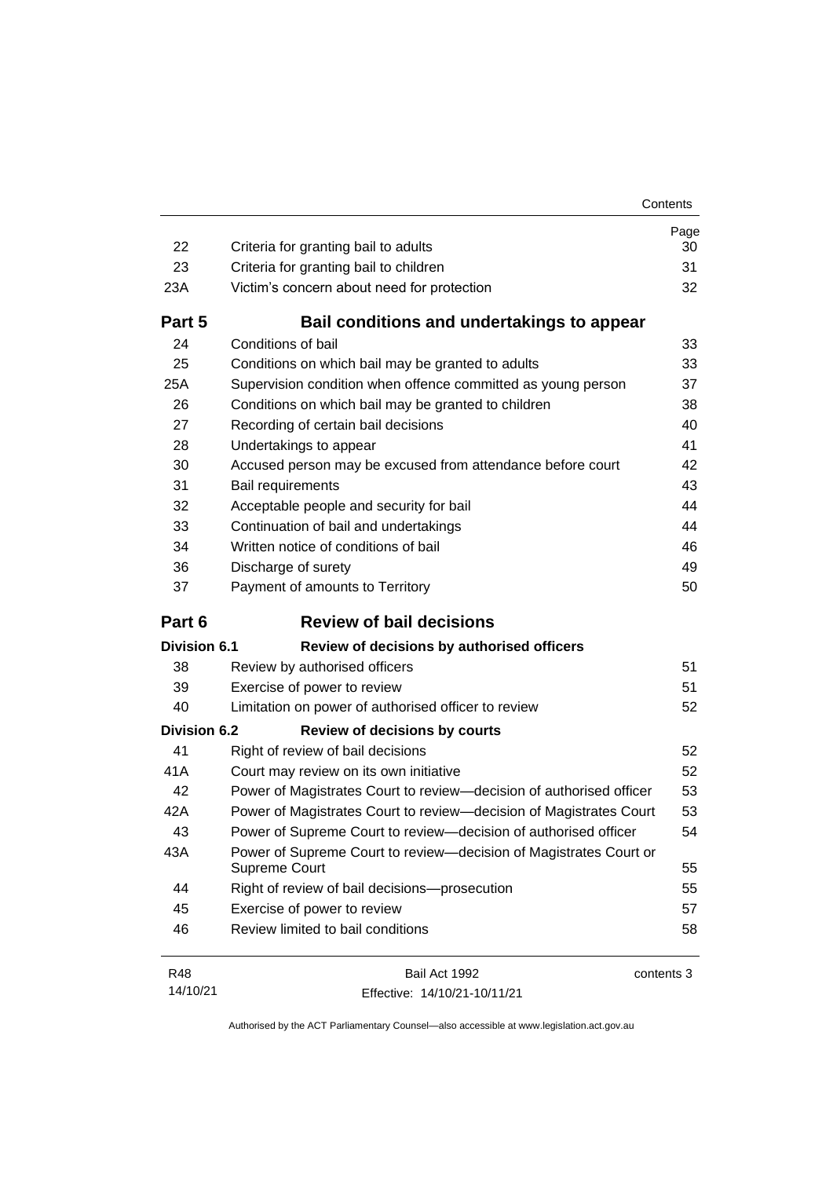| | | Page |
|---|---|---|
| 22 | Criteria for granting bail to adults | 30 |
| 23 | Criteria for granting bail to children | 31 |
| 23A | Victim's concern about need for protection | 32 |
| **Part 5** | **Bail conditions and undertakings to appear** | |
| 24 | Conditions of bail | 33 |
| 25 | Conditions on which bail may be granted to adults | 33 |
| 25A | Supervision condition when offence committed as young person | 37 |
| 26 | Conditions on which bail may be granted to children | 38 |
| 27 | Recording of certain bail decisions | 40 |
| 28 | Undertakings to appear | 41 |
| 30 | Accused person may be excused from attendance before court | 42 |
| 31 | Bail requirements | 43 |
| 32 | Acceptable people and security for bail | 44 |
| 33 | Continuation of bail and undertakings | 44 |
| 34 | Written notice of conditions of bail | 46 |
| 36 | Discharge of surety | 49 |
| 37 | Payment of amounts to Territory | 50 |
| **Part 6** | **Review of bail decisions** | |
| **Division 6.1** | **Review of decisions by authorised officers** | |
| 38 | Review by authorised officers | 51 |
| 39 | Exercise of power to review | 51 |
| 40 | Limitation on power of authorised officer to review | 52 |
| **Division 6.2** | **Review of decisions by courts** | |
| 41 | Right of review of bail decisions | 52 |
| 41A | Court may review on its own initiative | 52 |
| 42 | Power of Magistrates Court to review—decision of authorised officer | 53 |
| 42A | Power of Magistrates Court to review—decision of Magistrates Court | 53 |
| 43 | Power of Supreme Court to review—decision of authorised officer | 54 |
| 43A | Power of Supreme Court to review—decision of Magistrates Court or Supreme Court | 55 |
| 44 | Right of review of bail decisions—prosecution | 55 |
| 45 | Exercise of power to review | 57 |
| 46 | Review limited to bail conditions | 58 |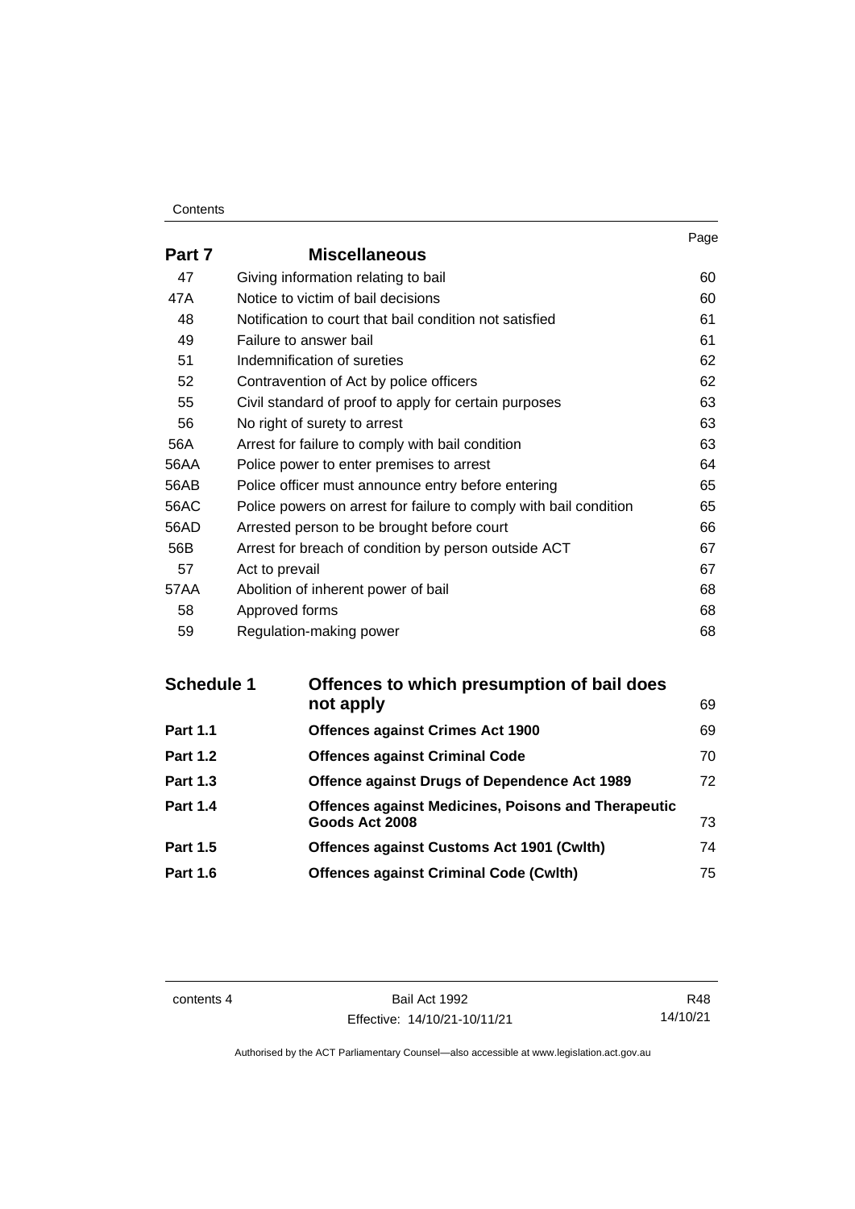| | | Page |
|---|---|---|
| **Part 7** | **Miscellaneous** | |
| 47 | Giving information relating to bail | 60 |
| 47A | Notice to victim of bail decisions | 60 |
| 48 | Notification to court that bail condition not satisfied | 61 |
| 49 | Failure to answer bail | 61 |
| 51 | Indemnification of sureties | 62 |
| 52 | Contravention of Act by police officers | 62 |
| 55 | Civil standard of proof to apply for certain purposes | 63 |
| 56 | No right of surety to arrest | 63 |
| 56A | Arrest for failure to comply with bail condition | 63 |
| 56AA | Police power to enter premises to arrest | 64 |
| 56AB | Police officer must announce entry before entering | 65 |
| 56AC | Police powers on arrest for failure to comply with bail condition | 65 |
| 56AD | Arrested person to be brought before court | 66 |
| 56B | Arrest for breach of condition by person outside ACT | 67 |
| 57 | Act to prevail | 67 |
| 57AA | Abolition of inherent power of bail | 68 |
| 58 | Approved forms | 68 |
| 59 | Regulation-making power | 68 |

| | | |
|---|---|---|
| **Schedule 1** | **Offences to which presumption of bail does not apply** | 69 |
| **Part 1.1** | **Offences against Crimes Act 1900** | 69 |
| **Part 1.2** | **Offences against Criminal Code** | 70 |
| **Part 1.3** | **Offence against Drugs of Dependence Act 1989** | 72 |
| **Part 1.4** | **Offences against Medicines, Poisons and Therapeutic Goods Act 2008** | 73 |
| **Part 1.5** | **Offences against Customs Act 1901 (Cwlth)** | 74 |
| **Part 1.6** | **Offences against Criminal Code (Cwlth)** | 75 |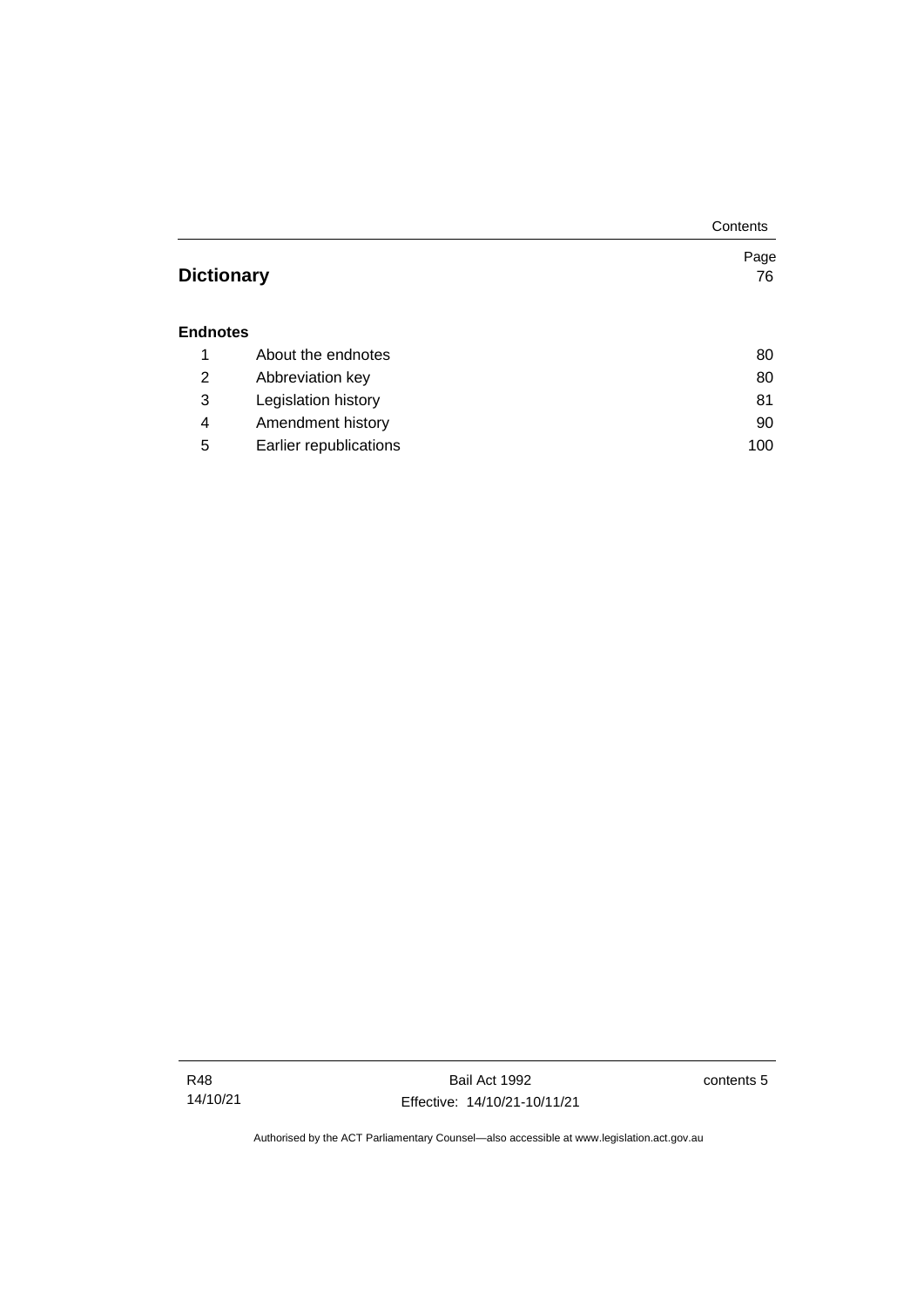| | | Page |
|---|---|---|
| **Dictionary** | | 76 |
| **Endnotes** | | |
| 1 | About the endnotes | 80 |
| 2 | Abbreviation key | 80 |
| 3 | Legislation history | 81 |
| 4 | Amendment history | 90 |
| 5 | Earlier republications | 100 |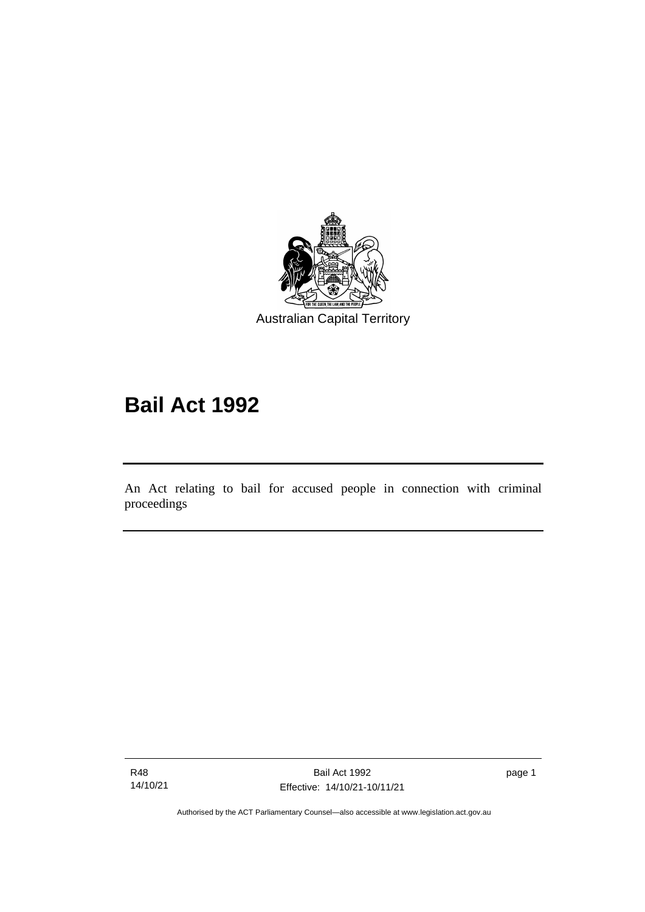Australian Capital Territory

# Bail Act 1992

An Act relating to bail for accused people in connection with criminal proceedings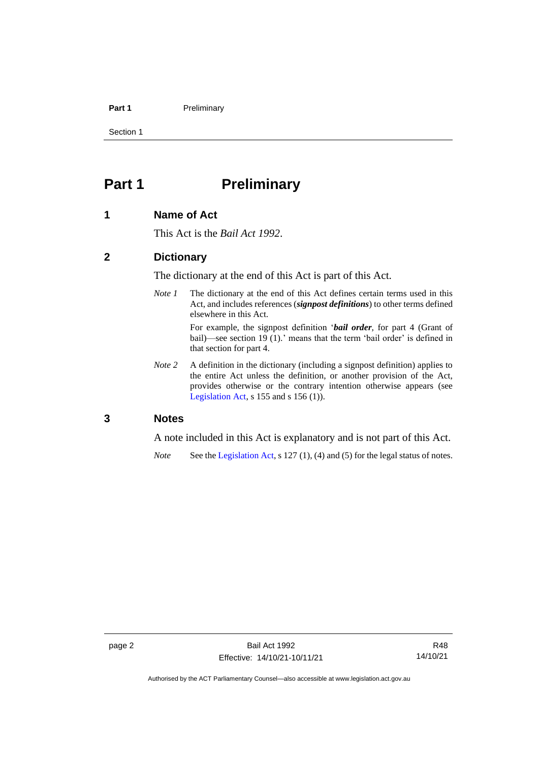# Part 1 Preliminary

## 1 Name of Act

This Act is the *Bail Act 1992*.

## 2 Dictionary

The dictionary at the end of this Act is part of this Act.

*Note 1* The dictionary at the end of this Act defines certain terms used in this Act, and includes references (***signpost definitions***) to other terms defined elsewhere in this Act.

For example, the signpost definition '***bail order***, for part 4 (Grant of bail)—see section 19 (1).' means that the term 'bail order' is defined in that section for part 4.

*Note 2* A definition in the dictionary (including a signpost definition) applies to the entire Act unless the definition, or another provision of the Act, provides otherwise or the contrary intention otherwise appears (see Legislation Act, s 155 and s 156 (1)).

## 3 Notes

A note included in this Act is explanatory and is not part of this Act.

*Note* See the Legislation Act, s 127 (1), (4) and (5) for the legal status of notes.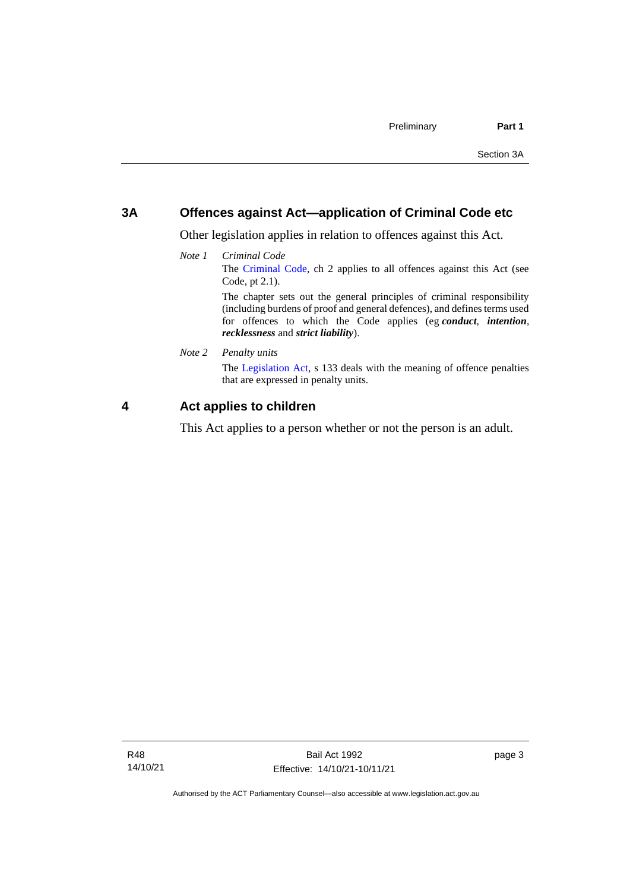## 3A Offences against Act—application of Criminal Code etc

Other legislation applies in relation to offences against this Act.

*Note 1* *Criminal Code*

The Criminal Code, ch 2 applies to all offences against this Act (see Code, pt 2.1).

The chapter sets out the general principles of criminal responsibility (including burdens of proof and general defences), and defines terms used for offences to which the Code applies (eg ***conduct***, ***intention***, ***recklessness*** and ***strict liability***).

*Note 2* *Penalty units*

The Legislation Act, s 133 deals with the meaning of offence penalties that are expressed in penalty units.

## 4 Act applies to children

This Act applies to a person whether or not the person is an adult.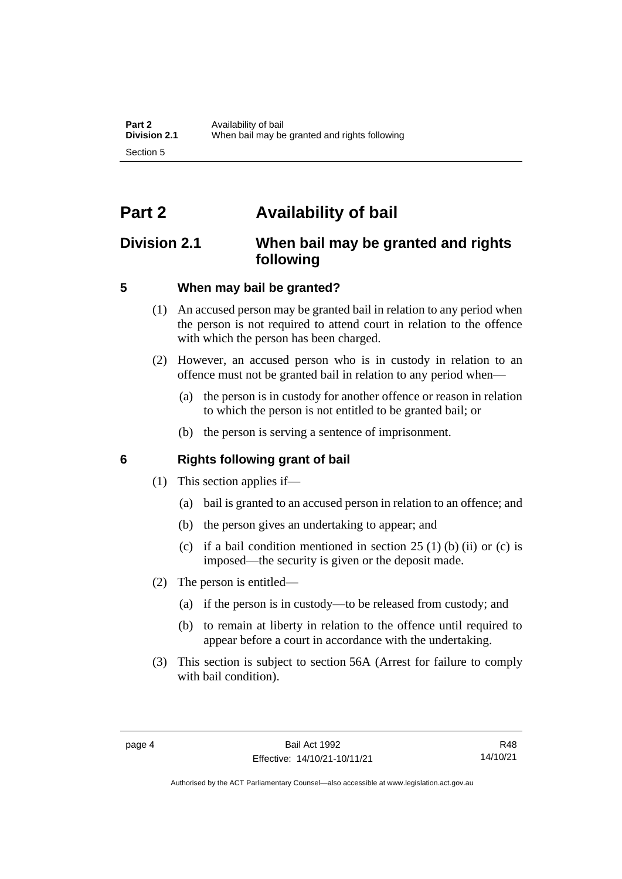# Part 2 Availability of bail

## Division 2.1 When bail may be granted and rights following

### 5 When may bail be granted?

(1) An accused person may be granted bail in relation to any period when the person is not required to attend court in relation to the offence with which the person has been charged.

(2) However, an accused person who is in custody in relation to an offence must not be granted bail in relation to any period when—

(a) the person is in custody for another offence or reason in relation to which the person is not entitled to be granted bail; or

(b) the person is serving a sentence of imprisonment.

### 6 Rights following grant of bail

(1) This section applies if—

(a) bail is granted to an accused person in relation to an offence; and

(b) the person gives an undertaking to appear; and

(c) if a bail condition mentioned in section 25 (1) (b) (ii) or (c) is imposed—the security is given or the deposit made.

(2) The person is entitled—

(a) if the person is in custody—to be released from custody; and

(b) to remain at liberty in relation to the offence until required to appear before a court in accordance with the undertaking.

(3) This section is subject to section 56A (Arrest for failure to comply with bail condition).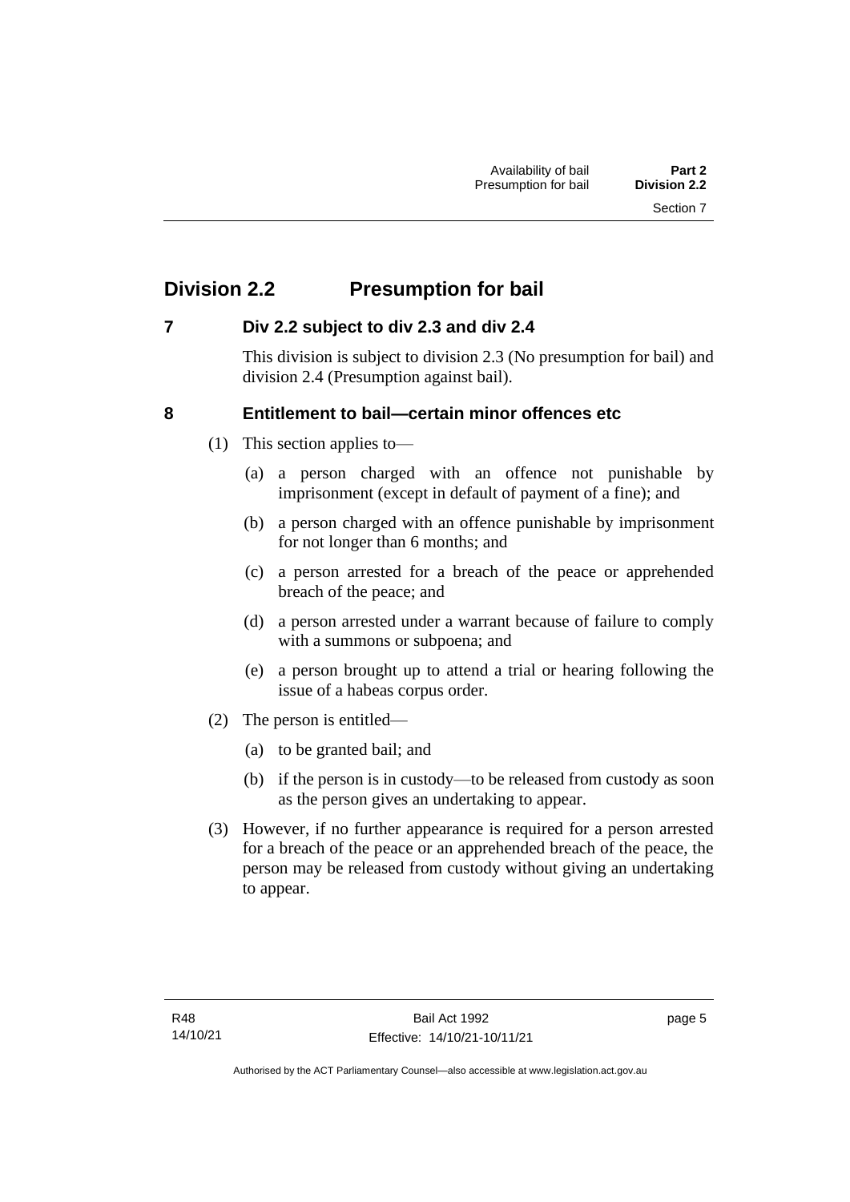## Division 2.2 Presumption for bail

### 7 Div 2.2 subject to div 2.3 and div 2.4

This division is subject to division 2.3 (No presumption for bail) and division 2.4 (Presumption against bail).

### 8 Entitlement to bail—certain minor offences etc

(1) This section applies to—

(a) a person charged with an offence not punishable by imprisonment (except in default of payment of a fine); and

(b) a person charged with an offence punishable by imprisonment for not longer than 6 months; and

(c) a person arrested for a breach of the peace or apprehended breach of the peace; and

(d) a person arrested under a warrant because of failure to comply with a summons or subpoena; and

(e) a person brought up to attend a trial or hearing following the issue of a habeas corpus order.

(2) The person is entitled—

(a) to be granted bail; and

(b) if the person is in custody—to be released from custody as soon as the person gives an undertaking to appear.

(3) However, if no further appearance is required for a person arrested for a breach of the peace or an apprehended breach of the peace, the person may be released from custody without giving an undertaking to appear.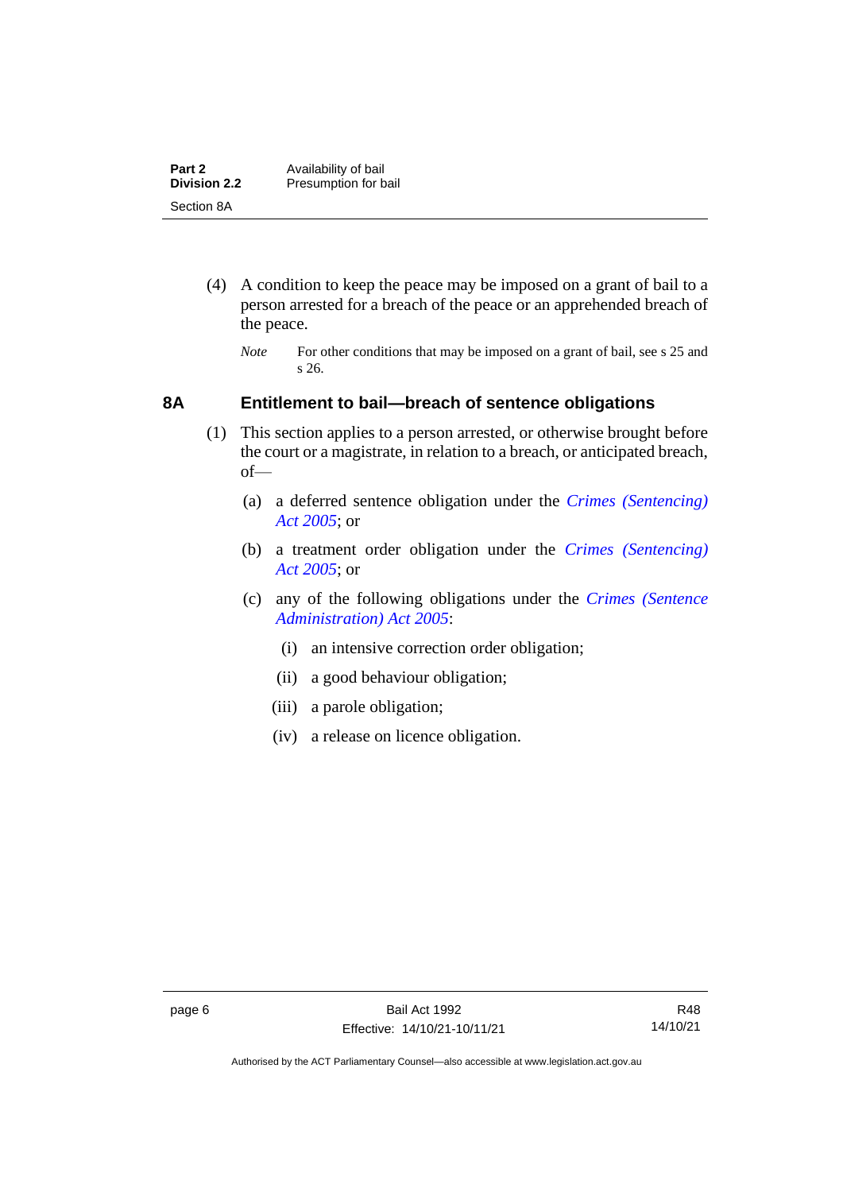(4) A condition to keep the peace may be imposed on a grant of bail to a person arrested for a breach of the peace or an apprehended breach of the peace.

*Note* For other conditions that may be imposed on a grant of bail, see s 25 and s 26.

### 8A Entitlement to bail—breach of sentence obligations

(1) This section applies to a person arrested, or otherwise brought before the court or a magistrate, in relation to a breach, or anticipated breach, of—

(a) a deferred sentence obligation under the *Crimes (Sentencing) Act 2005*; or

(b) a treatment order obligation under the *Crimes (Sentencing) Act 2005*; or

(c) any of the following obligations under the *Crimes (Sentence Administration) Act 2005*:

(i) an intensive correction order obligation;

(ii) a good behaviour obligation;

(iii) a parole obligation;

(iv) a release on licence obligation.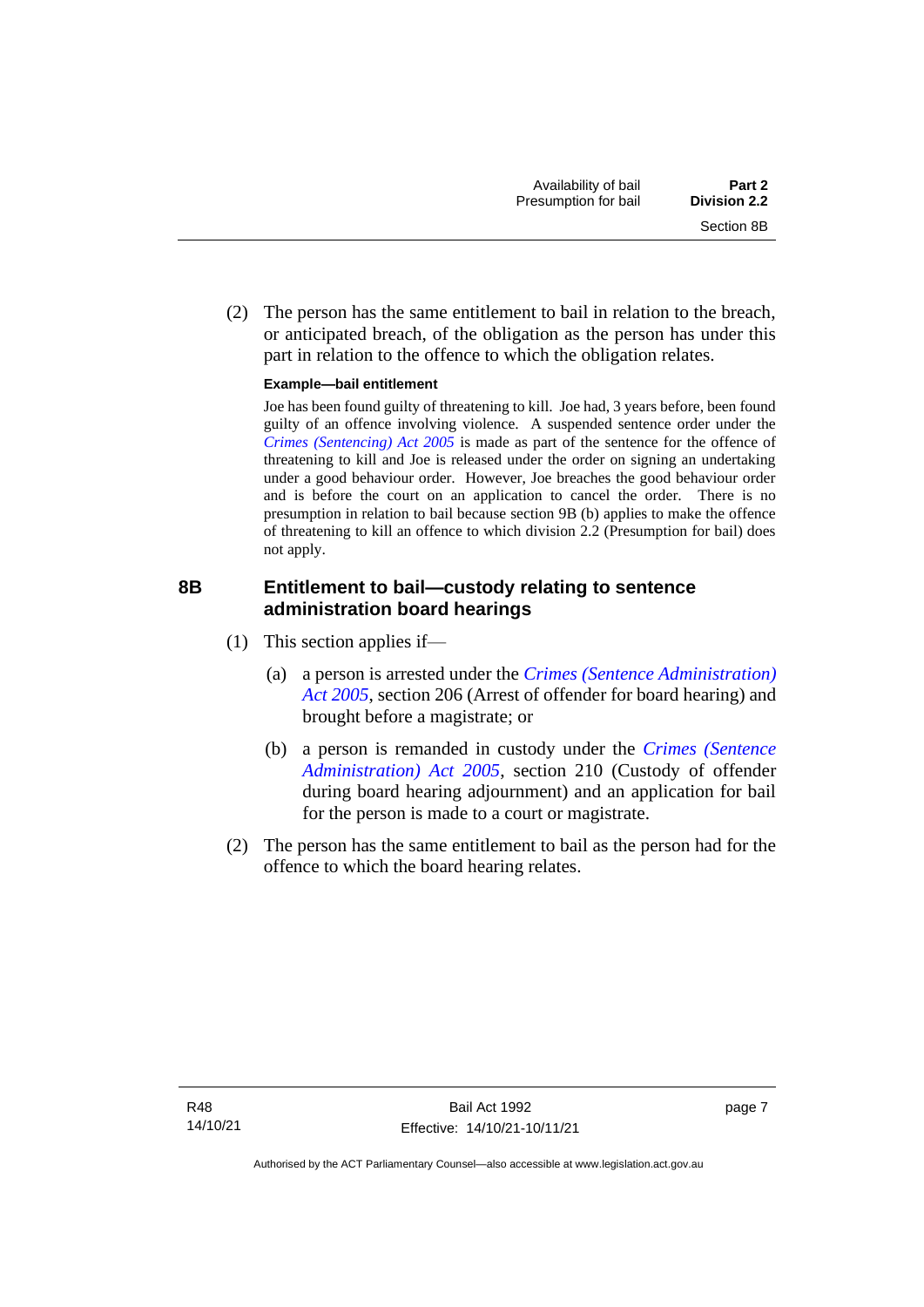(2) The person has the same entitlement to bail in relation to the breach, or anticipated breach, of the obligation as the person has under this part in relation to the offence to which the obligation relates.

**Example—bail entitlement**

Joe has been found guilty of threatening to kill. Joe had, 3 years before, been found guilty of an offence involving violence. A suspended sentence order under the *Crimes (Sentencing) Act 2005* is made as part of the sentence for the offence of threatening to kill and Joe is released under the order on signing an undertaking under a good behaviour order. However, Joe breaches the good behaviour order and is before the court on an application to cancel the order. There is no presumption in relation to bail because section 9B (b) applies to make the offence of threatening to kill an offence to which division 2.2 (Presumption for bail) does not apply.

### 8B Entitlement to bail—custody relating to sentence administration board hearings

(1) This section applies if—

(a) a person is arrested under the *Crimes (Sentence Administration) Act 2005*, section 206 (Arrest of offender for board hearing) and brought before a magistrate; or

(b) a person is remanded in custody under the *Crimes (Sentence Administration) Act 2005*, section 210 (Custody of offender during board hearing adjournment) and an application for bail for the person is made to a court or magistrate.

(2) The person has the same entitlement to bail as the person had for the offence to which the board hearing relates.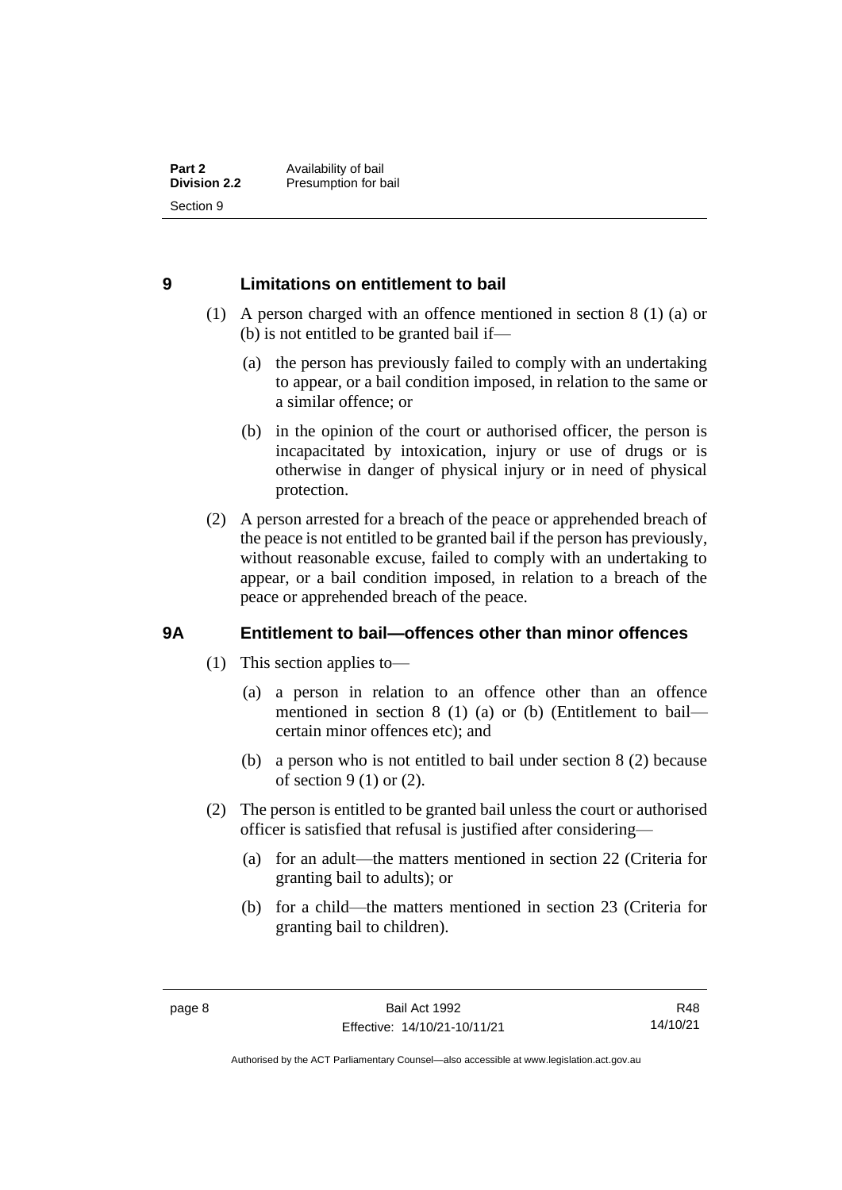## 9 Limitations on entitlement to bail

(1) A person charged with an offence mentioned in section 8 (1) (a) or (b) is not entitled to be granted bail if—

(a) the person has previously failed to comply with an undertaking to appear, or a bail condition imposed, in relation to the same or a similar offence; or

(b) in the opinion of the court or authorised officer, the person is incapacitated by intoxication, injury or use of drugs or is otherwise in danger of physical injury or in need of physical protection.

(2) A person arrested for a breach of the peace or apprehended breach of the peace is not entitled to be granted bail if the person has previously, without reasonable excuse, failed to comply with an undertaking to appear, or a bail condition imposed, in relation to a breach of the peace or apprehended breach of the peace.

## 9A Entitlement to bail—offences other than minor offences

(1) This section applies to—

(a) a person in relation to an offence other than an offence mentioned in section 8 (1) (a) or (b) (Entitlement to bail—certain minor offences etc); and

(b) a person who is not entitled to bail under section 8 (2) because of section 9 (1) or (2).

(2) The person is entitled to be granted bail unless the court or authorised officer is satisfied that refusal is justified after considering—

(a) for an adult—the matters mentioned in section 22 (Criteria for granting bail to adults); or

(b) for a child—the matters mentioned in section 23 (Criteria for granting bail to children).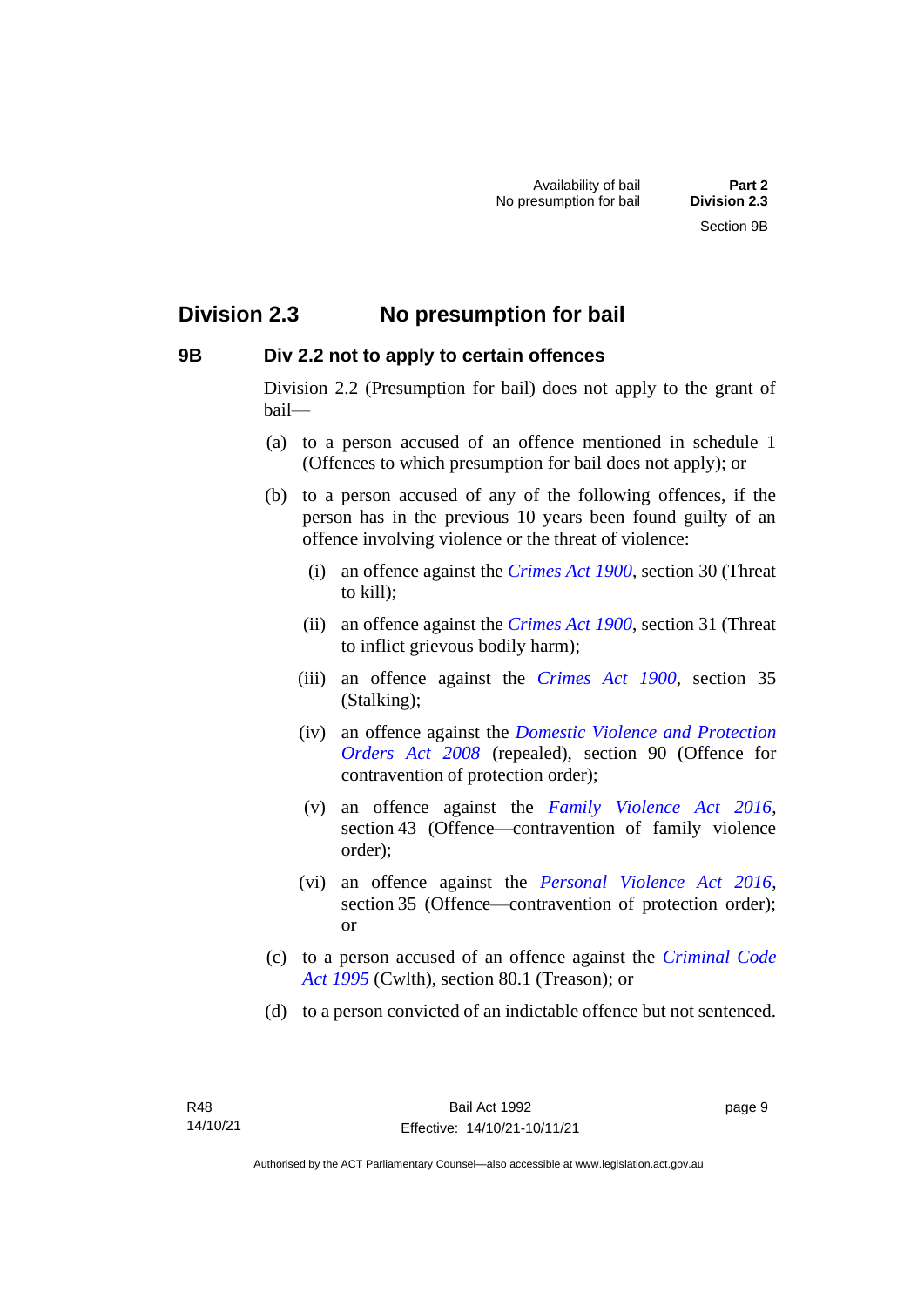## Division 2.3 No presumption for bail

### 9B Div 2.2 not to apply to certain offences

Division 2.2 (Presumption for bail) does not apply to the grant of bail—

(a) to a person accused of an offence mentioned in schedule 1 (Offences to which presumption for bail does not apply); or

(b) to a person accused of any of the following offences, if the person has in the previous 10 years been found guilty of an offence involving violence or the threat of violence:

  (i) an offence against the *Crimes Act 1900*, section 30 (Threat to kill);

  (ii) an offence against the *Crimes Act 1900*, section 31 (Threat to inflict grievous bodily harm);

  (iii) an offence against the *Crimes Act 1900*, section 35 (Stalking);

  (iv) an offence against the *Domestic Violence and Protection Orders Act 2008* (repealed), section 90 (Offence for contravention of protection order);

  (v) an offence against the *Family Violence Act 2016*, section 43 (Offence—contravention of family violence order);

  (vi) an offence against the *Personal Violence Act 2016*, section 35 (Offence—contravention of protection order); or

(c) to a person accused of an offence against the *Criminal Code Act 1995* (Cwlth), section 80.1 (Treason); or

(d) to a person convicted of an indictable offence but not sentenced.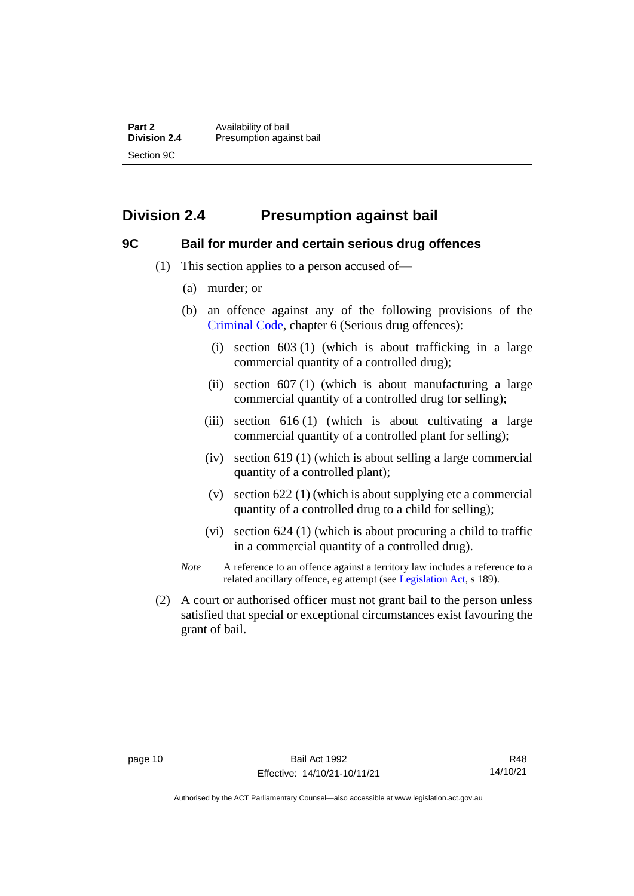## Division 2.4 Presumption against bail

### 9C Bail for murder and certain serious drug offences

(1) This section applies to a person accused of—

(a) murder; or

(b) an offence against any of the following provisions of the Criminal Code, chapter 6 (Serious drug offences):

(i) section 603 (1) (which is about trafficking in a large commercial quantity of a controlled drug);

(ii) section 607 (1) (which is about manufacturing a large commercial quantity of a controlled drug for selling);

(iii) section 616 (1) (which is about cultivating a large commercial quantity of a controlled plant for selling);

(iv) section 619 (1) (which is about selling a large commercial quantity of a controlled plant);

(v) section 622 (1) (which is about supplying etc a commercial quantity of a controlled drug to a child for selling);

(vi) section 624 (1) (which is about procuring a child to traffic in a commercial quantity of a controlled drug).

*Note* A reference to an offence against a territory law includes a reference to a related ancillary offence, eg attempt (see Legislation Act, s 189).

(2) A court or authorised officer must not grant bail to the person unless satisfied that special or exceptional circumstances exist favouring the grant of bail.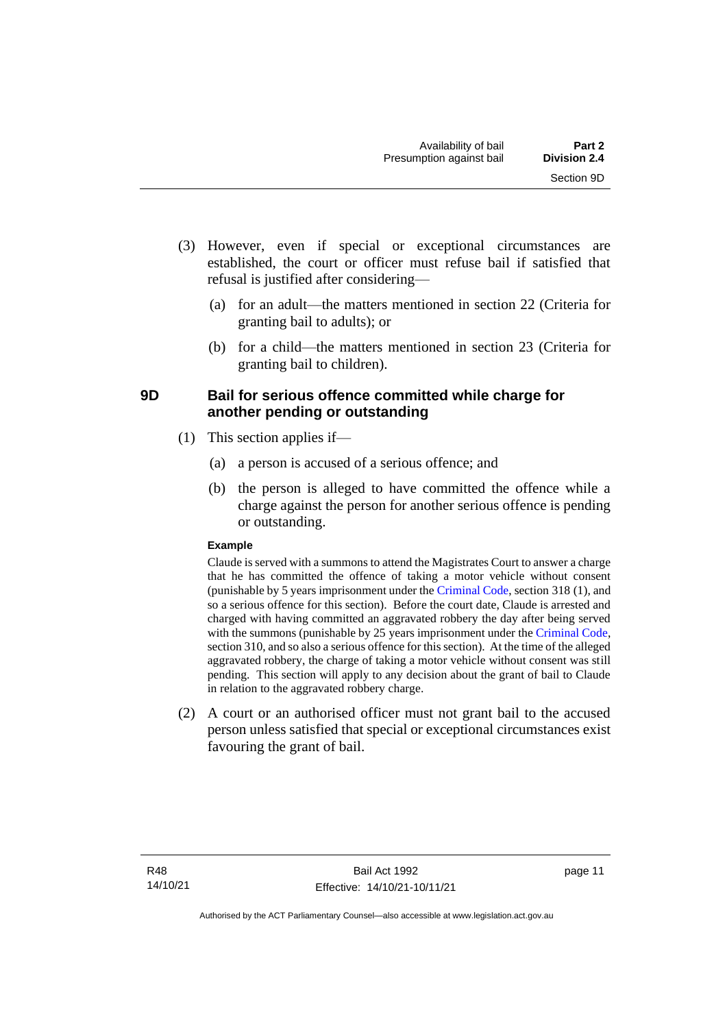(3) However, even if special or exceptional circumstances are established, the court or officer must refuse bail if satisfied that refusal is justified after considering—

(a) for an adult—the matters mentioned in section 22 (Criteria for granting bail to adults); or

(b) for a child—the matters mentioned in section 23 (Criteria for granting bail to children).

## 9D Bail for serious offence committed while charge for another pending or outstanding

(1) This section applies if—

(a) a person is accused of a serious offence; and

(b) the person is alleged to have committed the offence while a charge against the person for another serious offence is pending or outstanding.

**Example**

Claude is served with a summons to attend the Magistrates Court to answer a charge that he has committed the offence of taking a motor vehicle without consent (punishable by 5 years imprisonment under the Criminal Code, section 318 (1), and so a serious offence for this section). Before the court date, Claude is arrested and charged with having committed an aggravated robbery the day after being served with the summons (punishable by 25 years imprisonment under the Criminal Code, section 310, and so also a serious offence for this section). At the time of the alleged aggravated robbery, the charge of taking a motor vehicle without consent was still pending. This section will apply to any decision about the grant of bail to Claude in relation to the aggravated robbery charge.

(2) A court or an authorised officer must not grant bail to the accused person unless satisfied that special or exceptional circumstances exist favouring the grant of bail.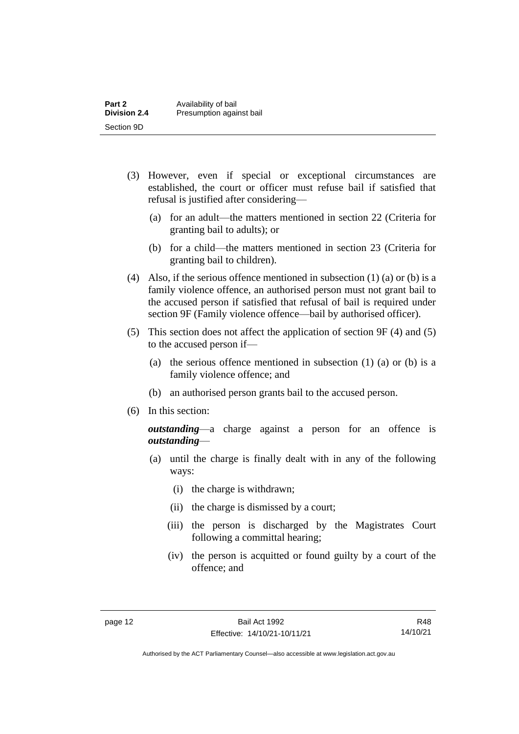(3) However, even if special or exceptional circumstances are established, the court or officer must refuse bail if satisfied that refusal is justified after considering—

(a) for an adult—the matters mentioned in section 22 (Criteria for granting bail to adults); or

(b) for a child—the matters mentioned in section 23 (Criteria for granting bail to children).

(4) Also, if the serious offence mentioned in subsection (1) (a) or (b) is a family violence offence, an authorised person must not grant bail to the accused person if satisfied that refusal of bail is required under section 9F (Family violence offence—bail by authorised officer).

(5) This section does not affect the application of section 9F (4) and (5) to the accused person if—

(a) the serious offence mentioned in subsection (1) (a) or (b) is a family violence offence; and

(b) an authorised person grants bail to the accused person.

(6) In this section:

***outstanding***—a charge against a person for an offence is ***outstanding***—

(a) until the charge is finally dealt with in any of the following ways:

(i) the charge is withdrawn;

(ii) the charge is dismissed by a court;

(iii) the person is discharged by the Magistrates Court following a committal hearing;

(iv) the person is acquitted or found guilty by a court of the offence; and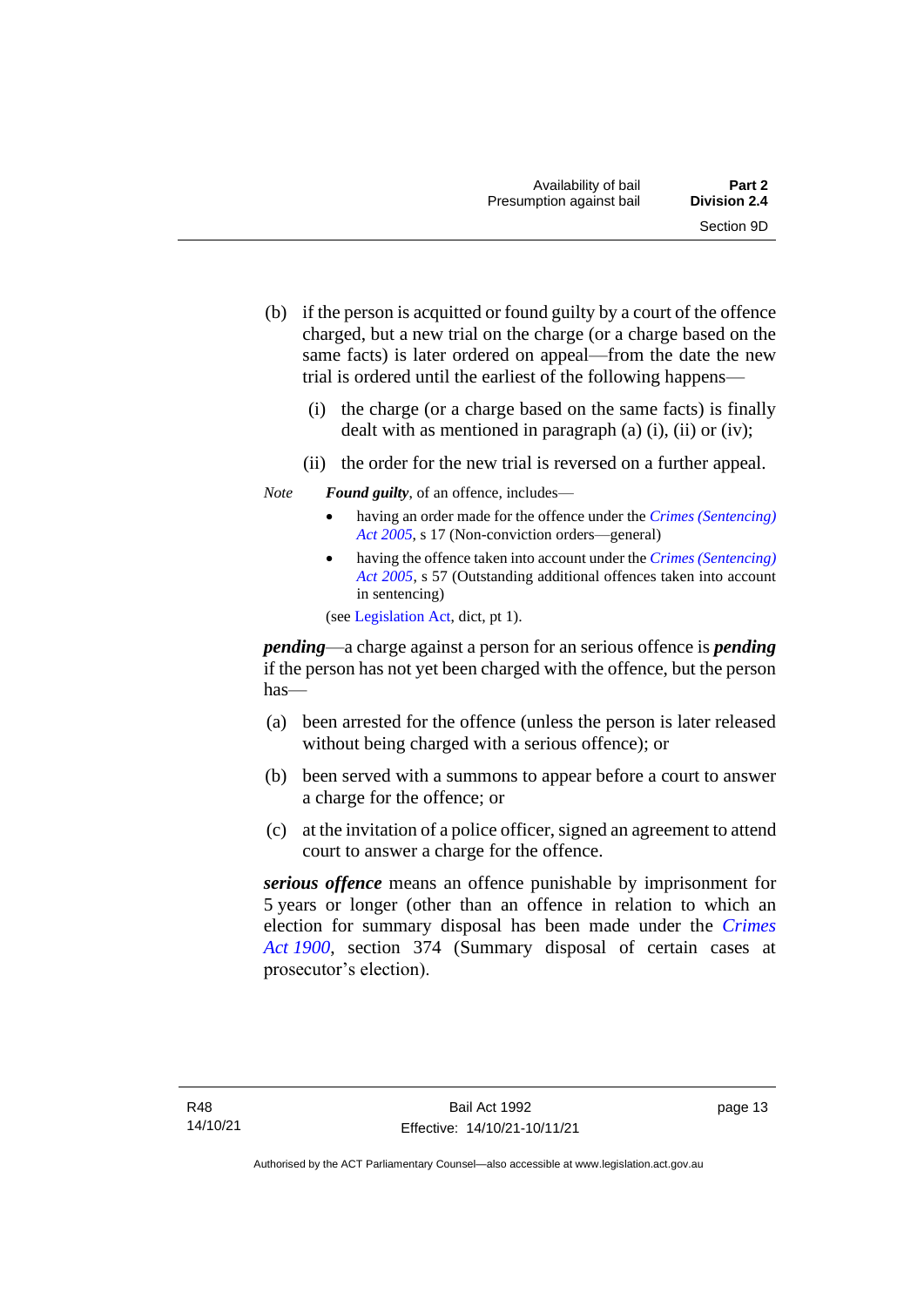(b) if the person is acquitted or found guilty by a court of the offence charged, but a new trial on the charge (or a charge based on the same facts) is later ordered on appeal—from the date the new trial is ordered until the earliest of the following happens—

(i) the charge (or a charge based on the same facts) is finally dealt with as mentioned in paragraph (a) (i), (ii) or (iv);

(ii) the order for the new trial is reversed on a further appeal.

*Note* ***Found guilty***, of an offence, includes—

- having an order made for the offence under the *Crimes (Sentencing) Act 2005*, s 17 (Non-conviction orders—general)
- having the offence taken into account under the *Crimes (Sentencing) Act 2005*, s 57 (Outstanding additional offences taken into account in sentencing)

(see Legislation Act, dict, pt 1).

***pending***—a charge against a person for an serious offence is ***pending*** if the person has not yet been charged with the offence, but the person has—

(a) been arrested for the offence (unless the person is later released without being charged with a serious offence); or

(b) been served with a summons to appear before a court to answer a charge for the offence; or

(c) at the invitation of a police officer, signed an agreement to attend court to answer a charge for the offence.

***serious offence*** means an offence punishable by imprisonment for 5 years or longer (other than an offence in relation to which an election for summary disposal has been made under the *Crimes Act 1900*, section 374 (Summary disposal of certain cases at prosecutor's election).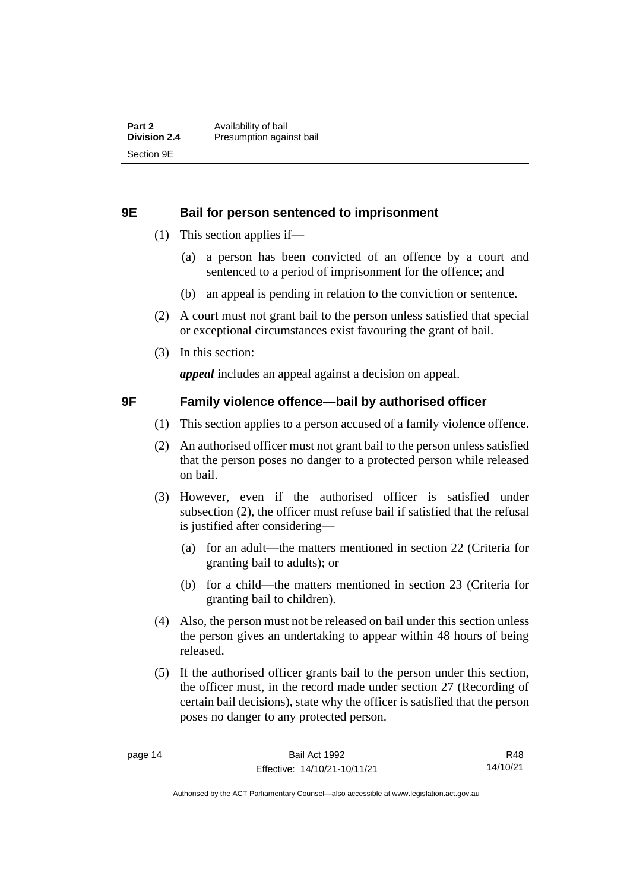## 9E Bail for person sentenced to imprisonment

(1) This section applies if—

(a) a person has been convicted of an offence by a court and sentenced to a period of imprisonment for the offence; and

(b) an appeal is pending in relation to the conviction or sentence.

(2) A court must not grant bail to the person unless satisfied that special or exceptional circumstances exist favouring the grant of bail.

(3) In this section:

***appeal*** includes an appeal against a decision on appeal.

## 9F Family violence offence—bail by authorised officer

(1) This section applies to a person accused of a family violence offence.

(2) An authorised officer must not grant bail to the person unless satisfied that the person poses no danger to a protected person while released on bail.

(3) However, even if the authorised officer is satisfied under subsection (2), the officer must refuse bail if satisfied that the refusal is justified after considering—

(a) for an adult—the matters mentioned in section 22 (Criteria for granting bail to adults); or

(b) for a child—the matters mentioned in section 23 (Criteria for granting bail to children).

(4) Also, the person must not be released on bail under this section unless the person gives an undertaking to appear within 48 hours of being released.

(5) If the authorised officer grants bail to the person under this section, the officer must, in the record made under section 27 (Recording of certain bail decisions), state why the officer is satisfied that the person poses no danger to any protected person.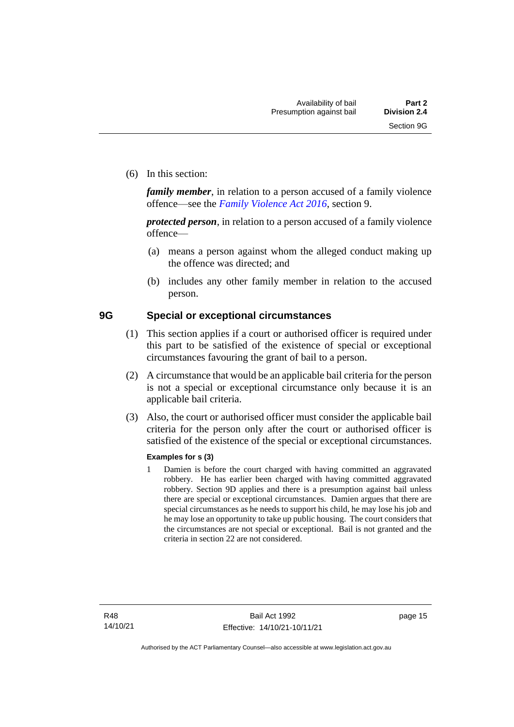(6) In this section:

***family member***, in relation to a person accused of a family violence offence—see the *Family Violence Act 2016*, section 9.

***protected person***, in relation to a person accused of a family violence offence—

(a) means a person against whom the alleged conduct making up the offence was directed; and

(b) includes any other family member in relation to the accused person.

## 9G Special or exceptional circumstances

(1) This section applies if a court or authorised officer is required under this part to be satisfied of the existence of special or exceptional circumstances favouring the grant of bail to a person.

(2) A circumstance that would be an applicable bail criteria for the person is not a special or exceptional circumstance only because it is an applicable bail criteria.

(3) Also, the court or authorised officer must consider the applicable bail criteria for the person only after the court or authorised officer is satisfied of the existence of the special or exceptional circumstances.

**Examples for s (3)**

1 Damien is before the court charged with having committed an aggravated robbery. He has earlier been charged with having committed aggravated robbery. Section 9D applies and there is a presumption against bail unless there are special or exceptional circumstances. Damien argues that there are special circumstances as he needs to support his child, he may lose his job and he may lose an opportunity to take up public housing. The court considers that the circumstances are not special or exceptional. Bail is not granted and the criteria in section 22 are not considered.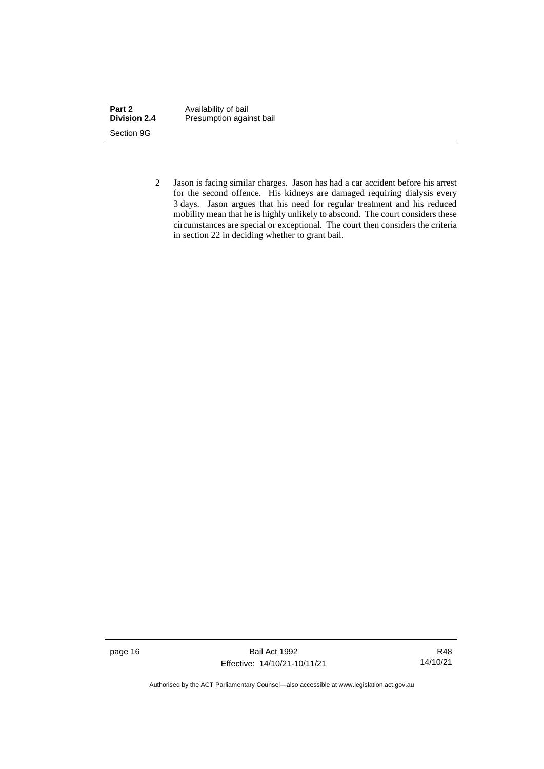2 Jason is facing similar charges. Jason has had a car accident before his arrest for the second offence. His kidneys are damaged requiring dialysis every 3 days. Jason argues that his need for regular treatment and his reduced mobility mean that he is highly unlikely to abscond. The court considers these circumstances are special or exceptional. The court then considers the criteria in section 22 in deciding whether to grant bail.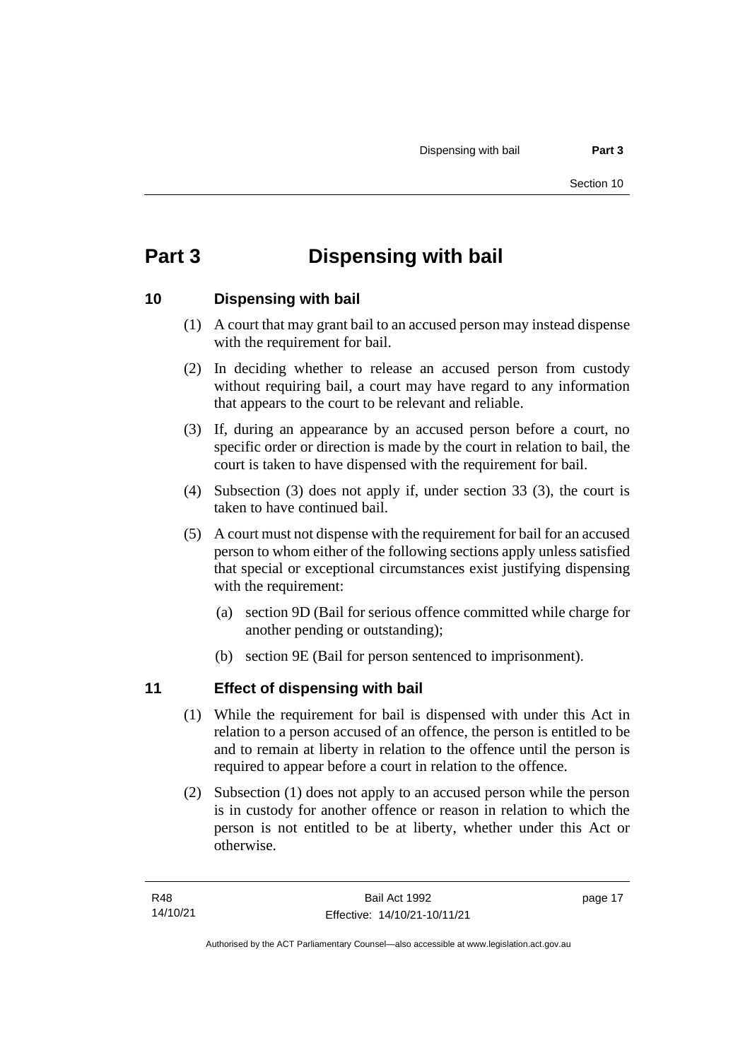# Part 3 Dispensing with bail

## 10 Dispensing with bail

(1) A court that may grant bail to an accused person may instead dispense with the requirement for bail.

(2) In deciding whether to release an accused person from custody without requiring bail, a court may have regard to any information that appears to the court to be relevant and reliable.

(3) If, during an appearance by an accused person before a court, no specific order or direction is made by the court in relation to bail, the court is taken to have dispensed with the requirement for bail.

(4) Subsection (3) does not apply if, under section 33 (3), the court is taken to have continued bail.

(5) A court must not dispense with the requirement for bail for an accused person to whom either of the following sections apply unless satisfied that special or exceptional circumstances exist justifying dispensing with the requirement:

(a) section 9D (Bail for serious offence committed while charge for another pending or outstanding);

(b) section 9E (Bail for person sentenced to imprisonment).

## 11 Effect of dispensing with bail

(1) While the requirement for bail is dispensed with under this Act in relation to a person accused of an offence, the person is entitled to be and to remain at liberty in relation to the offence until the person is required to appear before a court in relation to the offence.

(2) Subsection (1) does not apply to an accused person while the person is in custody for another offence or reason in relation to which the person is not entitled to be at liberty, whether under this Act or otherwise.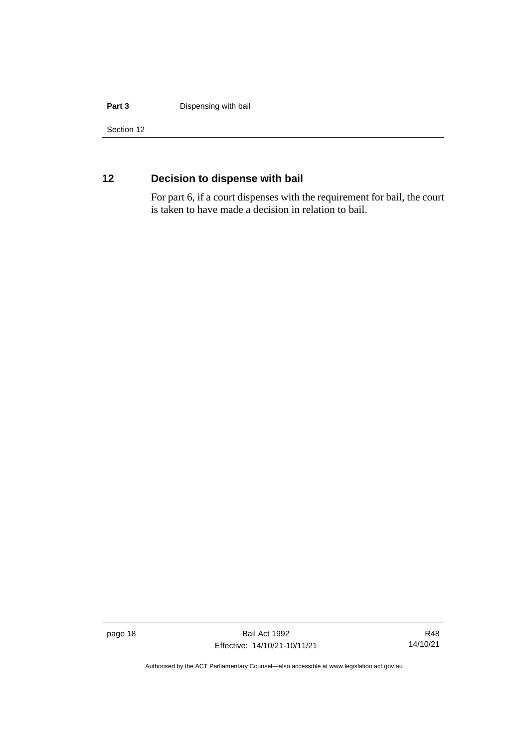## 12 Decision to dispense with bail

For part 6, if a court dispenses with the requirement for bail, the court is taken to have made a decision in relation to bail.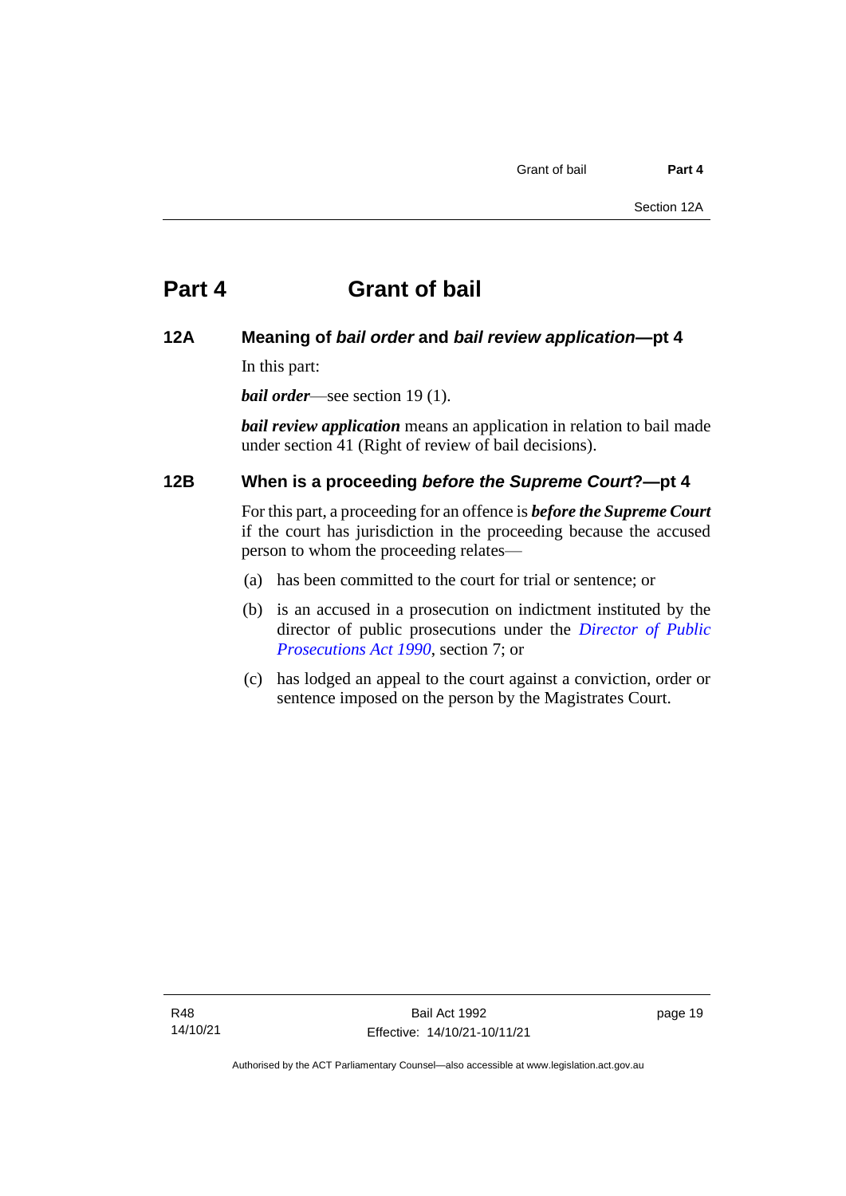# Part 4 Grant of bail

## 12A Meaning of *bail order* and *bail review application*—pt 4

In this part:

***bail order***—see section 19 (1).

***bail review application*** means an application in relation to bail made under section 41 (Right of review of bail decisions).

## 12B When is a proceeding *before the Supreme Court*?—pt 4

For this part, a proceeding for an offence is ***before the Supreme Court*** if the court has jurisdiction in the proceeding because the accused person to whom the proceeding relates—

(a) has been committed to the court for trial or sentence; or

(b) is an accused in a prosecution on indictment instituted by the director of public prosecutions under the *Director of Public Prosecutions Act 1990*, section 7; or

(c) has lodged an appeal to the court against a conviction, order or sentence imposed on the person by the Magistrates Court.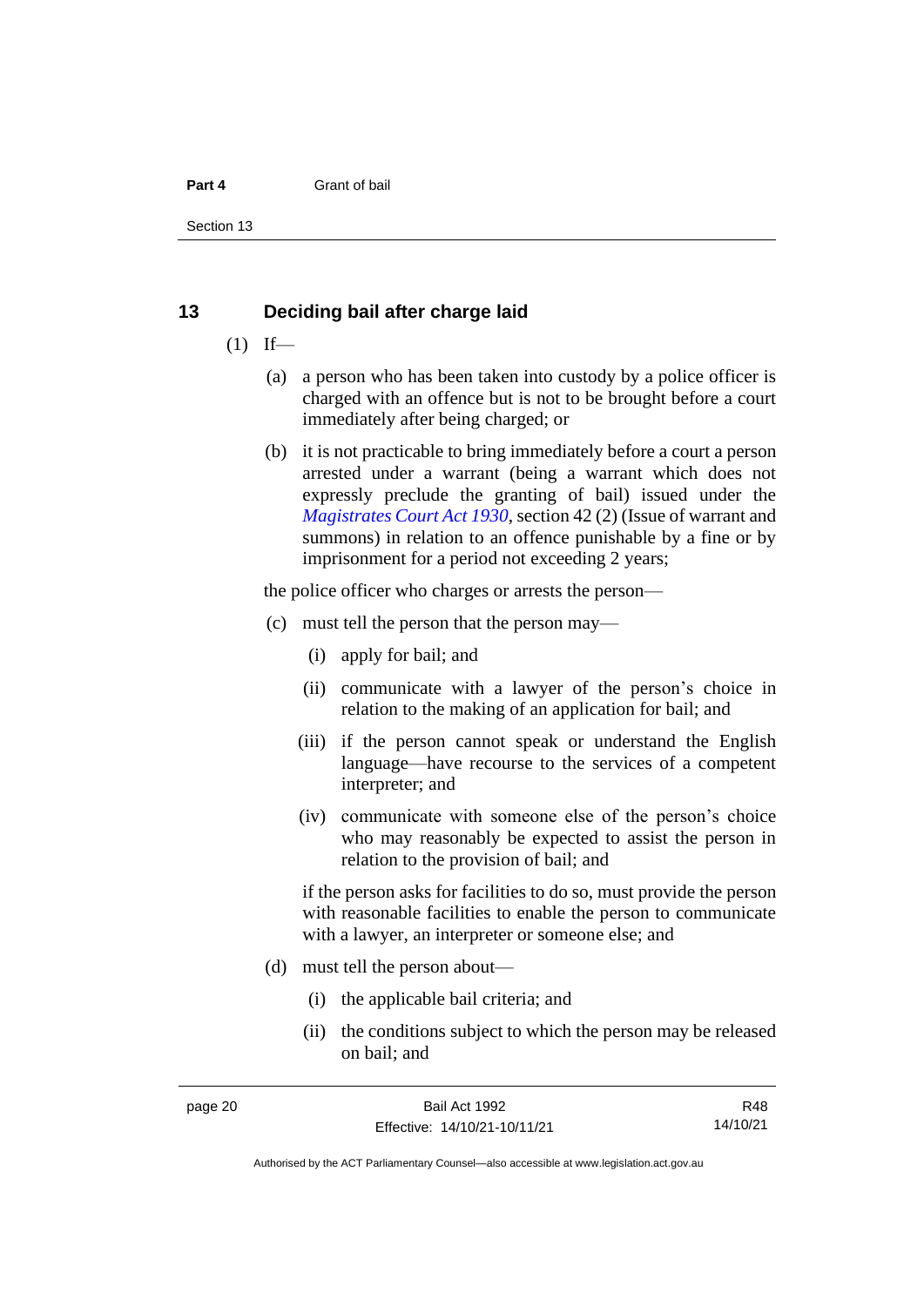## 13 Deciding bail after charge laid

(1) If—

(a) a person who has been taken into custody by a police officer is charged with an offence but is not to be brought before a court immediately after being charged; or

(b) it is not practicable to bring immediately before a court a person arrested under a warrant (being a warrant which does not expressly preclude the granting of bail) issued under the *Magistrates Court Act 1930*, section 42 (2) (Issue of warrant and summons) in relation to an offence punishable by a fine or by imprisonment for a period not exceeding 2 years;

the police officer who charges or arrests the person—

(c) must tell the person that the person may—

(i) apply for bail; and

(ii) communicate with a lawyer of the person's choice in relation to the making of an application for bail; and

(iii) if the person cannot speak or understand the English language—have recourse to the services of a competent interpreter; and

(iv) communicate with someone else of the person's choice who may reasonably be expected to assist the person in relation to the provision of bail; and

if the person asks for facilities to do so, must provide the person with reasonable facilities to enable the person to communicate with a lawyer, an interpreter or someone else; and

(d) must tell the person about—

(i) the applicable bail criteria; and

(ii) the conditions subject to which the person may be released on bail; and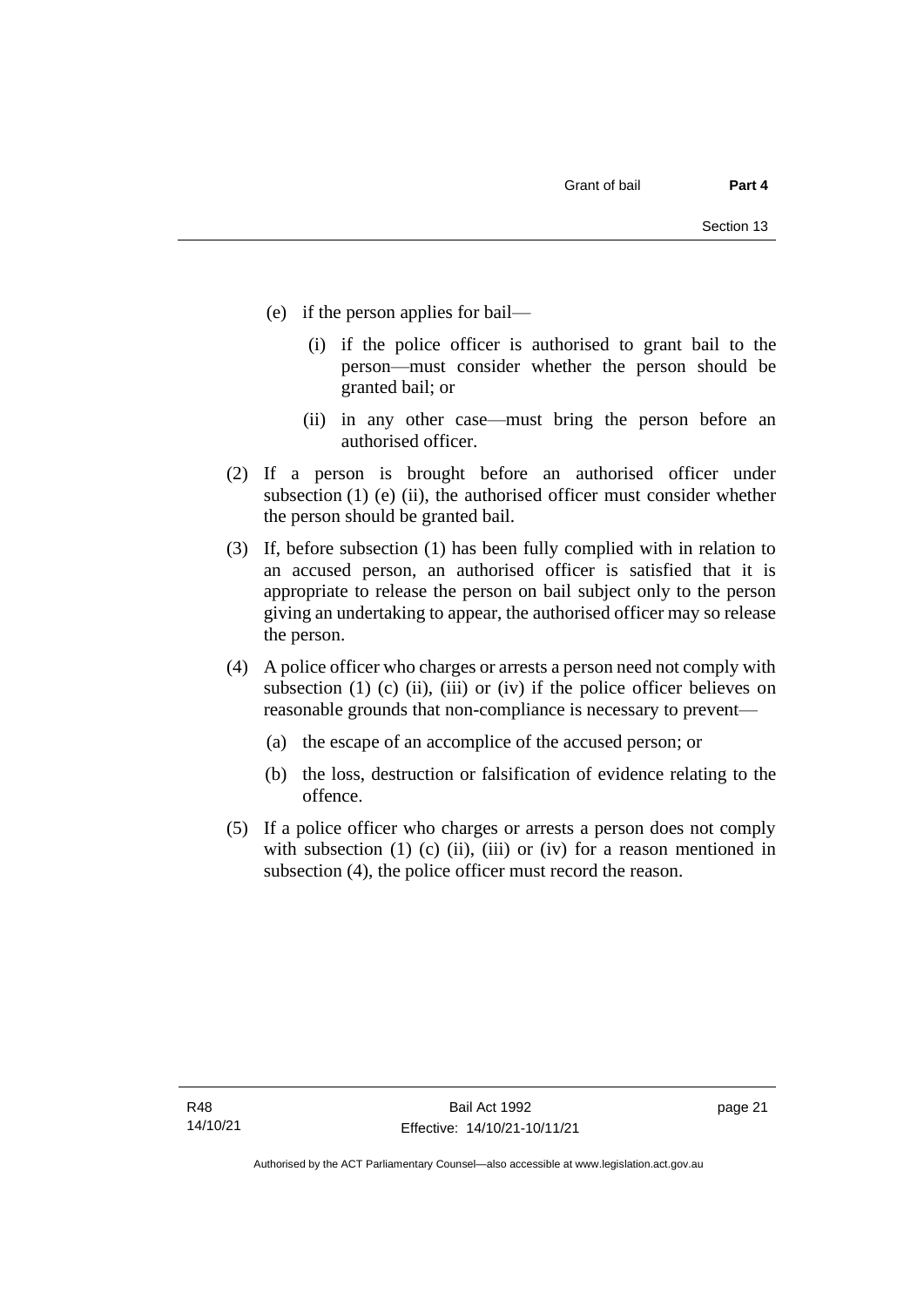(e) if the person applies for bail—

  (i) if the police officer is authorised to grant bail to the person—must consider whether the person should be granted bail; or

  (ii) in any other case—must bring the person before an authorised officer.

(2) If a person is brought before an authorised officer under subsection (1) (e) (ii), the authorised officer must consider whether the person should be granted bail.

(3) If, before subsection (1) has been fully complied with in relation to an accused person, an authorised officer is satisfied that it is appropriate to release the person on bail subject only to the person giving an undertaking to appear, the authorised officer may so release the person.

(4) A police officer who charges or arrests a person need not comply with subsection (1) (c) (ii), (iii) or (iv) if the police officer believes on reasonable grounds that non-compliance is necessary to prevent—

  (a) the escape of an accomplice of the accused person; or

  (b) the loss, destruction or falsification of evidence relating to the offence.

(5) If a police officer who charges or arrests a person does not comply with subsection (1) (c) (ii), (iii) or (iv) for a reason mentioned in subsection (4), the police officer must record the reason.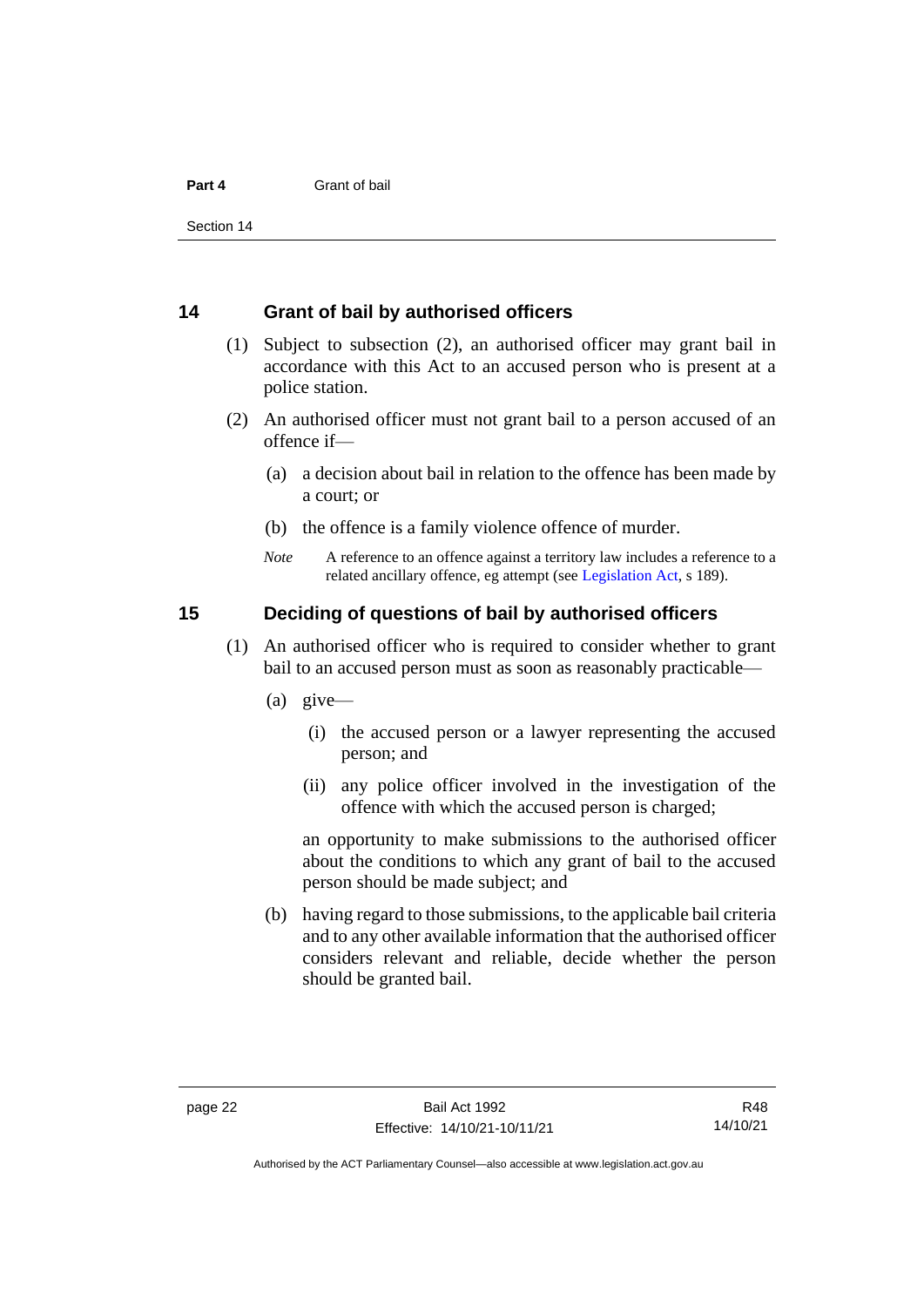## 14 Grant of bail by authorised officers

(1) Subject to subsection (2), an authorised officer may grant bail in accordance with this Act to an accused person who is present at a police station.

(2) An authorised officer must not grant bail to a person accused of an offence if—

(a) a decision about bail in relation to the offence has been made by a court; or

(b) the offence is a family violence offence of murder.

*Note* A reference to an offence against a territory law includes a reference to a related ancillary offence, eg attempt (see Legislation Act, s 189).

## 15 Deciding of questions of bail by authorised officers

(1) An authorised officer who is required to consider whether to grant bail to an accused person must as soon as reasonably practicable—

(a) give—

(i) the accused person or a lawyer representing the accused person; and

(ii) any police officer involved in the investigation of the offence with which the accused person is charged;

an opportunity to make submissions to the authorised officer about the conditions to which any grant of bail to the accused person should be made subject; and

(b) having regard to those submissions, to the applicable bail criteria and to any other available information that the authorised officer considers relevant and reliable, decide whether the person should be granted bail.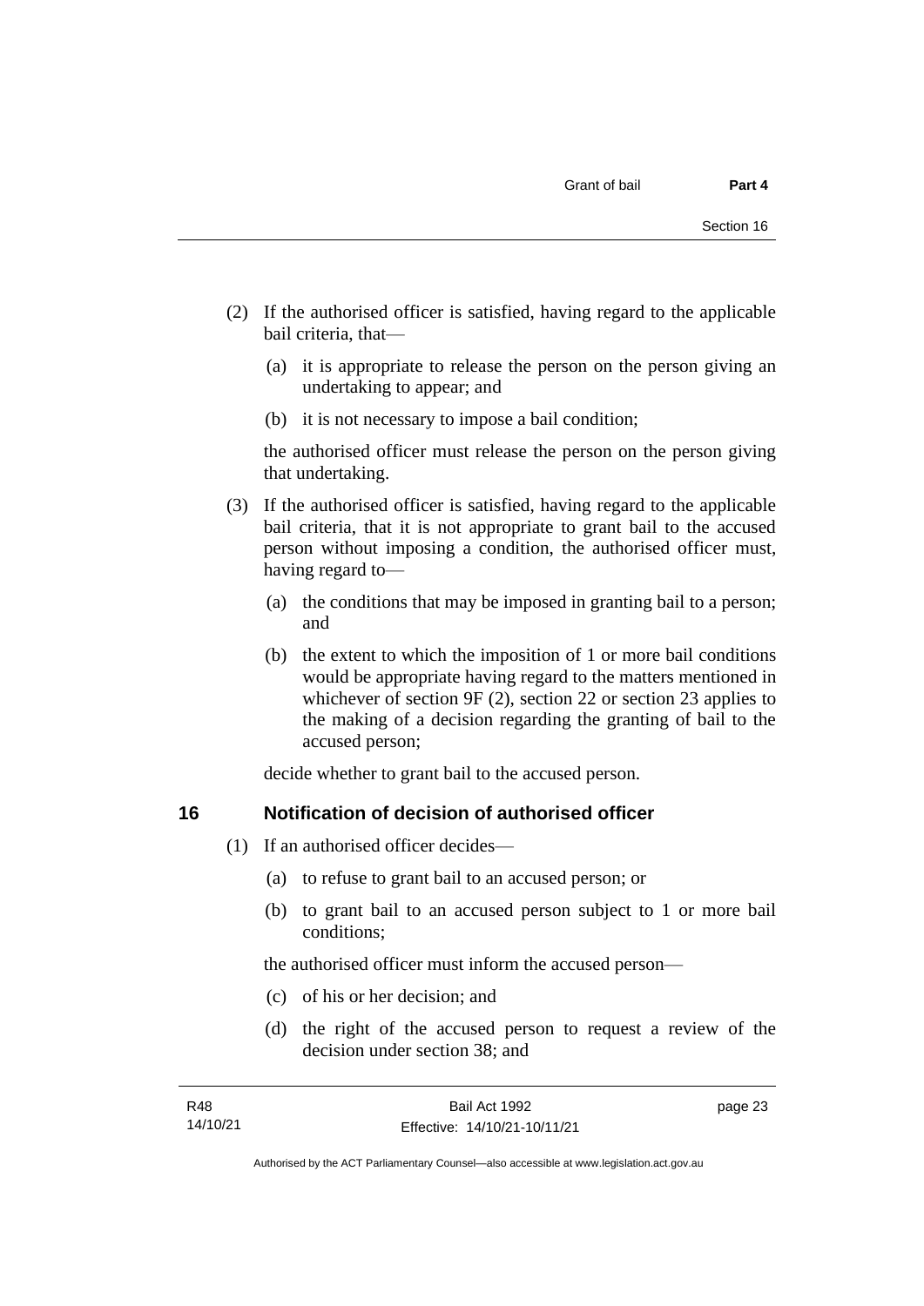(2) If the authorised officer is satisfied, having regard to the applicable bail criteria, that—

(a) it is appropriate to release the person on the person giving an undertaking to appear; and

(b) it is not necessary to impose a bail condition;

the authorised officer must release the person on the person giving that undertaking.

(3) If the authorised officer is satisfied, having regard to the applicable bail criteria, that it is not appropriate to grant bail to the accused person without imposing a condition, the authorised officer must, having regard to—

(a) the conditions that may be imposed in granting bail to a person; and

(b) the extent to which the imposition of 1 or more bail conditions would be appropriate having regard to the matters mentioned in whichever of section 9F (2), section 22 or section 23 applies to the making of a decision regarding the granting of bail to the accused person;

decide whether to grant bail to the accused person.

## 16 Notification of decision of authorised officer

(1) If an authorised officer decides—

(a) to refuse to grant bail to an accused person; or

(b) to grant bail to an accused person subject to 1 or more bail conditions;

the authorised officer must inform the accused person—

(c) of his or her decision; and

(d) the right of the accused person to request a review of the decision under section 38; and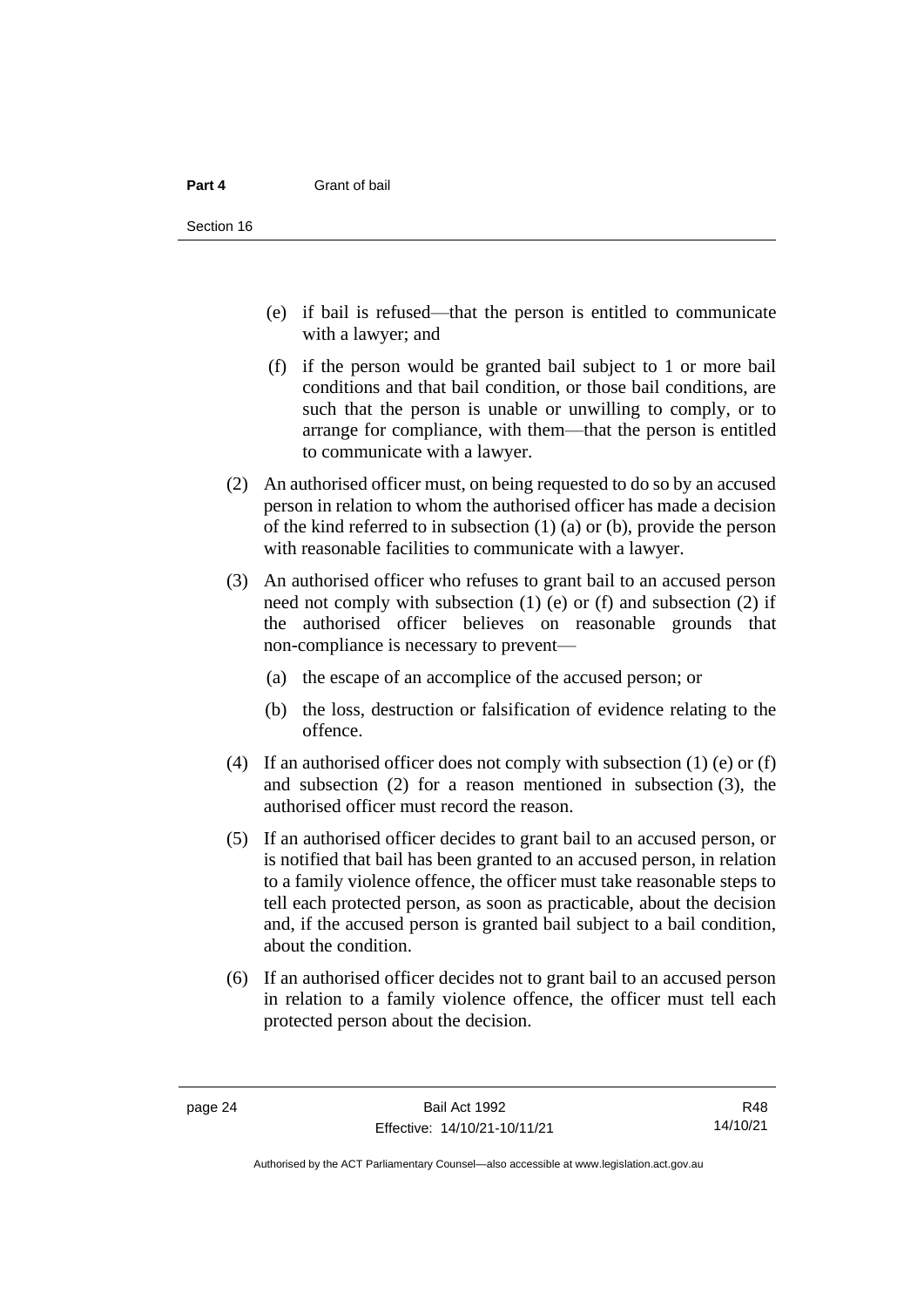(e) if bail is refused—that the person is entitled to communicate with a lawyer; and

(f) if the person would be granted bail subject to 1 or more bail conditions and that bail condition, or those bail conditions, are such that the person is unable or unwilling to comply, or to arrange for compliance, with them—that the person is entitled to communicate with a lawyer.

(2) An authorised officer must, on being requested to do so by an accused person in relation to whom the authorised officer has made a decision of the kind referred to in subsection (1) (a) or (b), provide the person with reasonable facilities to communicate with a lawyer.

(3) An authorised officer who refuses to grant bail to an accused person need not comply with subsection (1) (e) or (f) and subsection (2) if the authorised officer believes on reasonable grounds that non-compliance is necessary to prevent—

(a) the escape of an accomplice of the accused person; or

(b) the loss, destruction or falsification of evidence relating to the offence.

(4) If an authorised officer does not comply with subsection (1) (e) or (f) and subsection (2) for a reason mentioned in subsection (3), the authorised officer must record the reason.

(5) If an authorised officer decides to grant bail to an accused person, or is notified that bail has been granted to an accused person, in relation to a family violence offence, the officer must take reasonable steps to tell each protected person, as soon as practicable, about the decision and, if the accused person is granted bail subject to a bail condition, about the condition.

(6) If an authorised officer decides not to grant bail to an accused person in relation to a family violence offence, the officer must tell each protected person about the decision.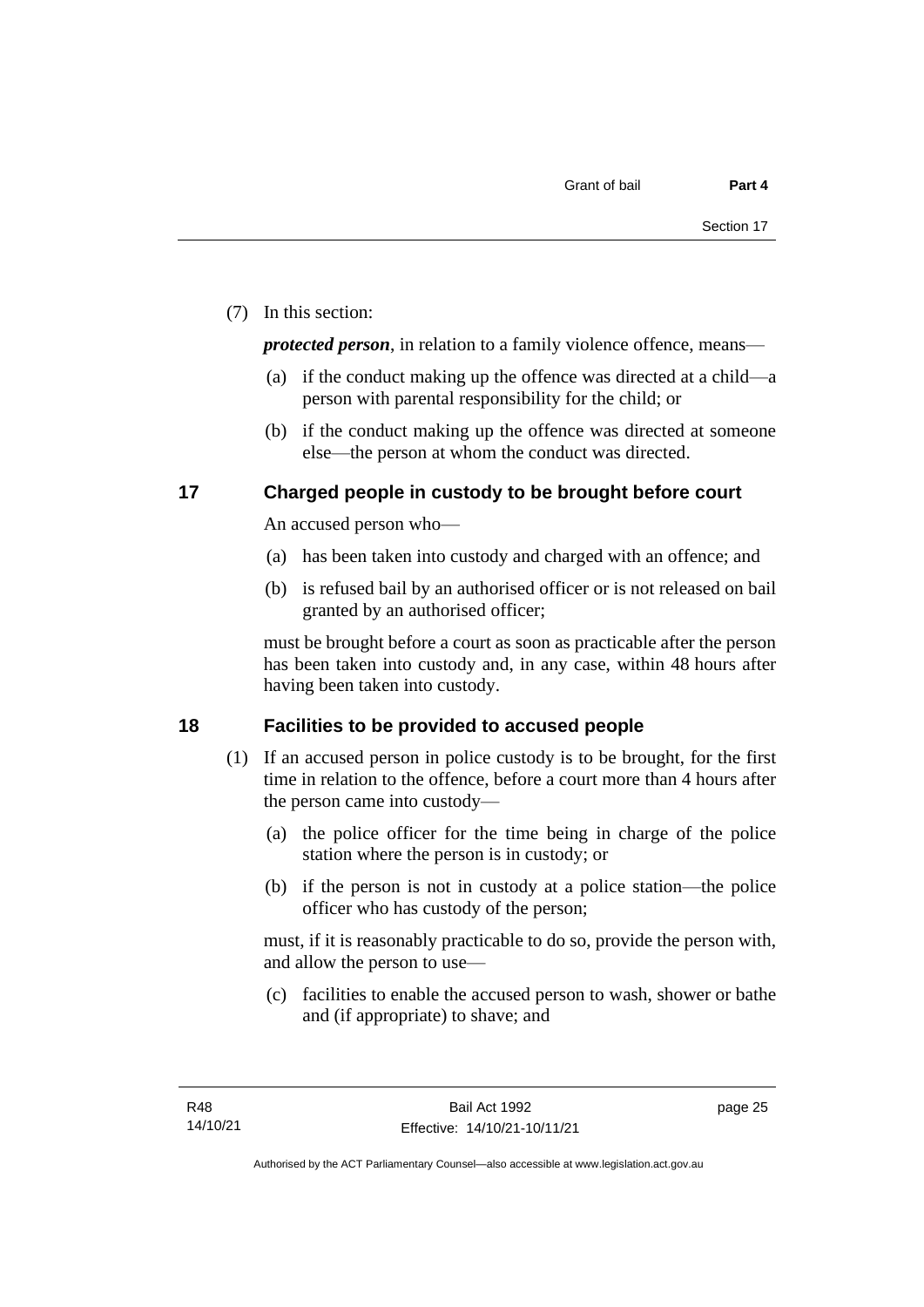(7) In this section:

***protected person***, in relation to a family violence offence, means—

(a) if the conduct making up the offence was directed at a child—a person with parental responsibility for the child; or

(b) if the conduct making up the offence was directed at someone else—the person at whom the conduct was directed.

## 17 Charged people in custody to be brought before court

An accused person who—

(a) has been taken into custody and charged with an offence; and

(b) is refused bail by an authorised officer or is not released on bail granted by an authorised officer;

must be brought before a court as soon as practicable after the person has been taken into custody and, in any case, within 48 hours after having been taken into custody.

## 18 Facilities to be provided to accused people

(1) If an accused person in police custody is to be brought, for the first time in relation to the offence, before a court more than 4 hours after the person came into custody—

(a) the police officer for the time being in charge of the police station where the person is in custody; or

(b) if the person is not in custody at a police station—the police officer who has custody of the person;

must, if it is reasonably practicable to do so, provide the person with, and allow the person to use—

(c) facilities to enable the accused person to wash, shower or bathe and (if appropriate) to shave; and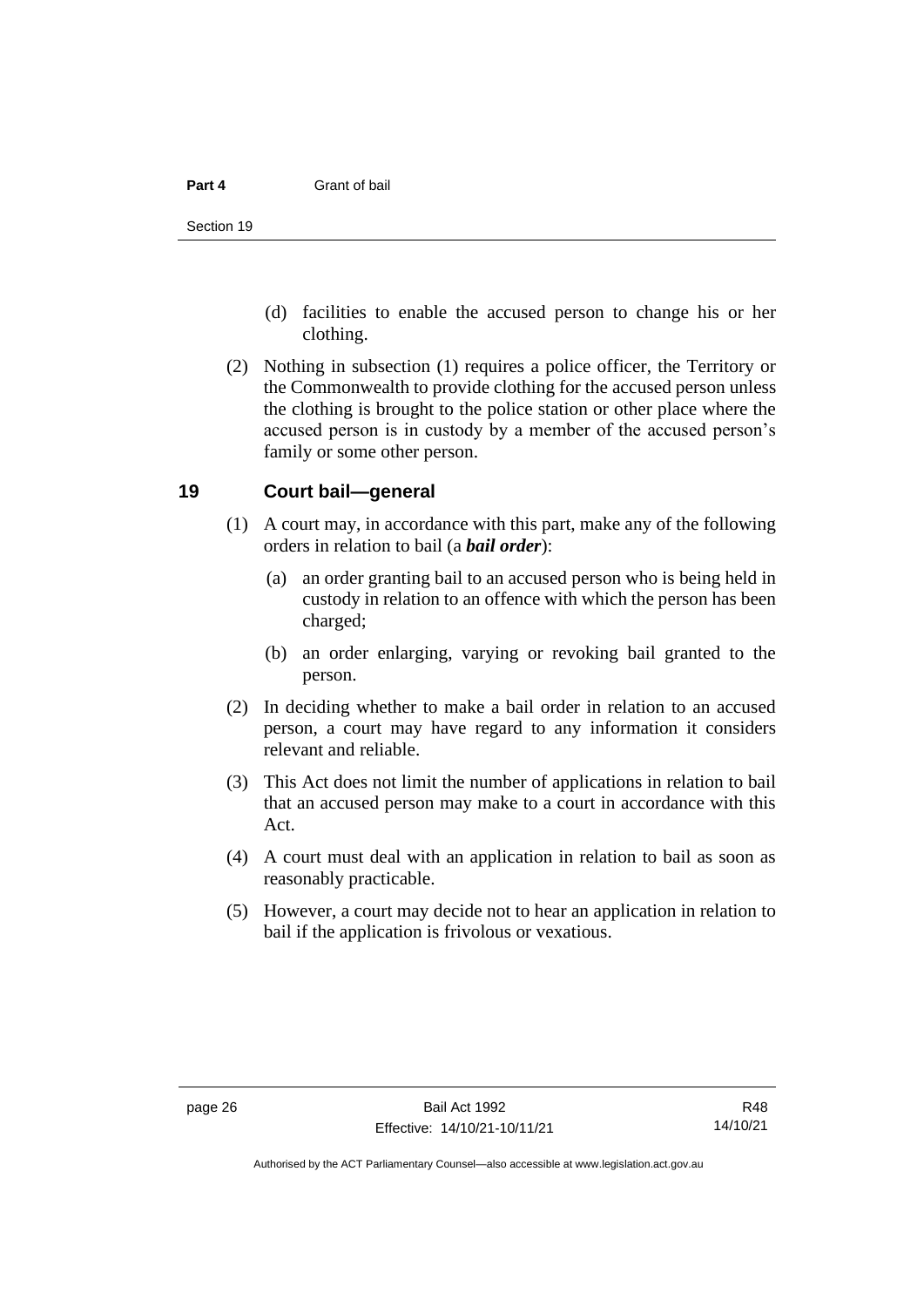(d) facilities to enable the accused person to change his or her clothing.

(2) Nothing in subsection (1) requires a police officer, the Territory or the Commonwealth to provide clothing for the accused person unless the clothing is brought to the police station or other place where the accused person is in custody by a member of the accused person's family or some other person.

## 19 Court bail—general

(1) A court may, in accordance with this part, make any of the following orders in relation to bail (a ***bail order***):

(a) an order granting bail to an accused person who is being held in custody in relation to an offence with which the person has been charged;

(b) an order enlarging, varying or revoking bail granted to the person.

(2) In deciding whether to make a bail order in relation to an accused person, a court may have regard to any information it considers relevant and reliable.

(3) This Act does not limit the number of applications in relation to bail that an accused person may make to a court in accordance with this Act.

(4) A court must deal with an application in relation to bail as soon as reasonably practicable.

(5) However, a court may decide not to hear an application in relation to bail if the application is frivolous or vexatious.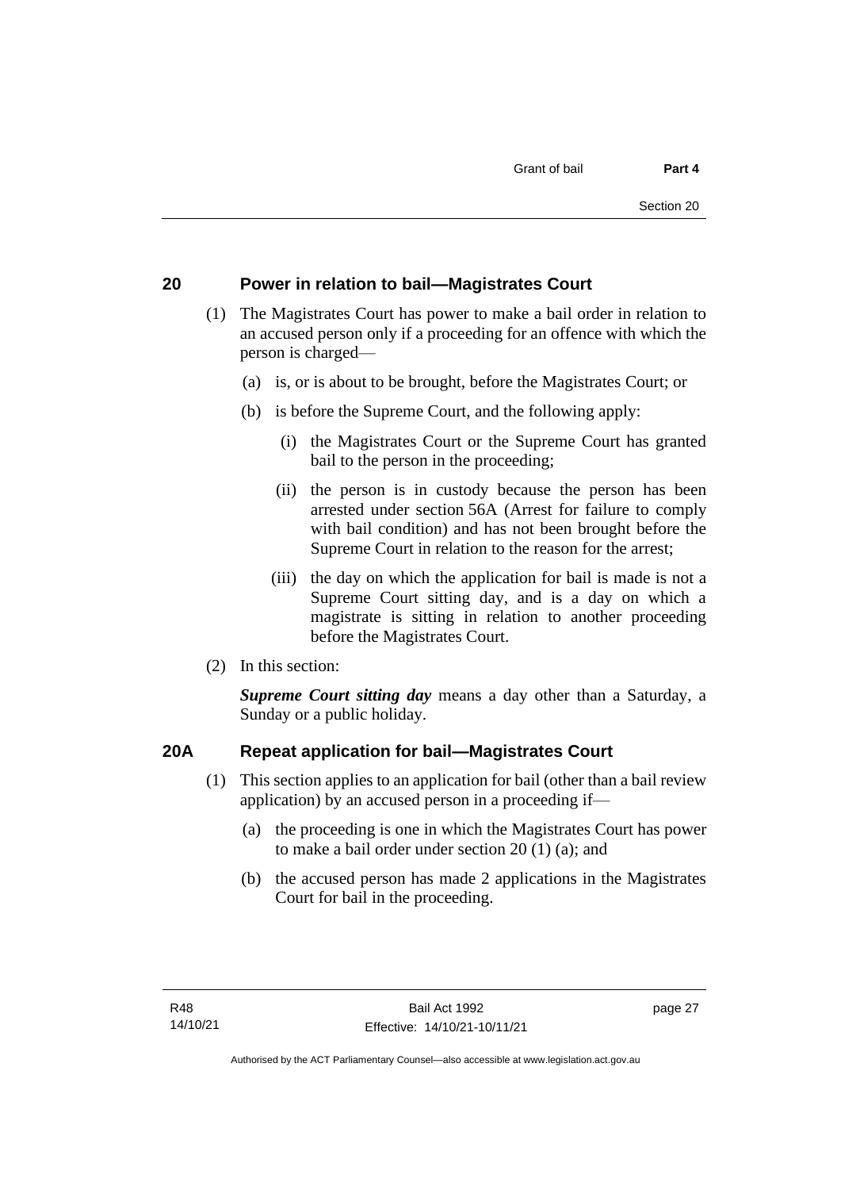## 20 Power in relation to bail—Magistrates Court

(1) The Magistrates Court has power to make a bail order in relation to an accused person only if a proceeding for an offence with which the person is charged—

(a) is, or is about to be brought, before the Magistrates Court; or

(b) is before the Supreme Court, and the following apply:

(i) the Magistrates Court or the Supreme Court has granted bail to the person in the proceeding;

(ii) the person is in custody because the person has been arrested under section 56A (Arrest for failure to comply with bail condition) and has not been brought before the Supreme Court in relation to the reason for the arrest;

(iii) the day on which the application for bail is made is not a Supreme Court sitting day, and is a day on which a magistrate is sitting in relation to another proceeding before the Magistrates Court.

(2) In this section:

***Supreme Court sitting day*** means a day other than a Saturday, a Sunday or a public holiday.

## 20A Repeat application for bail—Magistrates Court

(1) This section applies to an application for bail (other than a bail review application) by an accused person in a proceeding if—

(a) the proceeding is one in which the Magistrates Court has power to make a bail order under section 20 (1) (a); and

(b) the accused person has made 2 applications in the Magistrates Court for bail in the proceeding.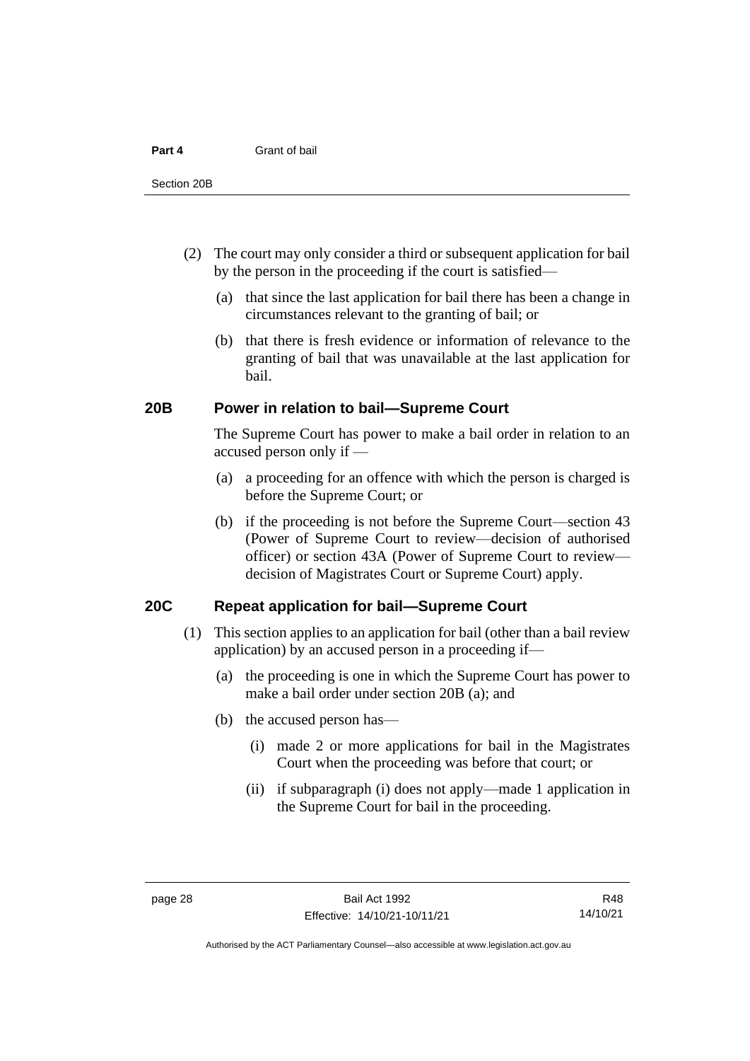(2) The court may only consider a third or subsequent application for bail by the person in the proceeding if the court is satisfied—

(a) that since the last application for bail there has been a change in circumstances relevant to the granting of bail; or

(b) that there is fresh evidence or information of relevance to the granting of bail that was unavailable at the last application for bail.

## 20B Power in relation to bail—Supreme Court

The Supreme Court has power to make a bail order in relation to an accused person only if —

(a) a proceeding for an offence with which the person is charged is before the Supreme Court; or

(b) if the proceeding is not before the Supreme Court—section 43 (Power of Supreme Court to review—decision of authorised officer) or section 43A (Power of Supreme Court to review—decision of Magistrates Court or Supreme Court) apply.

## 20C Repeat application for bail—Supreme Court

(1) This section applies to an application for bail (other than a bail review application) by an accused person in a proceeding if—

(a) the proceeding is one in which the Supreme Court has power to make a bail order under section 20B (a); and

(b) the accused person has—

(i) made 2 or more applications for bail in the Magistrates Court when the proceeding was before that court; or

(ii) if subparagraph (i) does not apply—made 1 application in the Supreme Court for bail in the proceeding.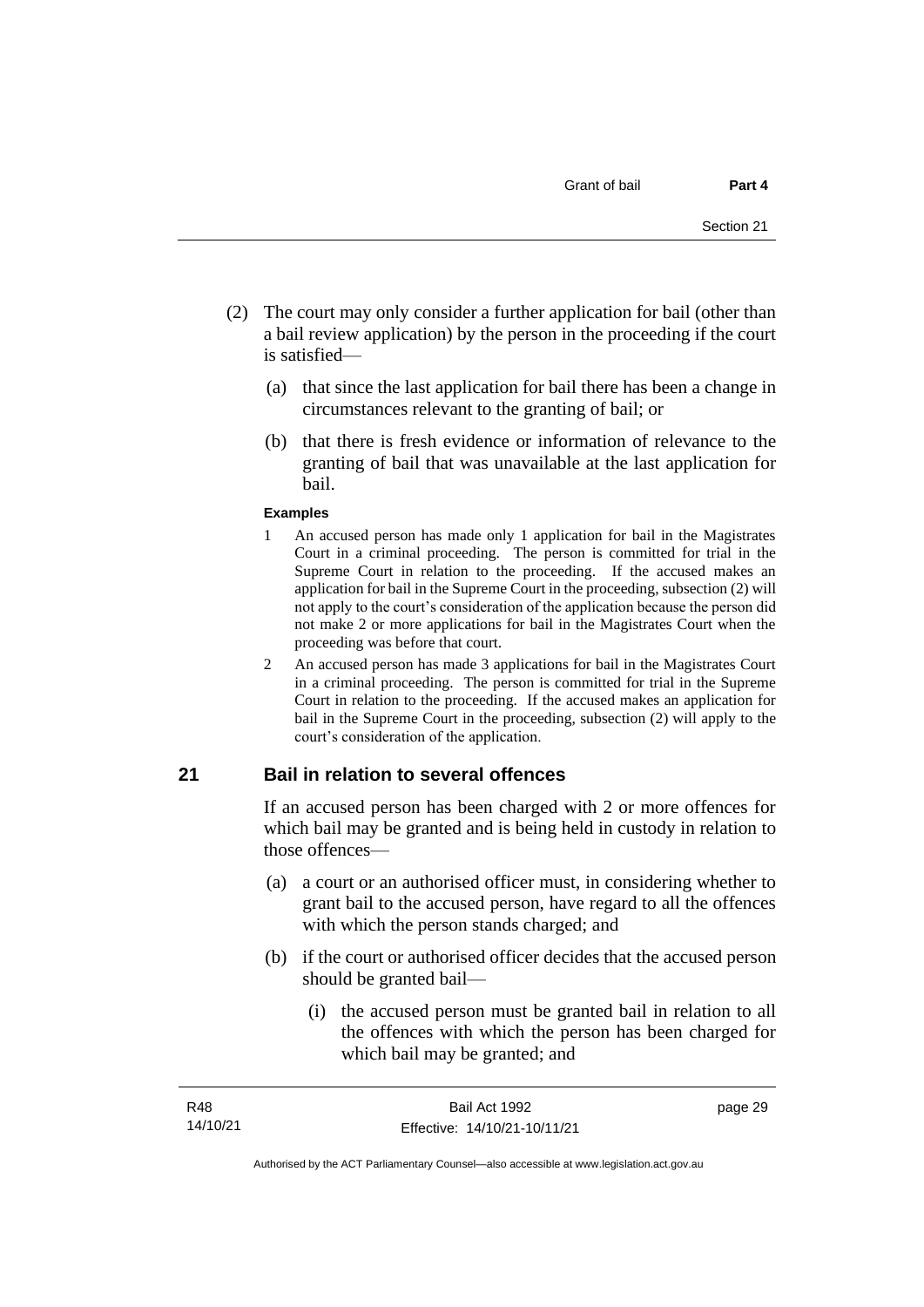(2) The court may only consider a further application for bail (other than a bail review application) by the person in the proceeding if the court is satisfied—

   (a) that since the last application for bail there has been a change in circumstances relevant to the granting of bail; or

   (b) that there is fresh evidence or information of relevance to the granting of bail that was unavailable at the last application for bail.

**Examples**

1 An accused person has made only 1 application for bail in the Magistrates Court in a criminal proceeding. The person is committed for trial in the Supreme Court in relation to the proceeding. If the accused makes an application for bail in the Supreme Court in the proceeding, subsection (2) will not apply to the court's consideration of the application because the person did not make 2 or more applications for bail in the Magistrates Court when the proceeding was before that court.

2 An accused person has made 3 applications for bail in the Magistrates Court in a criminal proceeding. The person is committed for trial in the Supreme Court in relation to the proceeding. If the accused makes an application for bail in the Supreme Court in the proceeding, subsection (2) will apply to the court's consideration of the application.

## 21 Bail in relation to several offences

If an accused person has been charged with 2 or more offences for which bail may be granted and is being held in custody in relation to those offences—

   (a) a court or an authorised officer must, in considering whether to grant bail to the accused person, have regard to all the offences with which the person stands charged; and

   (b) if the court or authorised officer decides that the accused person should be granted bail—

      (i) the accused person must be granted bail in relation to all the offences with which the person has been charged for which bail may be granted; and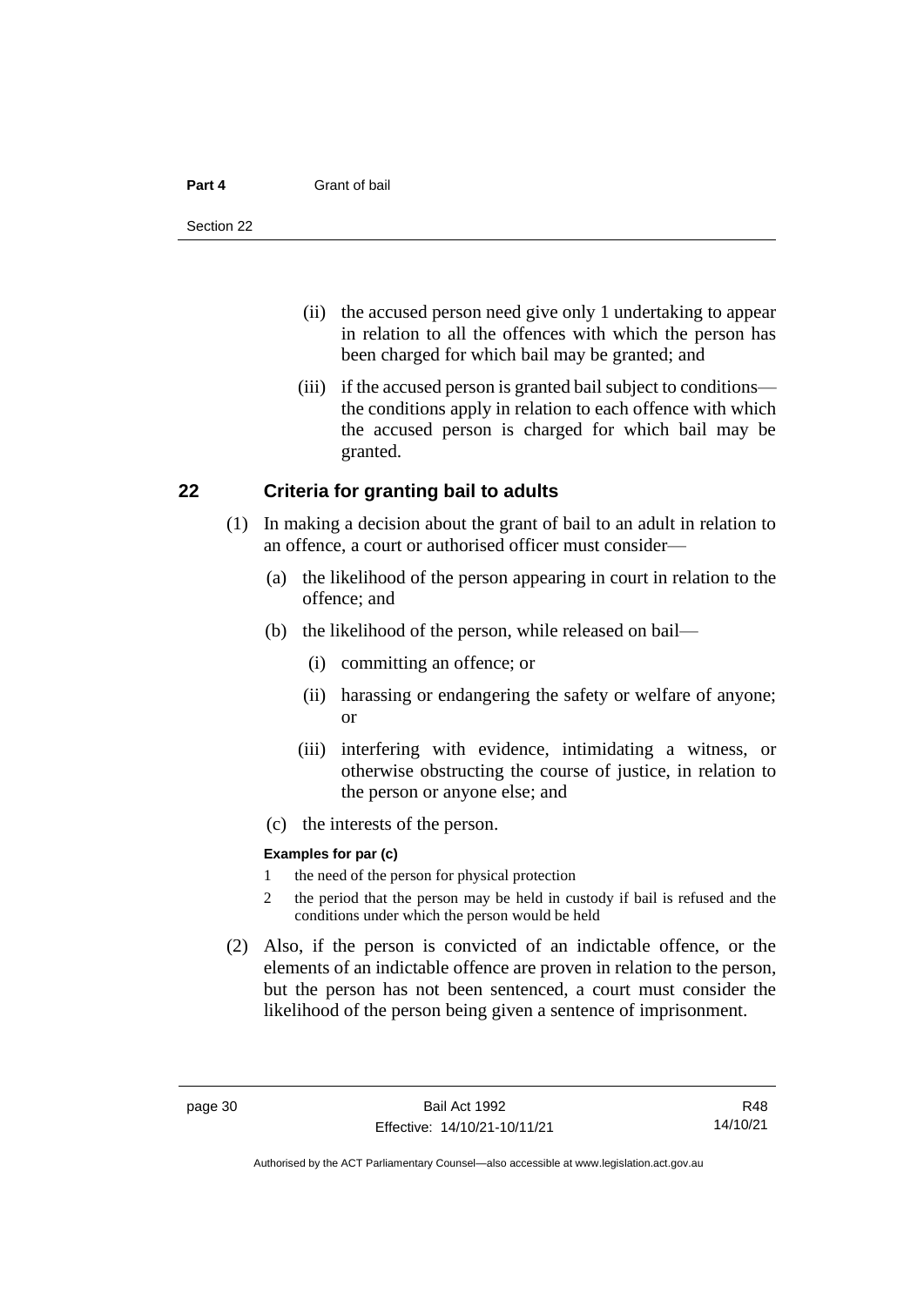(ii) the accused person need give only 1 undertaking to appear in relation to all the offences with which the person has been charged for which bail may be granted; and

(iii) if the accused person is granted bail subject to conditions—the conditions apply in relation to each offence with which the accused person is charged for which bail may be granted.

## 22 Criteria for granting bail to adults

(1) In making a decision about the grant of bail to an adult in relation to an offence, a court or authorised officer must consider—

(a) the likelihood of the person appearing in court in relation to the offence; and

(b) the likelihood of the person, while released on bail—

(i) committing an offence; or

(ii) harassing or endangering the safety or welfare of anyone; or

(iii) interfering with evidence, intimidating a witness, or otherwise obstructing the course of justice, in relation to the person or anyone else; and

(c) the interests of the person.

**Examples for par (c)**

1 the need of the person for physical protection

2 the period that the person may be held in custody if bail is refused and the conditions under which the person would be held

(2) Also, if the person is convicted of an indictable offence, or the elements of an indictable offence are proven in relation to the person, but the person has not been sentenced, a court must consider the likelihood of the person being given a sentence of imprisonment.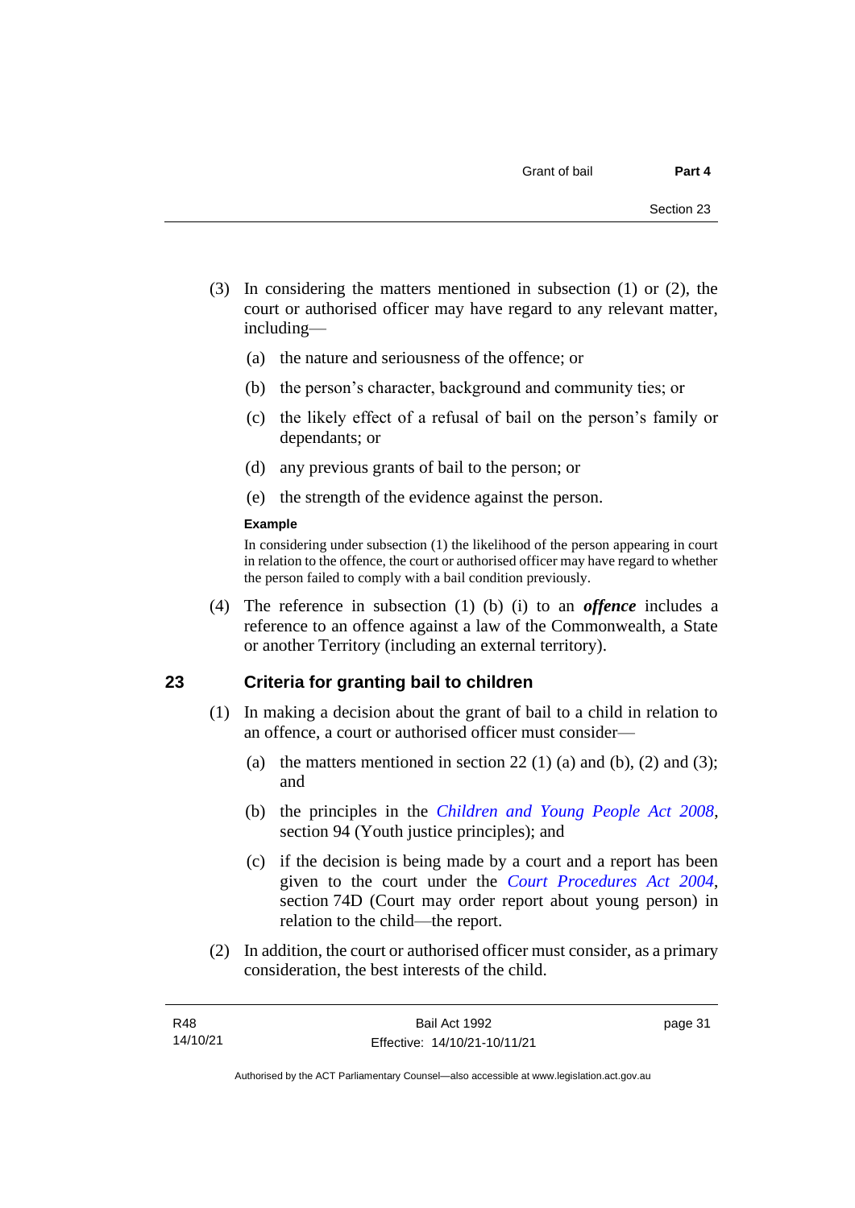(3) In considering the matters mentioned in subsection (1) or (2), the court or authorised officer may have regard to any relevant matter, including—

(a) the nature and seriousness of the offence; or

(b) the person's character, background and community ties; or

(c) the likely effect of a refusal of bail on the person's family or dependants; or

(d) any previous grants of bail to the person; or

(e) the strength of the evidence against the person.

**Example**

In considering under subsection (1) the likelihood of the person appearing in court in relation to the offence, the court or authorised officer may have regard to whether the person failed to comply with a bail condition previously.

(4) The reference in subsection (1) (b) (i) to an ***offence*** includes a reference to an offence against a law of the Commonwealth, a State or another Territory (including an external territory).

## 23 Criteria for granting bail to children

(1) In making a decision about the grant of bail to a child in relation to an offence, a court or authorised officer must consider—

(a) the matters mentioned in section 22 (1) (a) and (b), (2) and (3); and

(b) the principles in the *Children and Young People Act 2008*, section 94 (Youth justice principles); and

(c) if the decision is being made by a court and a report has been given to the court under the *Court Procedures Act 2004*, section 74D (Court may order report about young person) in relation to the child—the report.

(2) In addition, the court or authorised officer must consider, as a primary consideration, the best interests of the child.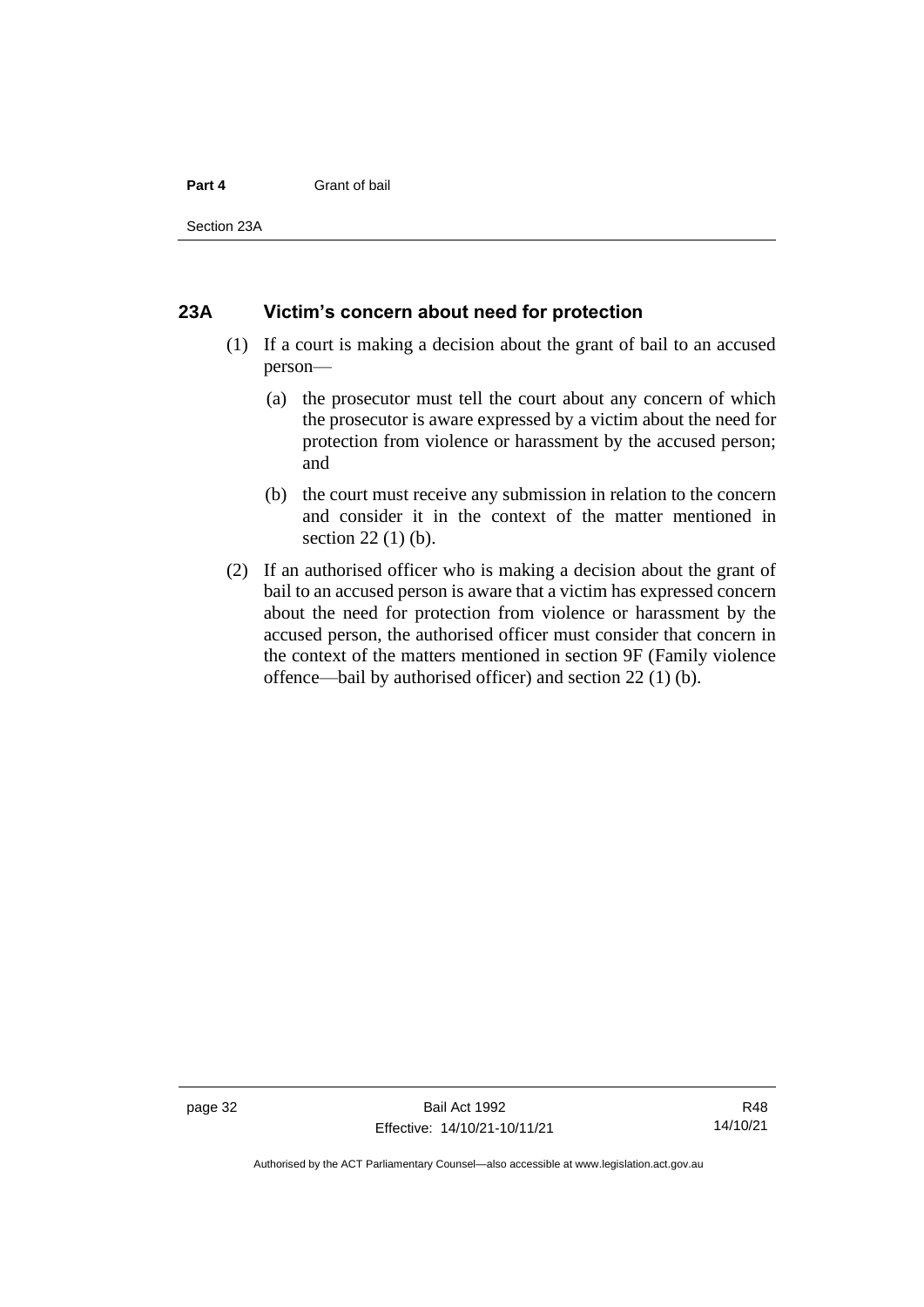## 23A Victim's concern about need for protection

(1) If a court is making a decision about the grant of bail to an accused person—

(a) the prosecutor must tell the court about any concern of which the prosecutor is aware expressed by a victim about the need for protection from violence or harassment by the accused person; and

(b) the court must receive any submission in relation to the concern and consider it in the context of the matter mentioned in section 22 (1) (b).

(2) If an authorised officer who is making a decision about the grant of bail to an accused person is aware that a victim has expressed concern about the need for protection from violence or harassment by the accused person, the authorised officer must consider that concern in the context of the matters mentioned in section 9F (Family violence offence—bail by authorised officer) and section 22 (1) (b).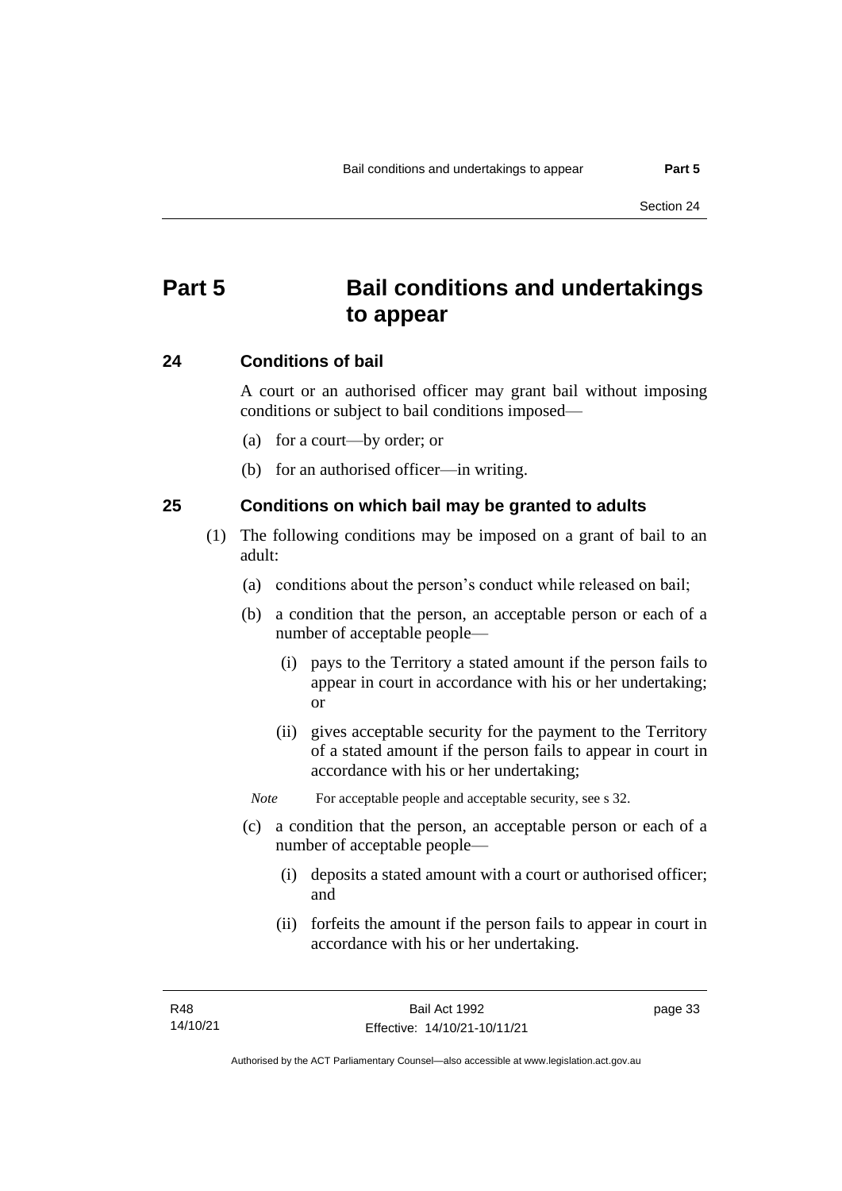# Part 5 Bail conditions and undertakings to appear

## 24 Conditions of bail

A court or an authorised officer may grant bail without imposing conditions or subject to bail conditions imposed—

(a) for a court—by order; or

(b) for an authorised officer—in writing.

## 25 Conditions on which bail may be granted to adults

(1) The following conditions may be imposed on a grant of bail to an adult:

(a) conditions about the person's conduct while released on bail;

(b) a condition that the person, an acceptable person or each of a number of acceptable people—

(i) pays to the Territory a stated amount if the person fails to appear in court in accordance with his or her undertaking; or

(ii) gives acceptable security for the payment to the Territory of a stated amount if the person fails to appear in court in accordance with his or her undertaking;

*Note* For acceptable people and acceptable security, see s 32.

(c) a condition that the person, an acceptable person or each of a number of acceptable people—

(i) deposits a stated amount with a court or authorised officer; and

(ii) forfeits the amount if the person fails to appear in court in accordance with his or her undertaking.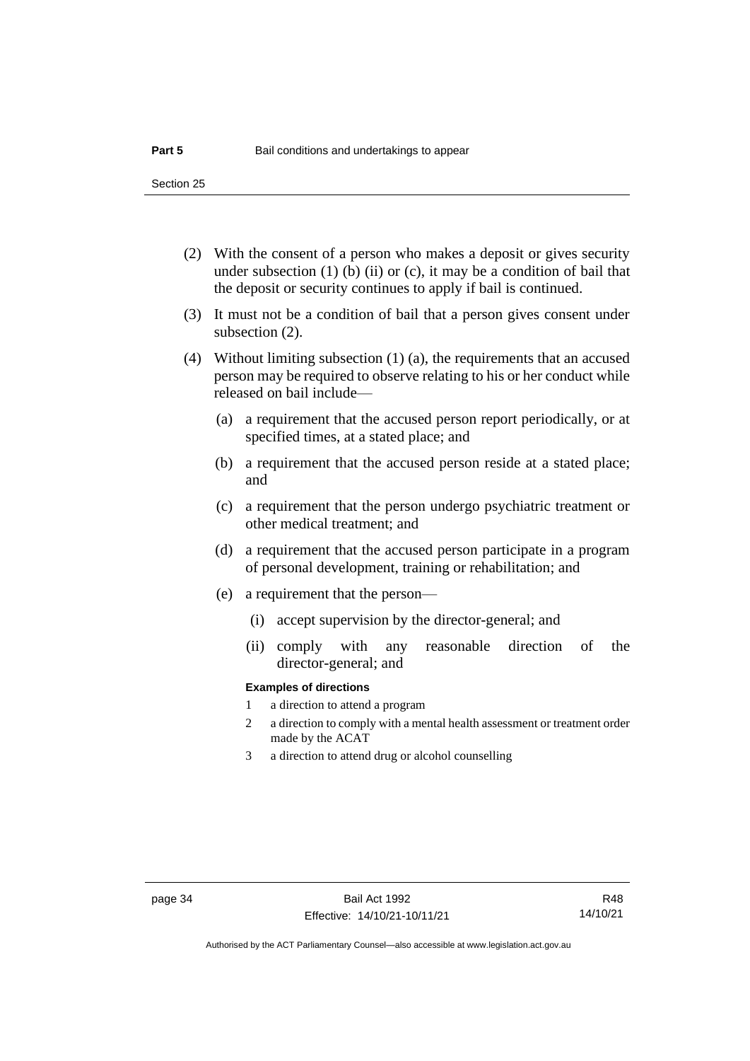(2) With the consent of a person who makes a deposit or gives security under subsection (1) (b) (ii) or (c), it may be a condition of bail that the deposit or security continues to apply if bail is continued.

(3) It must not be a condition of bail that a person gives consent under subsection (2).

(4) Without limiting subsection (1) (a), the requirements that an accused person may be required to observe relating to his or her conduct while released on bail include—

- (a) a requirement that the accused person report periodically, or at specified times, at a stated place; and
- (b) a requirement that the accused person reside at a stated place; and
- (c) a requirement that the person undergo psychiatric treatment or other medical treatment; and
- (d) a requirement that the accused person participate in a program of personal development, training or rehabilitation; and
- (e) a requirement that the person—
  - (i) accept supervision by the director-general; and
  - (ii) comply with any reasonable direction of the director-general; and

**Examples of directions**

1. a direction to attend a program
2. a direction to comply with a mental health assessment or treatment order made by the ACAT
3. a direction to attend drug or alcohol counselling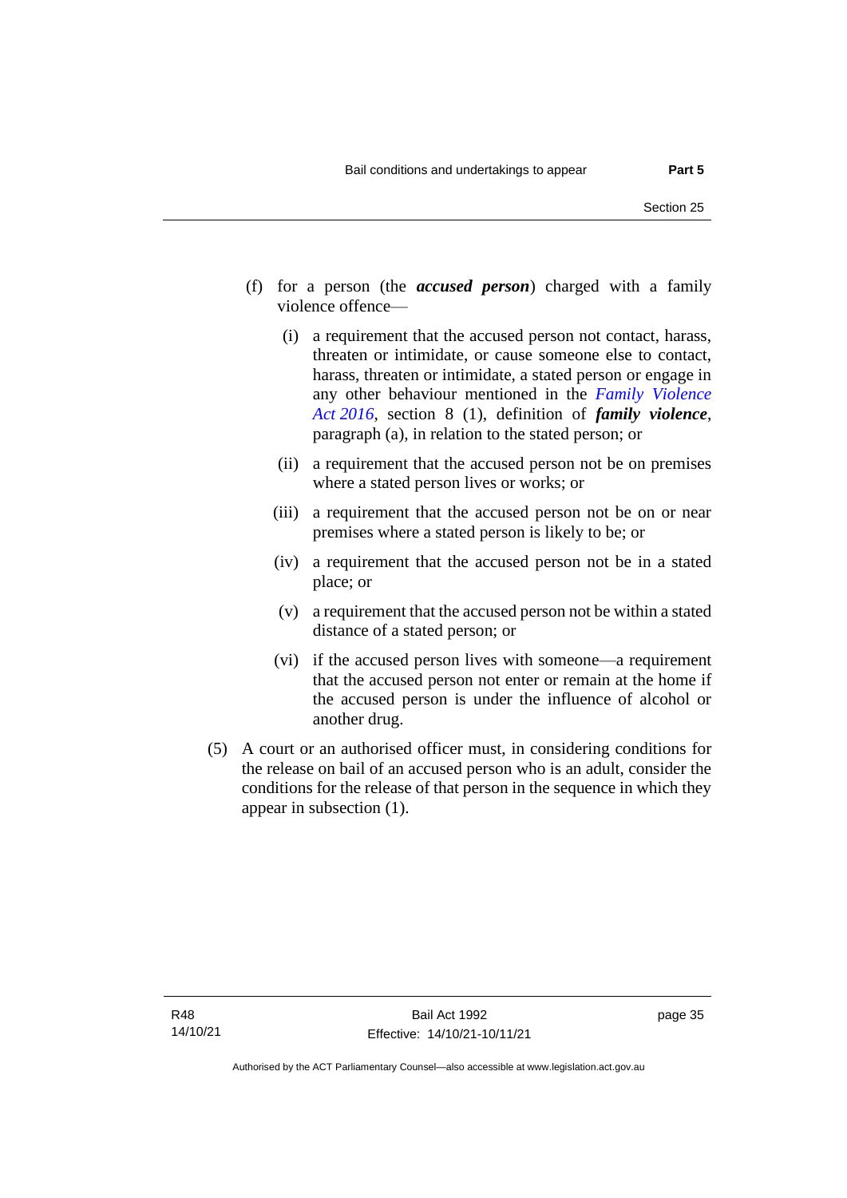(f) for a person (the ***accused person***) charged with a family violence offence—

   (i) a requirement that the accused person not contact, harass, threaten or intimidate, or cause someone else to contact, harass, threaten or intimidate, a stated person or engage in any other behaviour mentioned in the *Family Violence Act 2016*, section 8 (1), definition of ***family violence***, paragraph (a), in relation to the stated person; or

   (ii) a requirement that the accused person not be on premises where a stated person lives or works; or

   (iii) a requirement that the accused person not be on or near premises where a stated person is likely to be; or

   (iv) a requirement that the accused person not be in a stated place; or

   (v) a requirement that the accused person not be within a stated distance of a stated person; or

   (vi) if the accused person lives with someone—a requirement that the accused person not enter or remain at the home if the accused person is under the influence of alcohol or another drug.

(5) A court or an authorised officer must, in considering conditions for the release on bail of an accused person who is an adult, consider the conditions for the release of that person in the sequence in which they appear in subsection (1).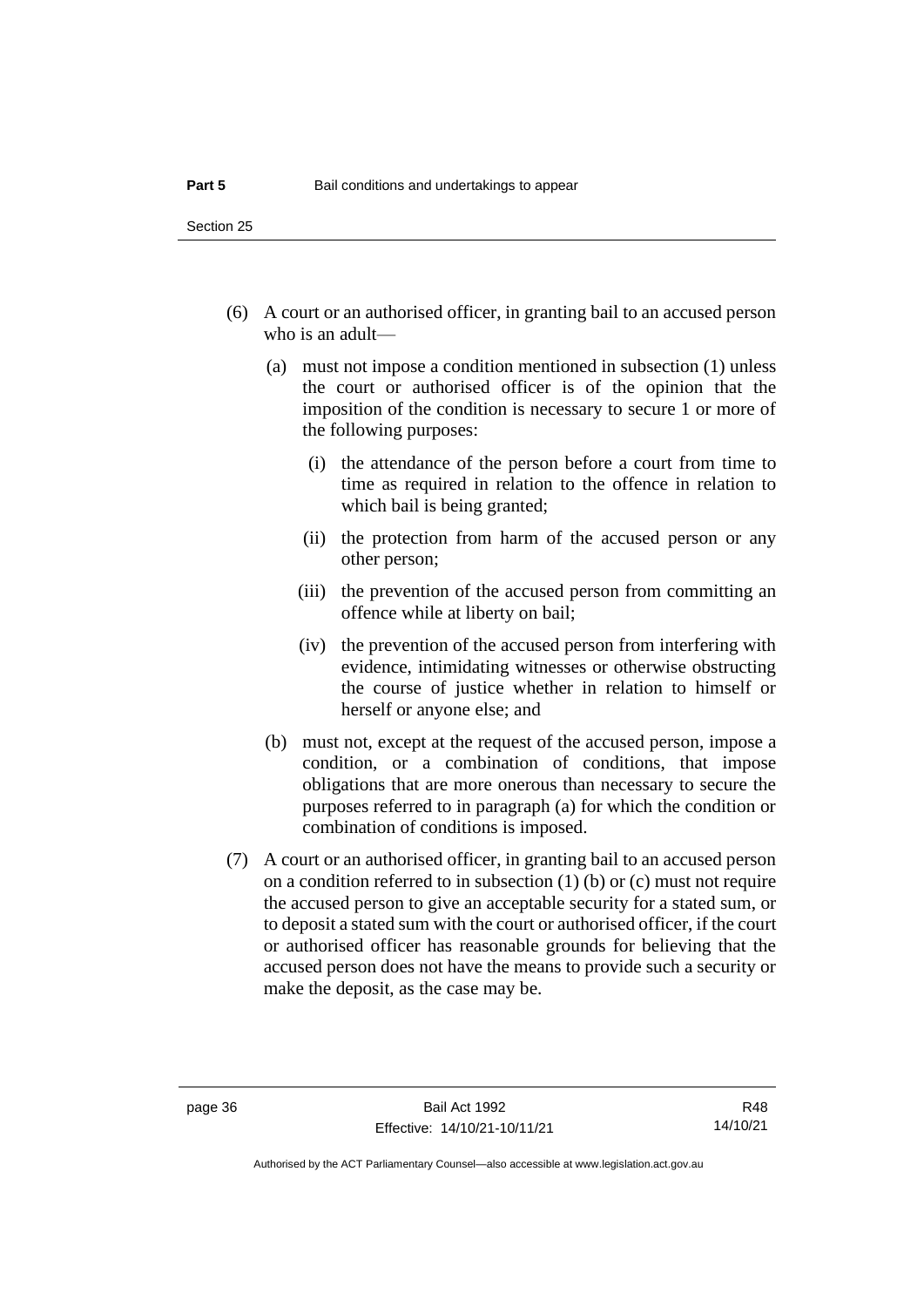(6) A court or an authorised officer, in granting bail to an accused person who is an adult—

 (a) must not impose a condition mentioned in subsection (1) unless the court or authorised officer is of the opinion that the imposition of the condition is necessary to secure 1 or more of the following purposes:

  (i) the attendance of the person before a court from time to time as required in relation to the offence in relation to which bail is being granted;

  (ii) the protection from harm of the accused person or any other person;

  (iii) the prevention of the accused person from committing an offence while at liberty on bail;

  (iv) the prevention of the accused person from interfering with evidence, intimidating witnesses or otherwise obstructing the course of justice whether in relation to himself or herself or anyone else; and

 (b) must not, except at the request of the accused person, impose a condition, or a combination of conditions, that impose obligations that are more onerous than necessary to secure the purposes referred to in paragraph (a) for which the condition or combination of conditions is imposed.

(7) A court or an authorised officer, in granting bail to an accused person on a condition referred to in subsection (1) (b) or (c) must not require the accused person to give an acceptable security for a stated sum, or to deposit a stated sum with the court or authorised officer, if the court or authorised officer has reasonable grounds for believing that the accused person does not have the means to provide such a security or make the deposit, as the case may be.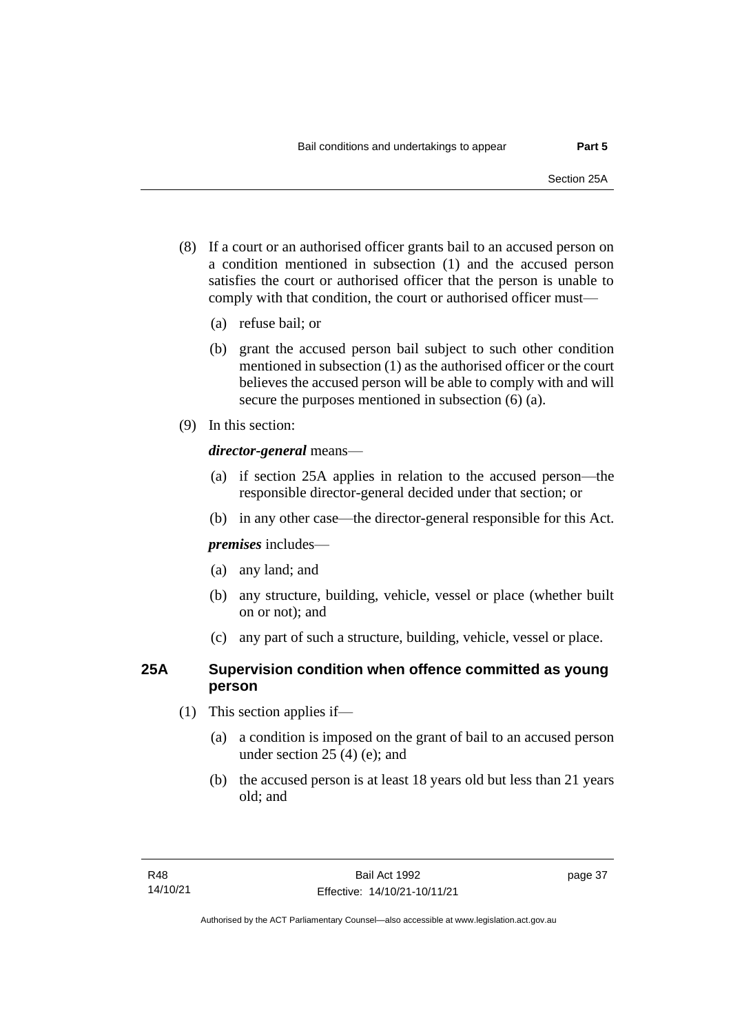(8) If a court or an authorised officer grants bail to an accused person on a condition mentioned in subsection (1) and the accused person satisfies the court or authorised officer that the person is unable to comply with that condition, the court or authorised officer must—

   (a) refuse bail; or

   (b) grant the accused person bail subject to such other condition mentioned in subsection (1) as the authorised officer or the court believes the accused person will be able to comply with and will secure the purposes mentioned in subsection (6) (a).

(9) In this section:

   ***director-general*** means—

   (a) if section 25A applies in relation to the accused person—the responsible director-general decided under that section; or

   (b) in any other case—the director-general responsible for this Act.

   ***premises*** includes—

   (a) any land; and

   (b) any structure, building, vehicle, vessel or place (whether built on or not); and

   (c) any part of such a structure, building, vehicle, vessel or place.

## 25A Supervision condition when offence committed as young person

(1) This section applies if—

   (a) a condition is imposed on the grant of bail to an accused person under section 25 (4) (e); and

   (b) the accused person is at least 18 years old but less than 21 years old; and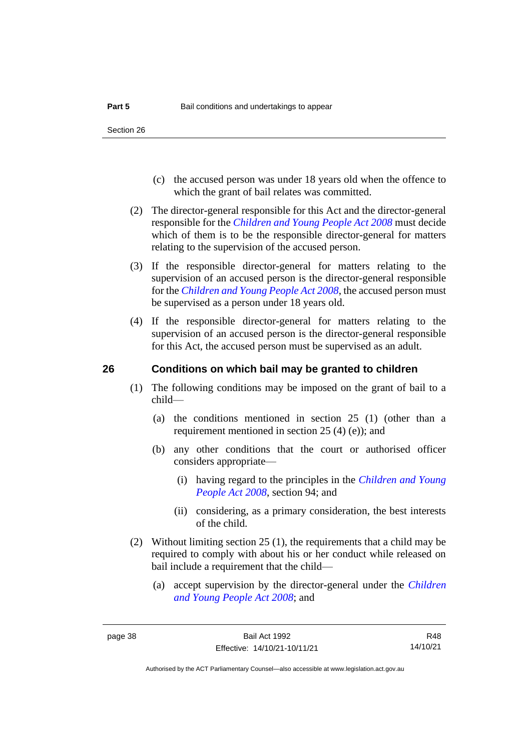(c) the accused person was under 18 years old when the offence to which the grant of bail relates was committed.

(2) The director-general responsible for this Act and the director-general responsible for the *Children and Young People Act 2008* must decide which of them is to be the responsible director-general for matters relating to the supervision of the accused person.

(3) If the responsible director-general for matters relating to the supervision of an accused person is the director-general responsible for the *Children and Young People Act 2008*, the accused person must be supervised as a person under 18 years old.

(4) If the responsible director-general for matters relating to the supervision of an accused person is the director-general responsible for this Act, the accused person must be supervised as an adult.

## 26 Conditions on which bail may be granted to children

(1) The following conditions may be imposed on the grant of bail to a child—

(a) the conditions mentioned in section 25 (1) (other than a requirement mentioned in section 25 (4) (e)); and

(b) any other conditions that the court or authorised officer considers appropriate—

(i) having regard to the principles in the *Children and Young People Act 2008*, section 94; and

(ii) considering, as a primary consideration, the best interests of the child.

(2) Without limiting section 25 (1), the requirements that a child may be required to comply with about his or her conduct while released on bail include a requirement that the child—

(a) accept supervision by the director-general under the *Children and Young People Act 2008*; and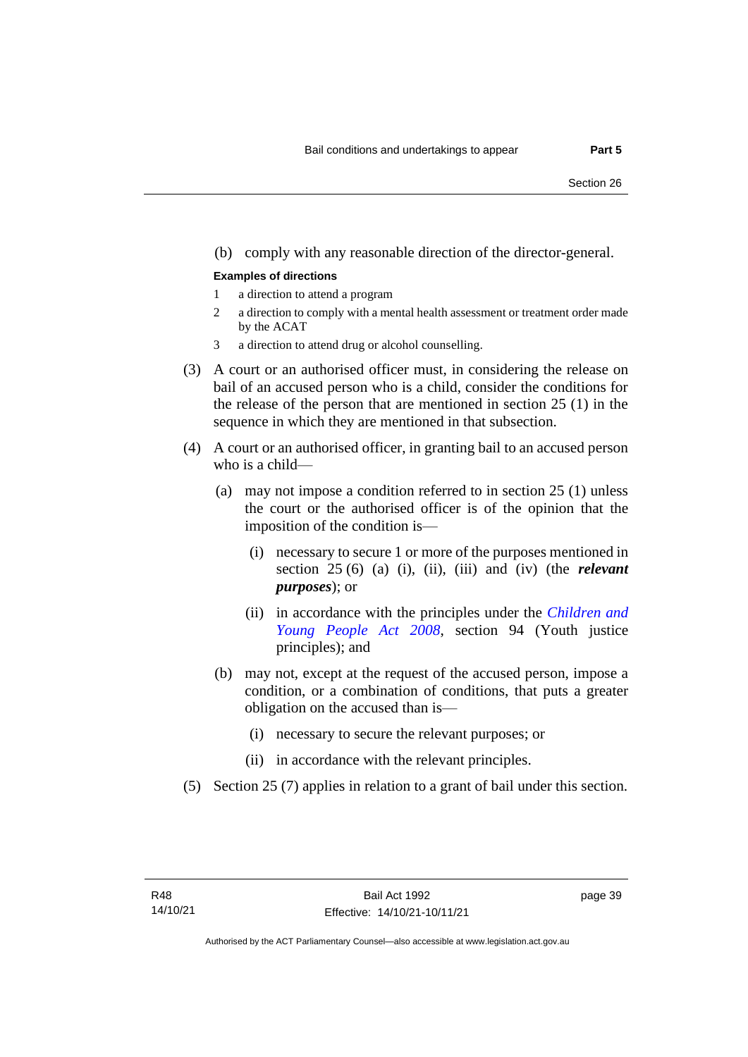(b) comply with any reasonable direction of the director-general.

**Examples of directions**

1 a direction to attend a program

2 a direction to comply with a mental health assessment or treatment order made by the ACAT

3 a direction to attend drug or alcohol counselling.

(3) A court or an authorised officer must, in considering the release on bail of an accused person who is a child, consider the conditions for the release of the person that are mentioned in section 25 (1) in the sequence in which they are mentioned in that subsection.

(4) A court or an authorised officer, in granting bail to an accused person who is a child—

(a) may not impose a condition referred to in section 25 (1) unless the court or the authorised officer is of the opinion that the imposition of the condition is—

(i) necessary to secure 1 or more of the purposes mentioned in section 25 (6) (a) (i), (ii), (iii) and (iv) (the ***relevant purposes***); or

(ii) in accordance with the principles under the *Children and Young People Act 2008*, section 94 (Youth justice principles); and

(b) may not, except at the request of the accused person, impose a condition, or a combination of conditions, that puts a greater obligation on the accused than is—

(i) necessary to secure the relevant purposes; or

(ii) in accordance with the relevant principles.

(5) Section 25 (7) applies in relation to a grant of bail under this section.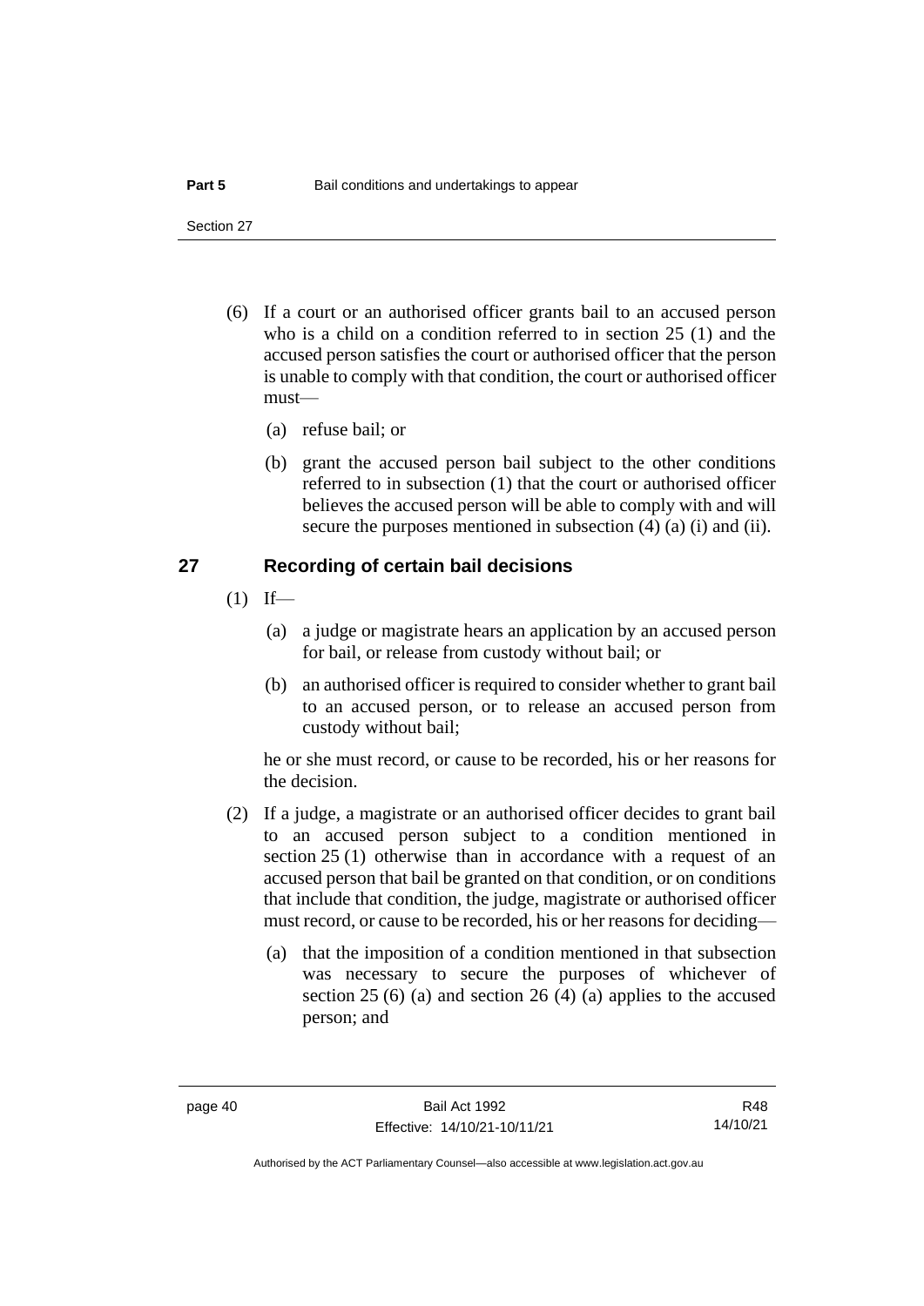(6) If a court or an authorised officer grants bail to an accused person who is a child on a condition referred to in section 25 (1) and the accused person satisfies the court or authorised officer that the person is unable to comply with that condition, the court or authorised officer must—

(a) refuse bail; or

(b) grant the accused person bail subject to the other conditions referred to in subsection (1) that the court or authorised officer believes the accused person will be able to comply with and will secure the purposes mentioned in subsection (4) (a) (i) and (ii).

## 27 Recording of certain bail decisions

(1) If—

(a) a judge or magistrate hears an application by an accused person for bail, or release from custody without bail; or

(b) an authorised officer is required to consider whether to grant bail to an accused person, or to release an accused person from custody without bail;

he or she must record, or cause to be recorded, his or her reasons for the decision.

(2) If a judge, a magistrate or an authorised officer decides to grant bail to an accused person subject to a condition mentioned in section 25 (1) otherwise than in accordance with a request of an accused person that bail be granted on that condition, or on conditions that include that condition, the judge, magistrate or authorised officer must record, or cause to be recorded, his or her reasons for deciding—

(a) that the imposition of a condition mentioned in that subsection was necessary to secure the purposes of whichever of section 25 (6) (a) and section 26 (4) (a) applies to the accused person; and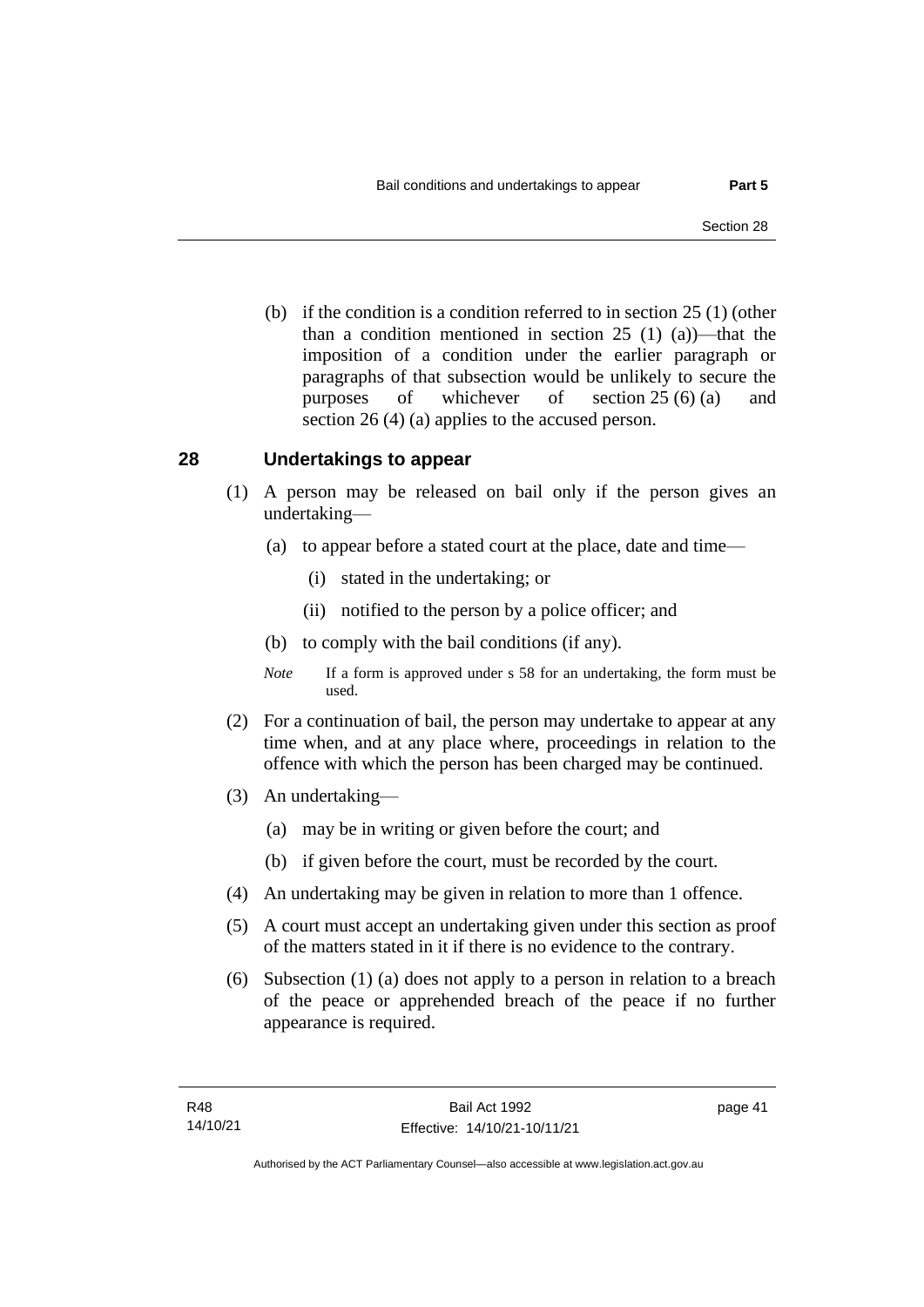(b) if the condition is a condition referred to in section 25 (1) (other than a condition mentioned in section 25 (1) (a))—that the imposition of a condition under the earlier paragraph or paragraphs of that subsection would be unlikely to secure the purposes of whichever of section 25 (6) (a) and section 26 (4) (a) applies to the accused person.

## 28 Undertakings to appear

(1) A person may be released on bail only if the person gives an undertaking—

(a) to appear before a stated court at the place, date and time—

(i) stated in the undertaking; or

(ii) notified to the person by a police officer; and

(b) to comply with the bail conditions (if any).

*Note* If a form is approved under s 58 for an undertaking, the form must be used.

(2) For a continuation of bail, the person may undertake to appear at any time when, and at any place where, proceedings in relation to the offence with which the person has been charged may be continued.

(3) An undertaking—

(a) may be in writing or given before the court; and

(b) if given before the court, must be recorded by the court.

(4) An undertaking may be given in relation to more than 1 offence.

(5) A court must accept an undertaking given under this section as proof of the matters stated in it if there is no evidence to the contrary.

(6) Subsection (1) (a) does not apply to a person in relation to a breach of the peace or apprehended breach of the peace if no further appearance is required.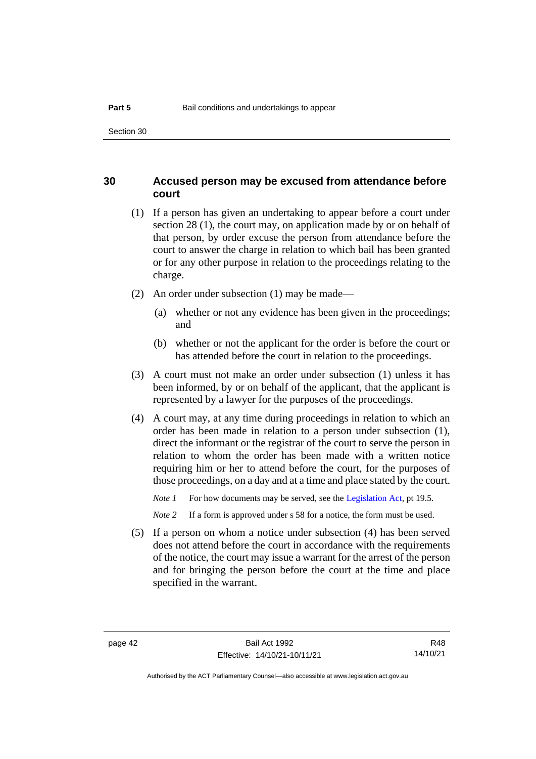## 30 Accused person may be excused from attendance before court

(1) If a person has given an undertaking to appear before a court under section 28 (1), the court may, on application made by or on behalf of that person, by order excuse the person from attendance before the court to answer the charge in relation to which bail has been granted or for any other purpose in relation to the proceedings relating to the charge.

(2) An order under subsection (1) may be made—

(a) whether or not any evidence has been given in the proceedings; and

(b) whether or not the applicant for the order is before the court or has attended before the court in relation to the proceedings.

(3) A court must not make an order under subsection (1) unless it has been informed, by or on behalf of the applicant, that the applicant is represented by a lawyer for the purposes of the proceedings.

(4) A court may, at any time during proceedings in relation to which an order has been made in relation to a person under subsection (1), direct the informant or the registrar of the court to serve the person in relation to whom the order has been made with a written notice requiring him or her to attend before the court, for the purposes of those proceedings, on a day and at a time and place stated by the court.

*Note 1* For how documents may be served, see the Legislation Act, pt 19.5.

*Note 2* If a form is approved under s 58 for a notice, the form must be used.

(5) If a person on whom a notice under subsection (4) has been served does not attend before the court in accordance with the requirements of the notice, the court may issue a warrant for the arrest of the person and for bringing the person before the court at the time and place specified in the warrant.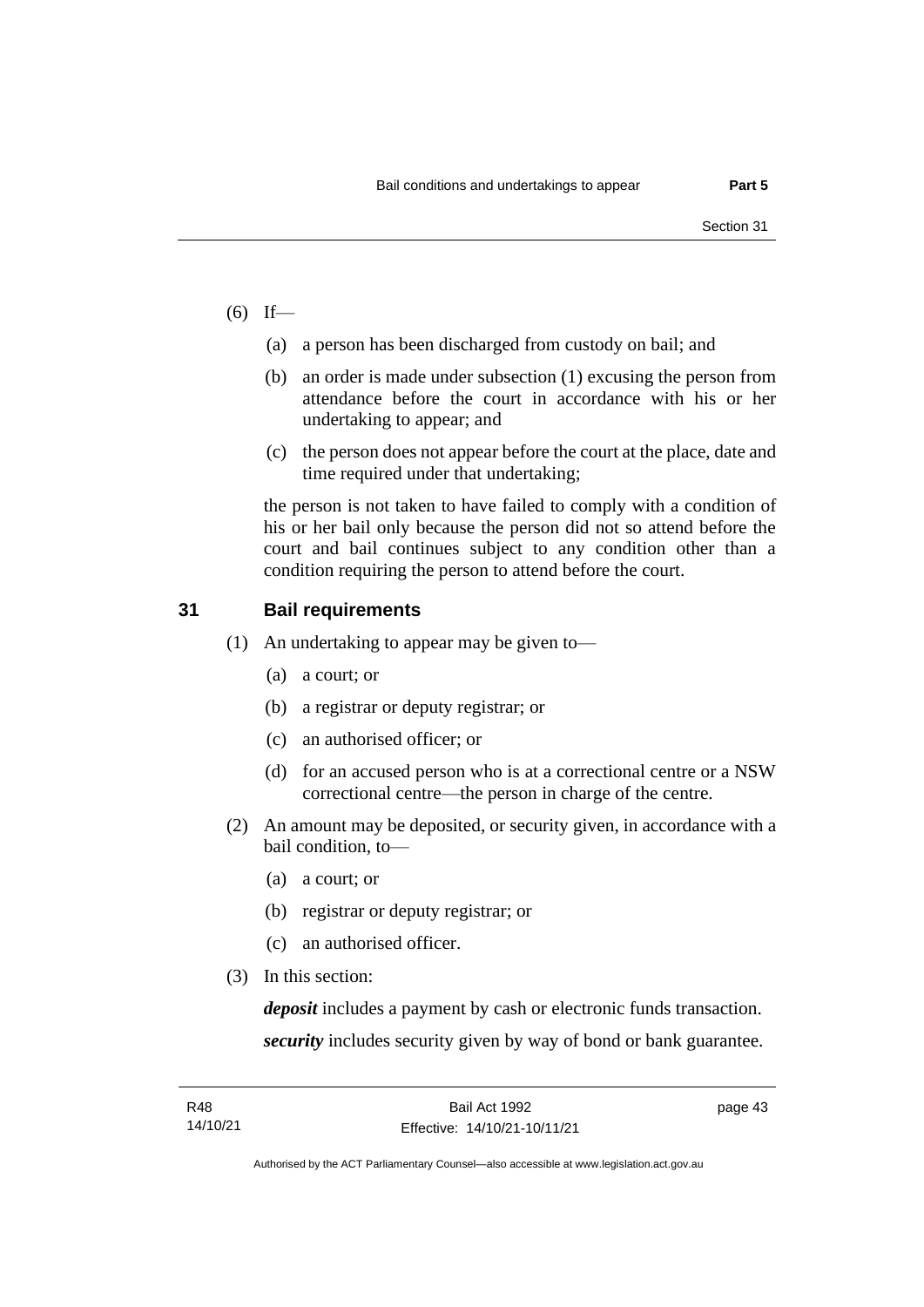(6) If—

(a) a person has been discharged from custody on bail; and

(b) an order is made under subsection (1) excusing the person from attendance before the court in accordance with his or her undertaking to appear; and

(c) the person does not appear before the court at the place, date and time required under that undertaking;

the person is not taken to have failed to comply with a condition of his or her bail only because the person did not so attend before the court and bail continues subject to any condition other than a condition requiring the person to attend before the court.

## 31 Bail requirements

(1) An undertaking to appear may be given to—

(a) a court; or

(b) a registrar or deputy registrar; or

(c) an authorised officer; or

(d) for an accused person who is at a correctional centre or a NSW correctional centre—the person in charge of the centre.

(2) An amount may be deposited, or security given, in accordance with a bail condition, to—

(a) a court; or

(b) registrar or deputy registrar; or

(c) an authorised officer.

(3) In this section:

***deposit*** includes a payment by cash or electronic funds transaction.

***security*** includes security given by way of bond or bank guarantee.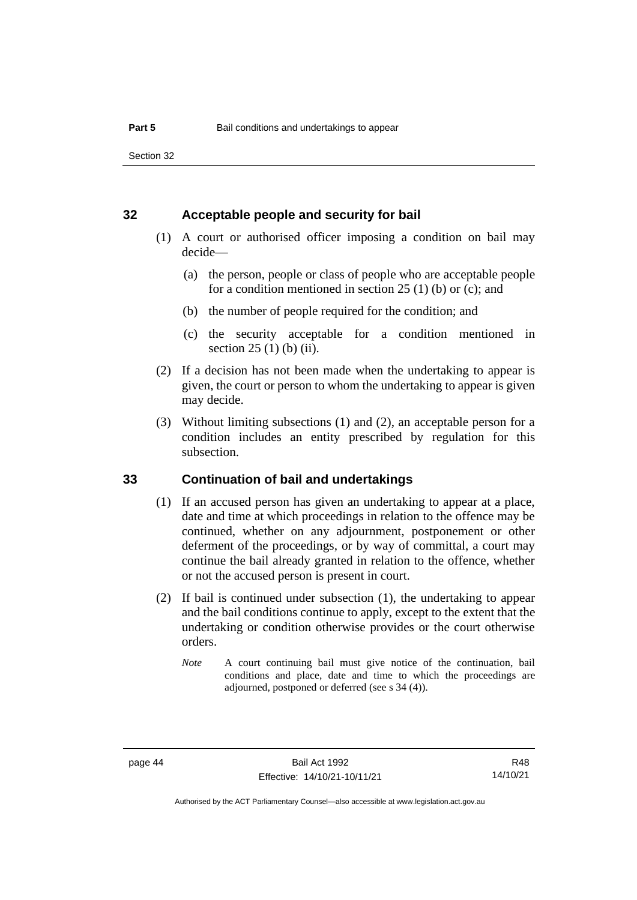## 32 Acceptable people and security for bail

(1) A court or authorised officer imposing a condition on bail may decide—

(a) the person, people or class of people who are acceptable people for a condition mentioned in section 25 (1) (b) or (c); and

(b) the number of people required for the condition; and

(c) the security acceptable for a condition mentioned in section 25 (1) (b) (ii).

(2) If a decision has not been made when the undertaking to appear is given, the court or person to whom the undertaking to appear is given may decide.

(3) Without limiting subsections (1) and (2), an acceptable person for a condition includes an entity prescribed by regulation for this subsection.

## 33 Continuation of bail and undertakings

(1) If an accused person has given an undertaking to appear at a place, date and time at which proceedings in relation to the offence may be continued, whether on any adjournment, postponement or other deferment of the proceedings, or by way of committal, a court may continue the bail already granted in relation to the offence, whether or not the accused person is present in court.

(2) If bail is continued under subsection (1), the undertaking to appear and the bail conditions continue to apply, except to the extent that the undertaking or condition otherwise provides or the court otherwise orders.

*Note* A court continuing bail must give notice of the continuation, bail conditions and place, date and time to which the proceedings are adjourned, postponed or deferred (see s 34 (4)).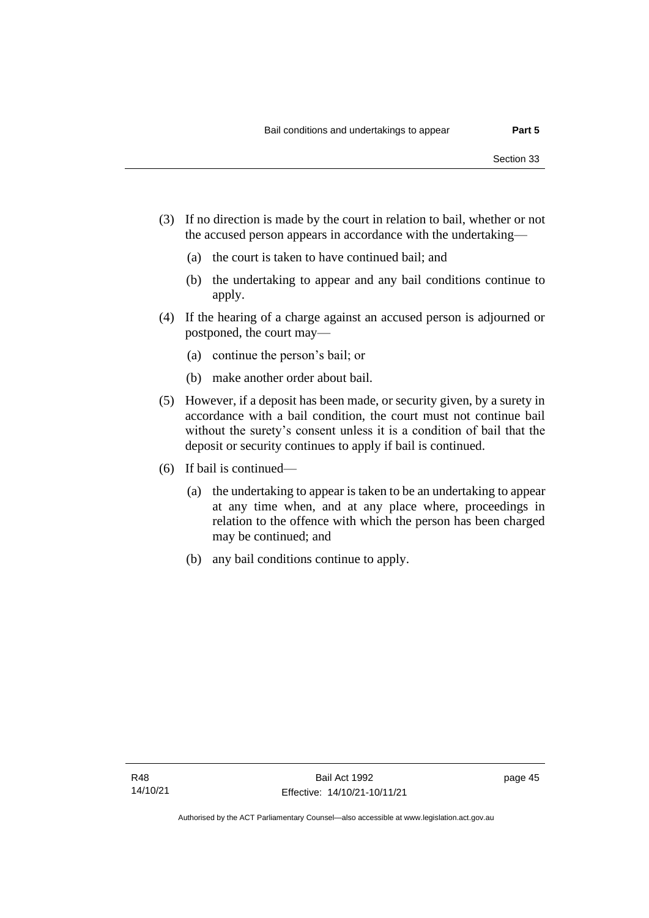(3) If no direction is made by the court in relation to bail, whether or not the accused person appears in accordance with the undertaking—

(a) the court is taken to have continued bail; and

(b) the undertaking to appear and any bail conditions continue to apply.

(4) If the hearing of a charge against an accused person is adjourned or postponed, the court may—

(a) continue the person's bail; or

(b) make another order about bail.

(5) However, if a deposit has been made, or security given, by a surety in accordance with a bail condition, the court must not continue bail without the surety's consent unless it is a condition of bail that the deposit or security continues to apply if bail is continued.

(6) If bail is continued—

(a) the undertaking to appear is taken to be an undertaking to appear at any time when, and at any place where, proceedings in relation to the offence with which the person has been charged may be continued; and

(b) any bail conditions continue to apply.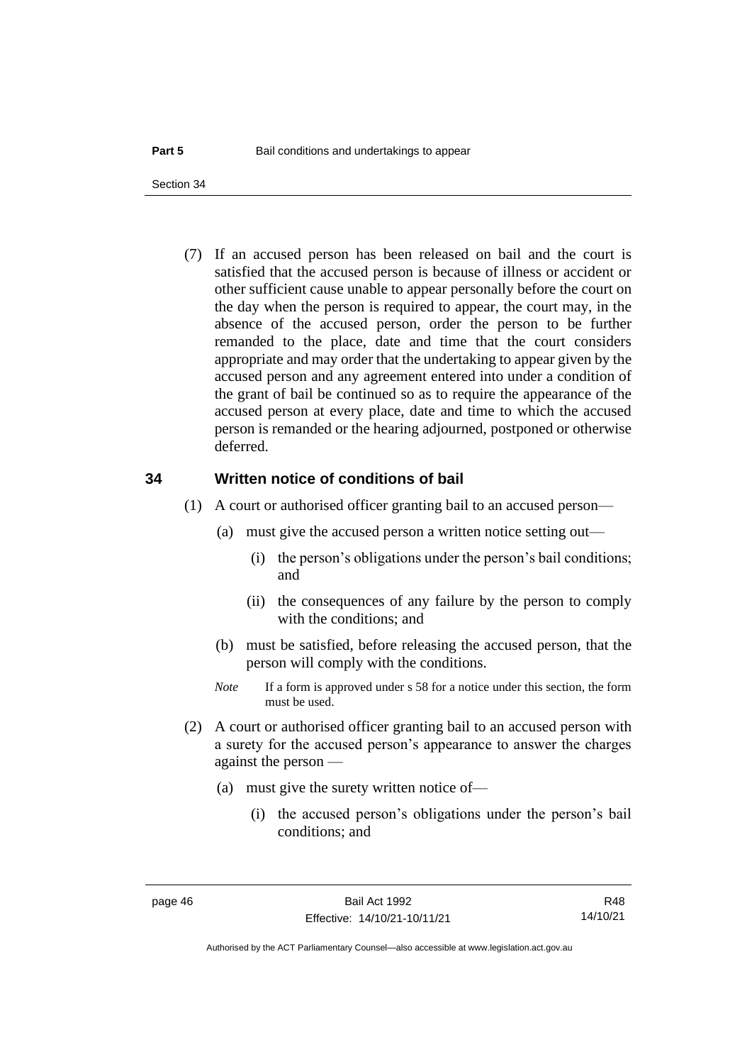(7) If an accused person has been released on bail and the court is satisfied that the accused person is because of illness or accident or other sufficient cause unable to appear personally before the court on the day when the person is required to appear, the court may, in the absence of the accused person, order the person to be further remanded to the place, date and time that the court considers appropriate and may order that the undertaking to appear given by the accused person and any agreement entered into under a condition of the grant of bail be continued so as to require the appearance of the accused person at every place, date and time to which the accused person is remanded or the hearing adjourned, postponed or otherwise deferred.

## 34 Written notice of conditions of bail

(1) A court or authorised officer granting bail to an accused person—

(a) must give the accused person a written notice setting out—

(i) the person's obligations under the person's bail conditions; and

(ii) the consequences of any failure by the person to comply with the conditions; and

(b) must be satisfied, before releasing the accused person, that the person will comply with the conditions.

*Note* If a form is approved under s 58 for a notice under this section, the form must be used.

(2) A court or authorised officer granting bail to an accused person with a surety for the accused person's appearance to answer the charges against the person —

(a) must give the surety written notice of—

(i) the accused person's obligations under the person's bail conditions; and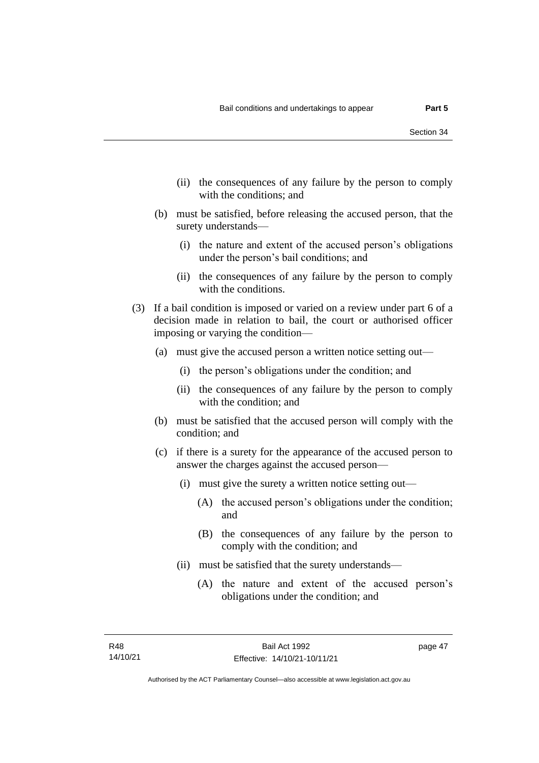(ii) the consequences of any failure by the person to comply with the conditions; and

(b) must be satisfied, before releasing the accused person, that the surety understands—

(i) the nature and extent of the accused person's obligations under the person's bail conditions; and

(ii) the consequences of any failure by the person to comply with the conditions.

(3) If a bail condition is imposed or varied on a review under part 6 of a decision made in relation to bail, the court or authorised officer imposing or varying the condition—

(a) must give the accused person a written notice setting out—

(i) the person's obligations under the condition; and

(ii) the consequences of any failure by the person to comply with the condition; and

(b) must be satisfied that the accused person will comply with the condition; and

(c) if there is a surety for the appearance of the accused person to answer the charges against the accused person—

(i) must give the surety a written notice setting out—

(A) the accused person's obligations under the condition; and

(B) the consequences of any failure by the person to comply with the condition; and

(ii) must be satisfied that the surety understands—

(A) the nature and extent of the accused person's obligations under the condition; and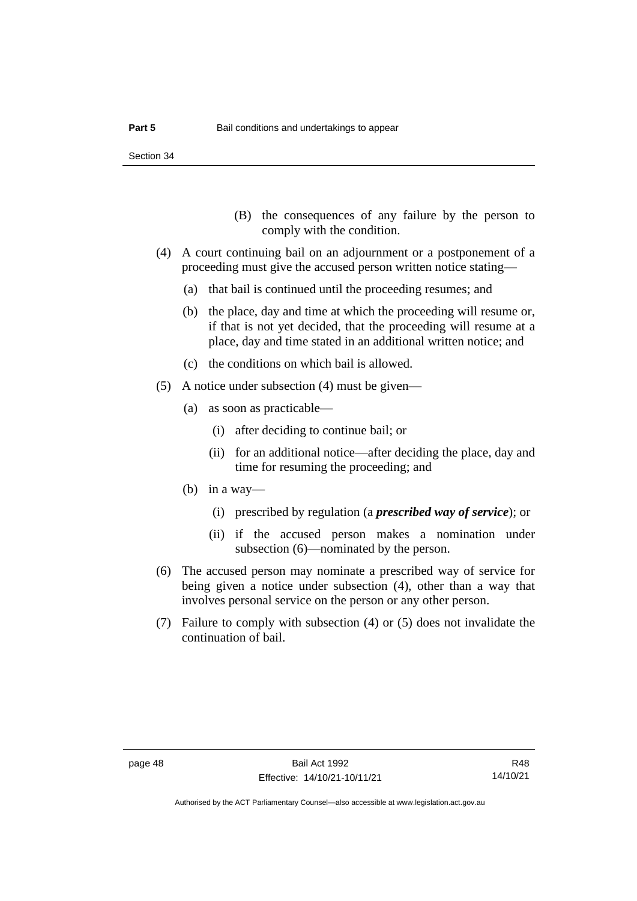(B) the consequences of any failure by the person to comply with the condition.

(4) A court continuing bail on an adjournment or a postponement of a proceeding must give the accused person written notice stating—

(a) that bail is continued until the proceeding resumes; and

(b) the place, day and time at which the proceeding will resume or, if that is not yet decided, that the proceeding will resume at a place, day and time stated in an additional written notice; and

(c) the conditions on which bail is allowed.

(5) A notice under subsection (4) must be given—

(a) as soon as practicable—

(i) after deciding to continue bail; or

(ii) for an additional notice—after deciding the place, day and time for resuming the proceeding; and

(b) in a way—

(i) prescribed by regulation (a ***prescribed way of service***); or

(ii) if the accused person makes a nomination under subsection (6)—nominated by the person.

(6) The accused person may nominate a prescribed way of service for being given a notice under subsection (4), other than a way that involves personal service on the person or any other person.

(7) Failure to comply with subsection (4) or (5) does not invalidate the continuation of bail.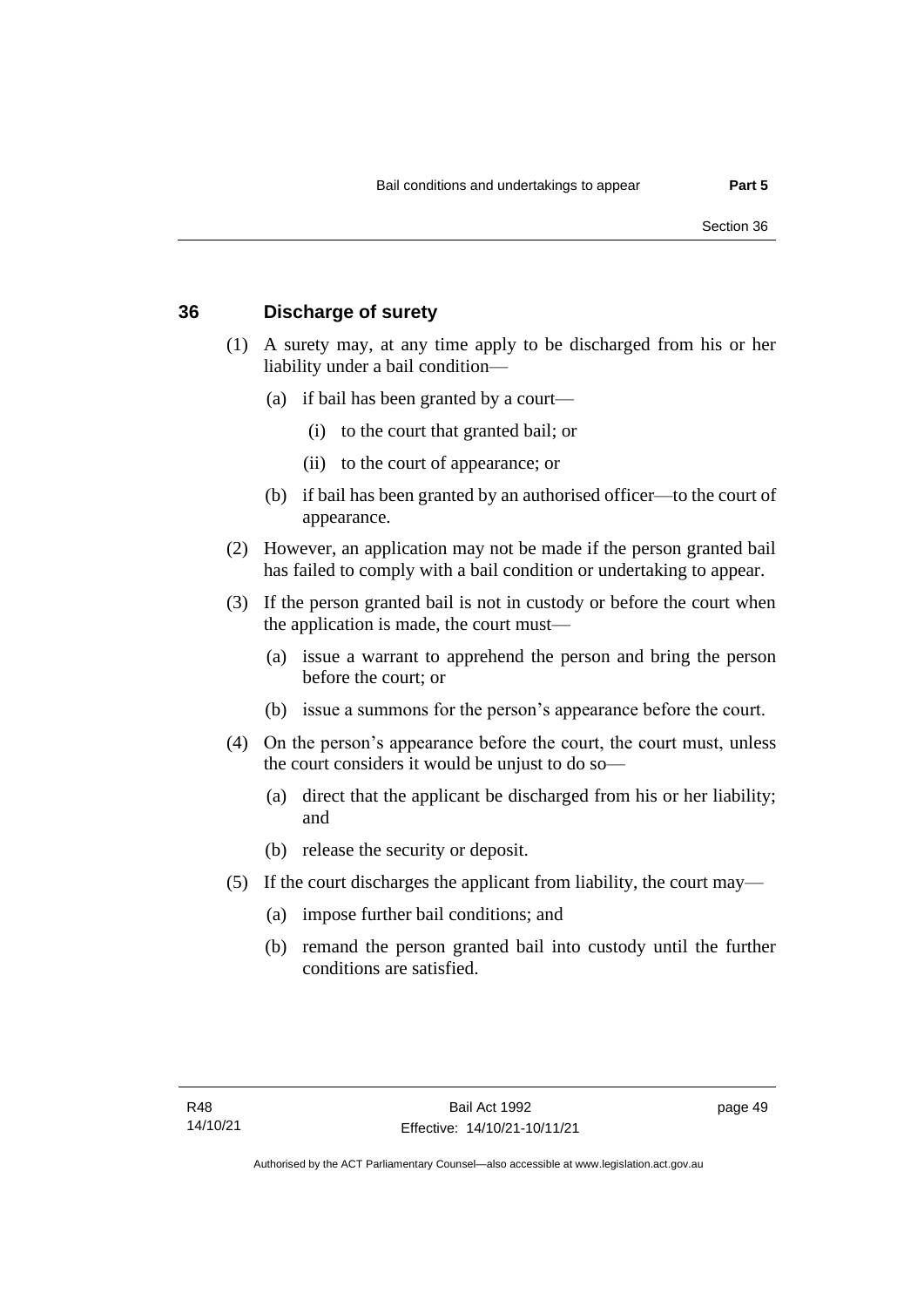## 36 Discharge of surety

(1) A surety may, at any time apply to be discharged from his or her liability under a bail condition—

  (a) if bail has been granted by a court—

    (i) to the court that granted bail; or

    (ii) to the court of appearance; or

  (b) if bail has been granted by an authorised officer—to the court of appearance.

(2) However, an application may not be made if the person granted bail has failed to comply with a bail condition or undertaking to appear.

(3) If the person granted bail is not in custody or before the court when the application is made, the court must—

  (a) issue a warrant to apprehend the person and bring the person before the court; or

  (b) issue a summons for the person's appearance before the court.

(4) On the person's appearance before the court, the court must, unless the court considers it would be unjust to do so—

  (a) direct that the applicant be discharged from his or her liability; and

  (b) release the security or deposit.

(5) If the court discharges the applicant from liability, the court may—

  (a) impose further bail conditions; and

  (b) remand the person granted bail into custody until the further conditions are satisfied.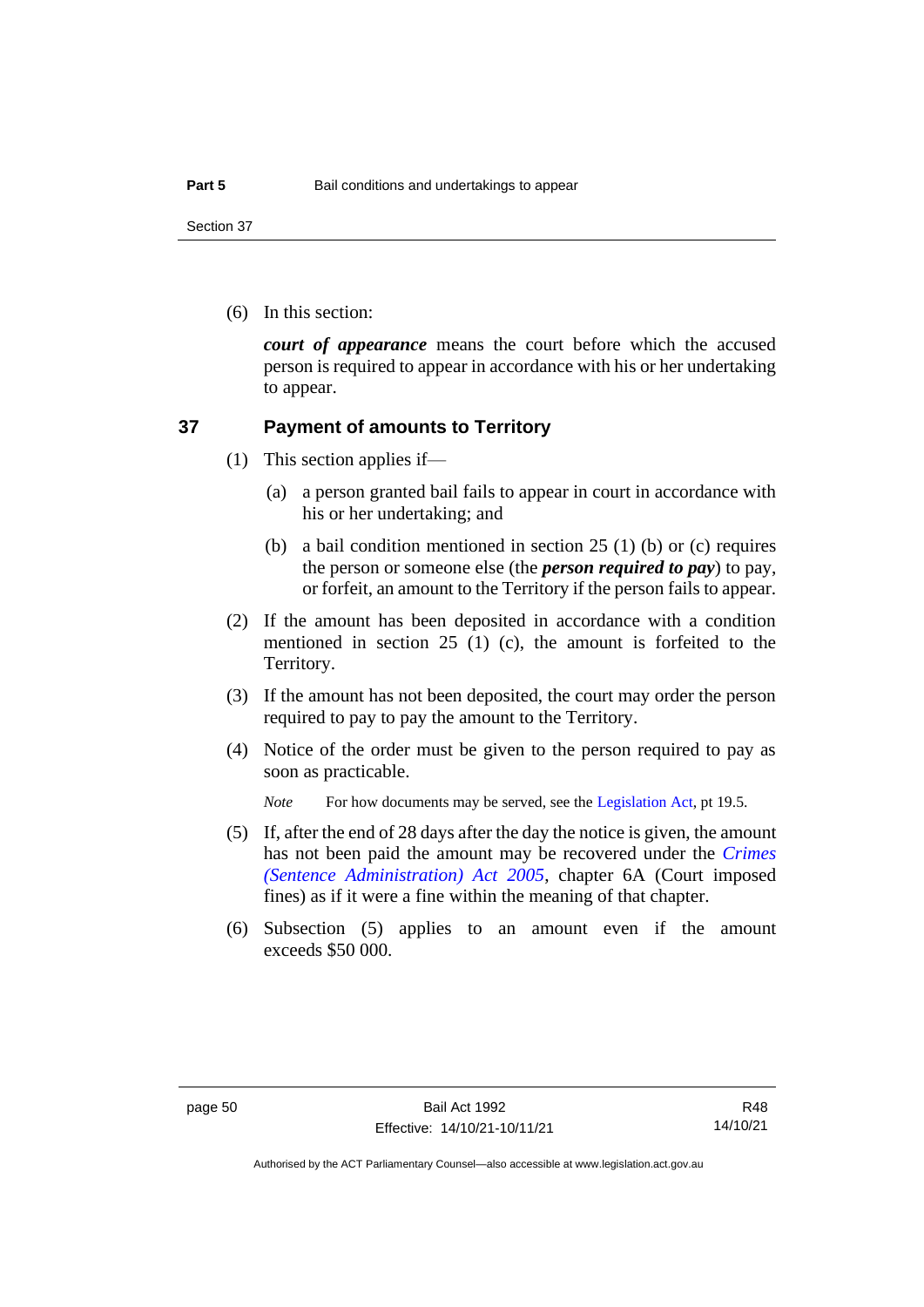(6) In this section:

***court of appearance*** means the court before which the accused person is required to appear in accordance with his or her undertaking to appear.

## 37 Payment of amounts to Territory

(1) This section applies if—

(a) a person granted bail fails to appear in court in accordance with his or her undertaking; and

(b) a bail condition mentioned in section 25 (1) (b) or (c) requires the person or someone else (the ***person required to pay***) to pay, or forfeit, an amount to the Territory if the person fails to appear.

(2) If the amount has been deposited in accordance with a condition mentioned in section 25 (1) (c), the amount is forfeited to the Territory.

(3) If the amount has not been deposited, the court may order the person required to pay to pay the amount to the Territory.

(4) Notice of the order must be given to the person required to pay as soon as practicable.

*Note* For how documents may be served, see the Legislation Act, pt 19.5.

(5) If, after the end of 28 days after the day the notice is given, the amount has not been paid the amount may be recovered under the *Crimes (Sentence Administration) Act 2005*, chapter 6A (Court imposed fines) as if it were a fine within the meaning of that chapter.

(6) Subsection (5) applies to an amount even if the amount exceeds $50 000.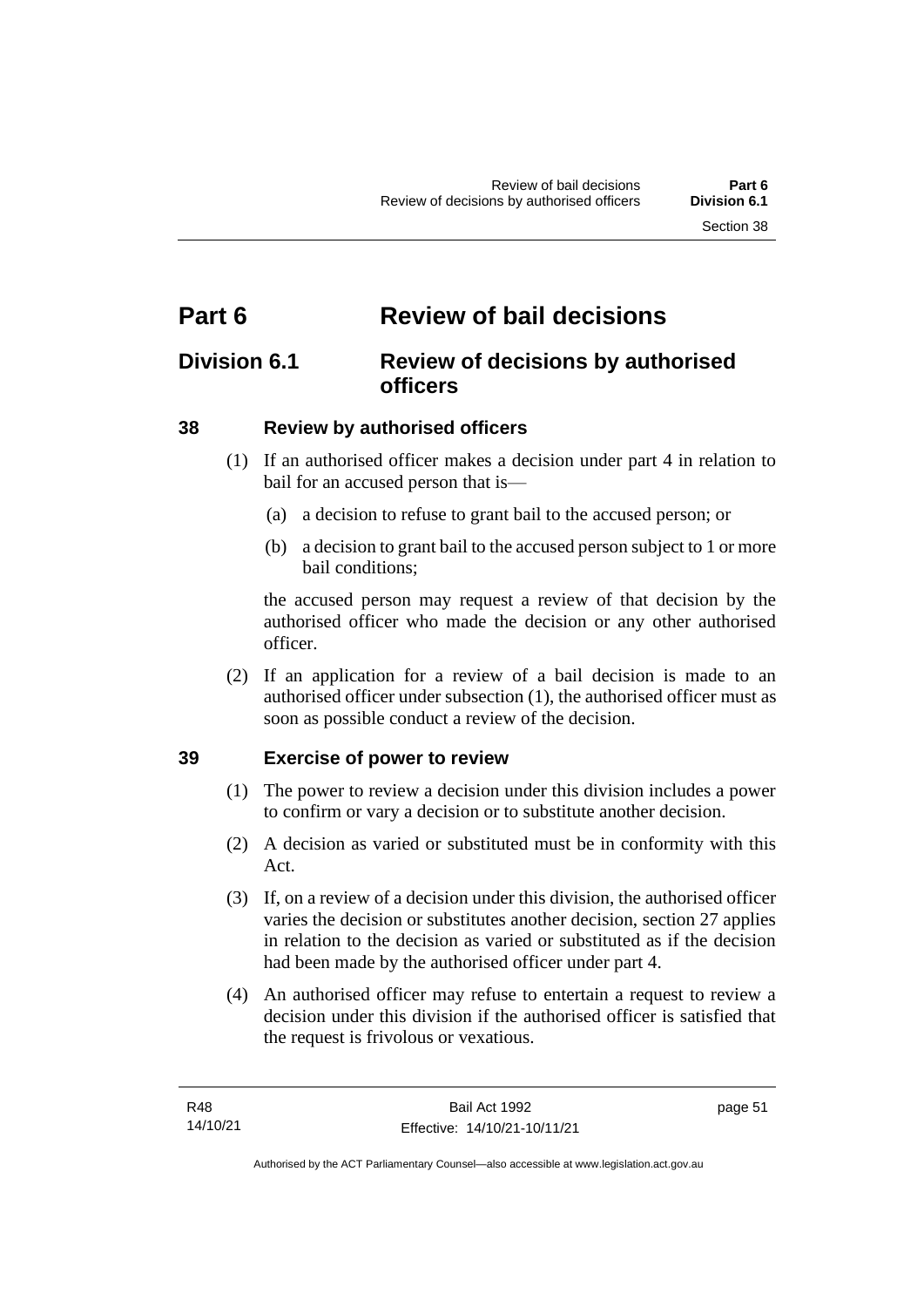# Part 6 Review of bail decisions

## Division 6.1 Review of decisions by authorised officers

### 38 Review by authorised officers

(1) If an authorised officer makes a decision under part 4 in relation to bail for an accused person that is—

(a) a decision to refuse to grant bail to the accused person; or

(b) a decision to grant bail to the accused person subject to 1 or more bail conditions;

the accused person may request a review of that decision by the authorised officer who made the decision or any other authorised officer.

(2) If an application for a review of a bail decision is made to an authorised officer under subsection (1), the authorised officer must as soon as possible conduct a review of the decision.

### 39 Exercise of power to review

(1) The power to review a decision under this division includes a power to confirm or vary a decision or to substitute another decision.

(2) A decision as varied or substituted must be in conformity with this Act.

(3) If, on a review of a decision under this division, the authorised officer varies the decision or substitutes another decision, section 27 applies in relation to the decision as varied or substituted as if the decision had been made by the authorised officer under part 4.

(4) An authorised officer may refuse to entertain a request to review a decision under this division if the authorised officer is satisfied that the request is frivolous or vexatious.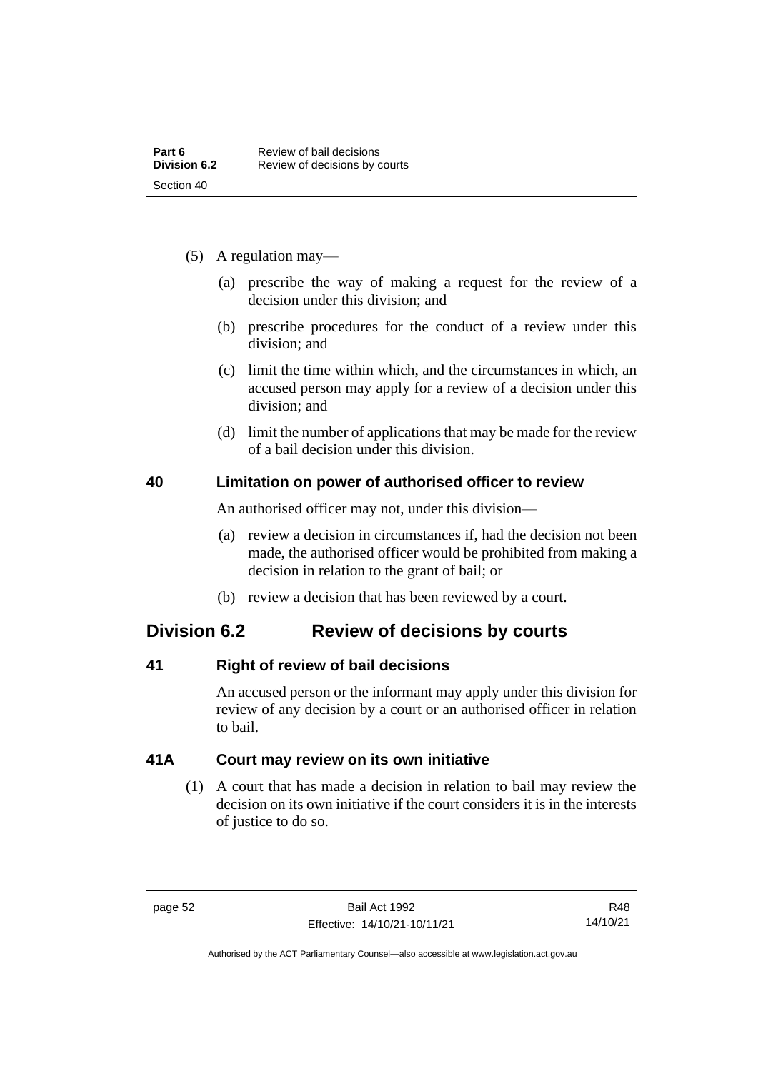(5) A regulation may—

(a) prescribe the way of making a request for the review of a decision under this division; and

(b) prescribe procedures for the conduct of a review under this division; and

(c) limit the time within which, and the circumstances in which, an accused person may apply for a review of a decision under this division; and

(d) limit the number of applications that may be made for the review of a bail decision under this division.

### 40 Limitation on power of authorised officer to review

An authorised officer may not, under this division—

(a) review a decision in circumstances if, had the decision not been made, the authorised officer would be prohibited from making a decision in relation to the grant of bail; or

(b) review a decision that has been reviewed by a court.

## Division 6.2 Review of decisions by courts

### 41 Right of review of bail decisions

An accused person or the informant may apply under this division for review of any decision by a court or an authorised officer in relation to bail.

### 41A Court may review on its own initiative

(1) A court that has made a decision in relation to bail may review the decision on its own initiative if the court considers it is in the interests of justice to do so.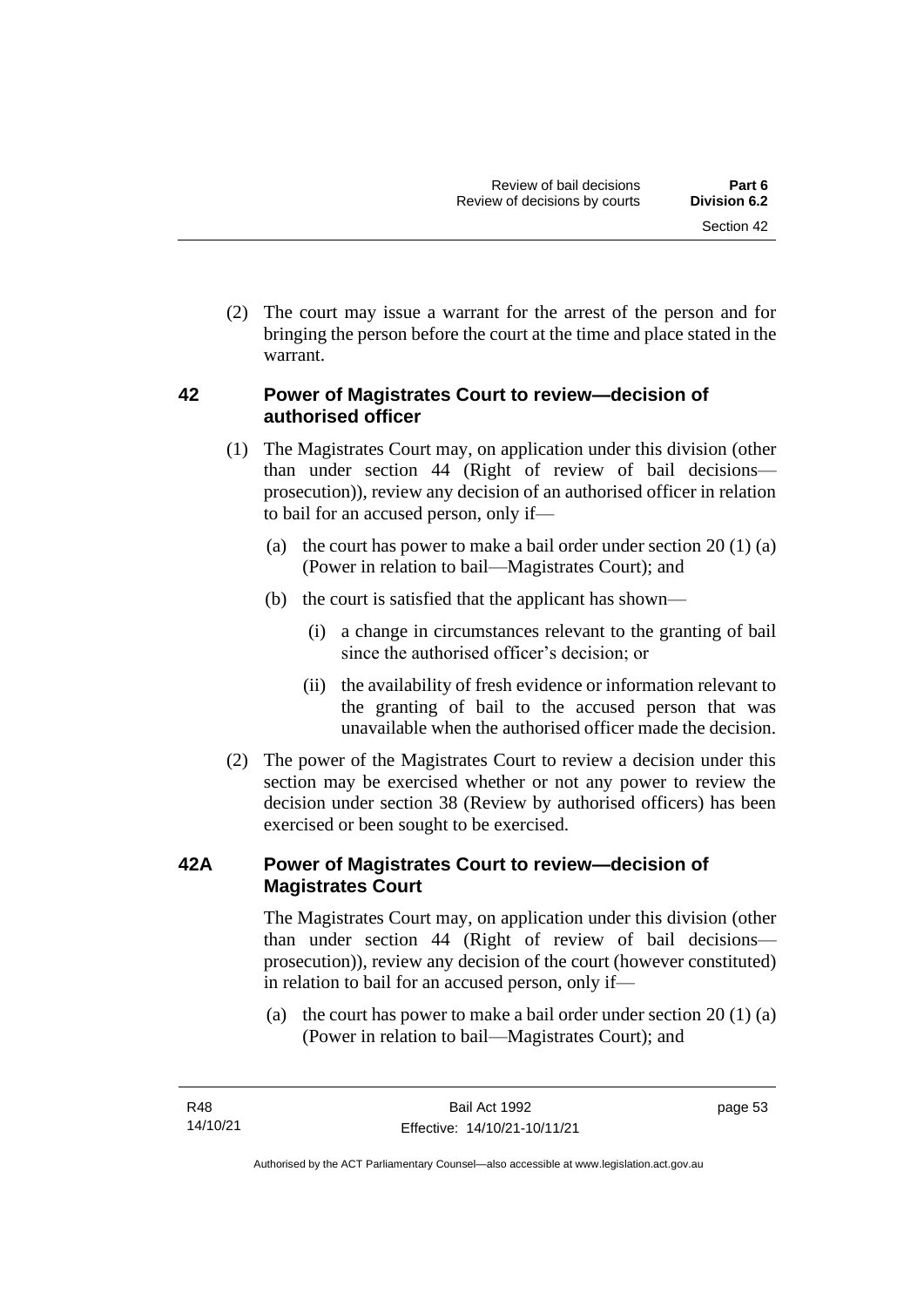(2) The court may issue a warrant for the arrest of the person and for bringing the person before the court at the time and place stated in the warrant.

### 42 Power of Magistrates Court to review—decision of authorised officer

(1) The Magistrates Court may, on application under this division (other than under section 44 (Right of review of bail decisions—prosecution)), review any decision of an authorised officer in relation to bail for an accused person, only if—

(a) the court has power to make a bail order under section 20 (1) (a) (Power in relation to bail—Magistrates Court); and

(b) the court is satisfied that the applicant has shown—

(i) a change in circumstances relevant to the granting of bail since the authorised officer's decision; or

(ii) the availability of fresh evidence or information relevant to the granting of bail to the accused person that was unavailable when the authorised officer made the decision.

(2) The power of the Magistrates Court to review a decision under this section may be exercised whether or not any power to review the decision under section 38 (Review by authorised officers) has been exercised or been sought to be exercised.

### 42A Power of Magistrates Court to review—decision of Magistrates Court

The Magistrates Court may, on application under this division (other than under section 44 (Right of review of bail decisions—prosecution)), review any decision of the court (however constituted) in relation to bail for an accused person, only if—

(a) the court has power to make a bail order under section 20 (1) (a) (Power in relation to bail—Magistrates Court); and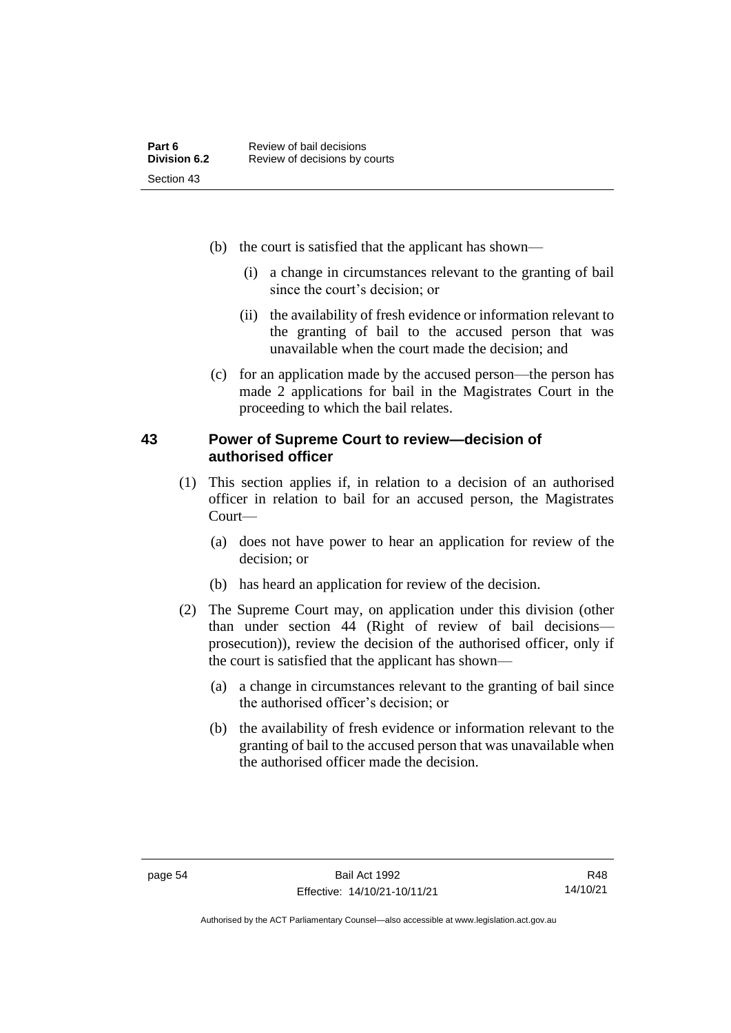(b) the court is satisfied that the applicant has shown—

(i) a change in circumstances relevant to the granting of bail since the court's decision; or

(ii) the availability of fresh evidence or information relevant to the granting of bail to the accused person that was unavailable when the court made the decision; and

(c) for an application made by the accused person—the person has made 2 applications for bail in the Magistrates Court in the proceeding to which the bail relates.

### 43 Power of Supreme Court to review—decision of authorised officer

(1) This section applies if, in relation to a decision of an authorised officer in relation to bail for an accused person, the Magistrates Court—

(a) does not have power to hear an application for review of the decision; or

(b) has heard an application for review of the decision.

(2) The Supreme Court may, on application under this division (other than under section 44 (Right of review of bail decisions—prosecution)), review the decision of the authorised officer, only if the court is satisfied that the applicant has shown—

(a) a change in circumstances relevant to the granting of bail since the authorised officer's decision; or

(b) the availability of fresh evidence or information relevant to the granting of bail to the accused person that was unavailable when the authorised officer made the decision.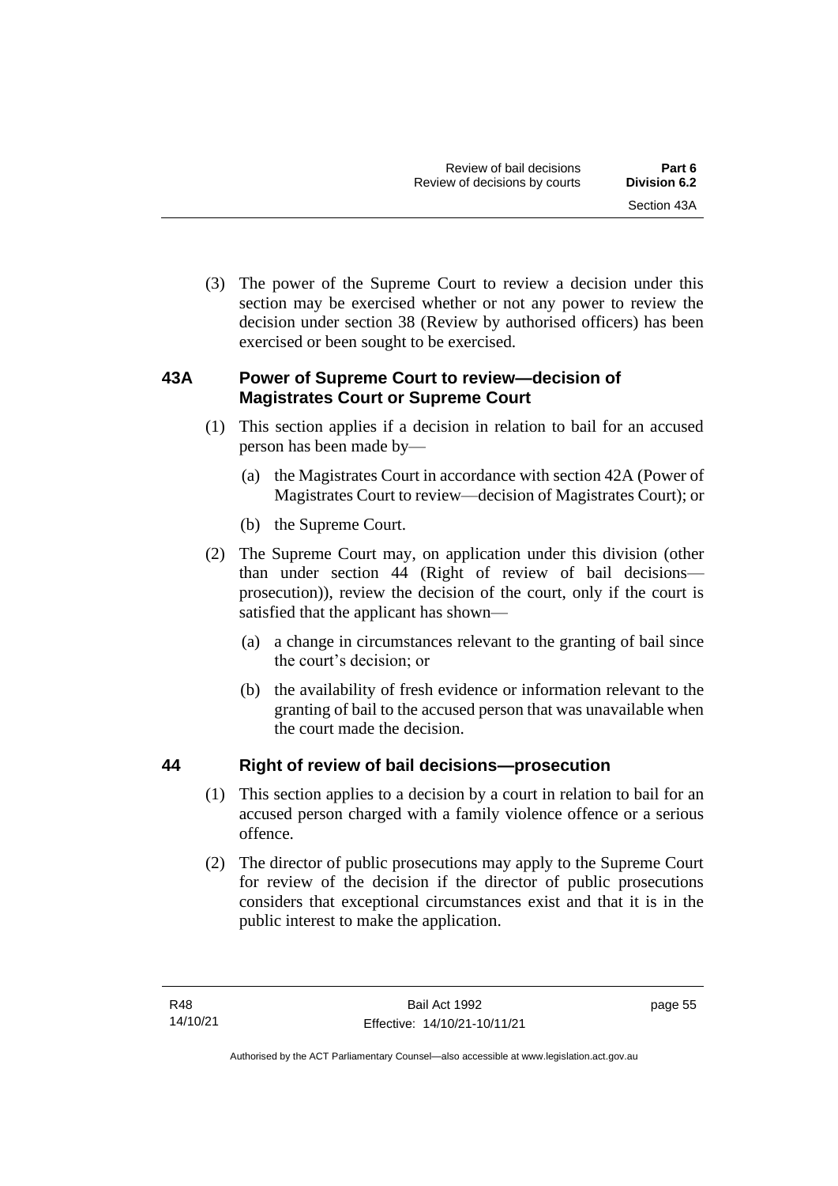(3) The power of the Supreme Court to review a decision under this section may be exercised whether or not any power to review the decision under section 38 (Review by authorised officers) has been exercised or been sought to be exercised.

## 43A Power of Supreme Court to review—decision of Magistrates Court or Supreme Court

(1) This section applies if a decision in relation to bail for an accused person has been made by—

(a) the Magistrates Court in accordance with section 42A (Power of Magistrates Court to review—decision of Magistrates Court); or

(b) the Supreme Court.

(2) The Supreme Court may, on application under this division (other than under section 44 (Right of review of bail decisions—prosecution)), review the decision of the court, only if the court is satisfied that the applicant has shown—

(a) a change in circumstances relevant to the granting of bail since the court's decision; or

(b) the availability of fresh evidence or information relevant to the granting of bail to the accused person that was unavailable when the court made the decision.

## 44 Right of review of bail decisions—prosecution

(1) This section applies to a decision by a court in relation to bail for an accused person charged with a family violence offence or a serious offence.

(2) The director of public prosecutions may apply to the Supreme Court for review of the decision if the director of public prosecutions considers that exceptional circumstances exist and that it is in the public interest to make the application.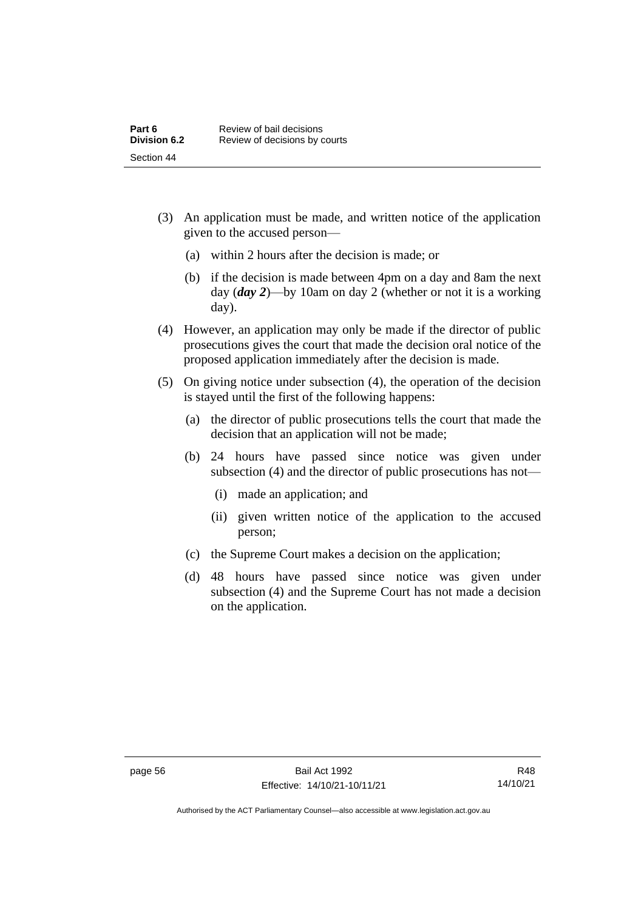(3) An application must be made, and written notice of the application given to the accused person—

   (a) within 2 hours after the decision is made; or

   (b) if the decision is made between 4pm on a day and 8am the next day (***day 2***)—by 10am on day 2 (whether or not it is a working day).

(4) However, an application may only be made if the director of public prosecutions gives the court that made the decision oral notice of the proposed application immediately after the decision is made.

(5) On giving notice under subsection (4), the operation of the decision is stayed until the first of the following happens:

   (a) the director of public prosecutions tells the court that made the decision that an application will not be made;

   (b) 24 hours have passed since notice was given under subsection (4) and the director of public prosecutions has not—

      (i) made an application; and

      (ii) given written notice of the application to the accused person;

   (c) the Supreme Court makes a decision on the application;

   (d) 48 hours have passed since notice was given under subsection (4) and the Supreme Court has not made a decision on the application.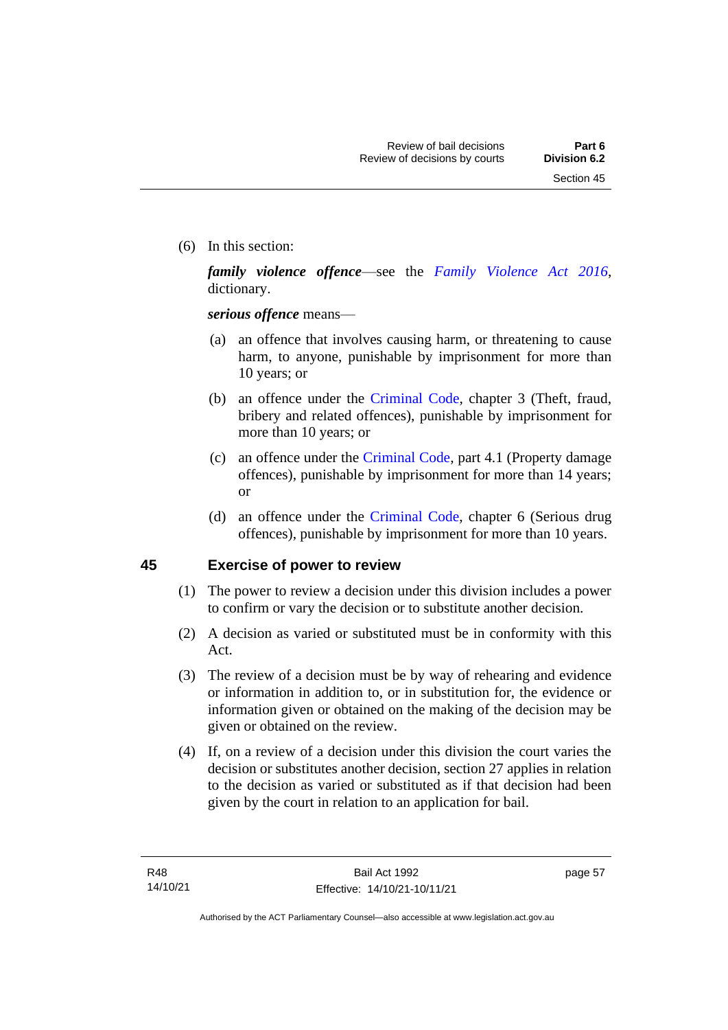(6) In this section:

***family violence offence***—see the *Family Violence Act 2016*, dictionary.

***serious offence*** means—

(a) an offence that involves causing harm, or threatening to cause harm, to anyone, punishable by imprisonment for more than 10 years; or

(b) an offence under the Criminal Code, chapter 3 (Theft, fraud, bribery and related offences), punishable by imprisonment for more than 10 years; or

(c) an offence under the Criminal Code, part 4.1 (Property damage offences), punishable by imprisonment for more than 14 years; or

(d) an offence under the Criminal Code, chapter 6 (Serious drug offences), punishable by imprisonment for more than 10 years.

## 45 Exercise of power to review

(1) The power to review a decision under this division includes a power to confirm or vary the decision or to substitute another decision.

(2) A decision as varied or substituted must be in conformity with this Act.

(3) The review of a decision must be by way of rehearing and evidence or information in addition to, or in substitution for, the evidence or information given or obtained on the making of the decision may be given or obtained on the review.

(4) If, on a review of a decision under this division the court varies the decision or substitutes another decision, section 27 applies in relation to the decision as varied or substituted as if that decision had been given by the court in relation to an application for bail.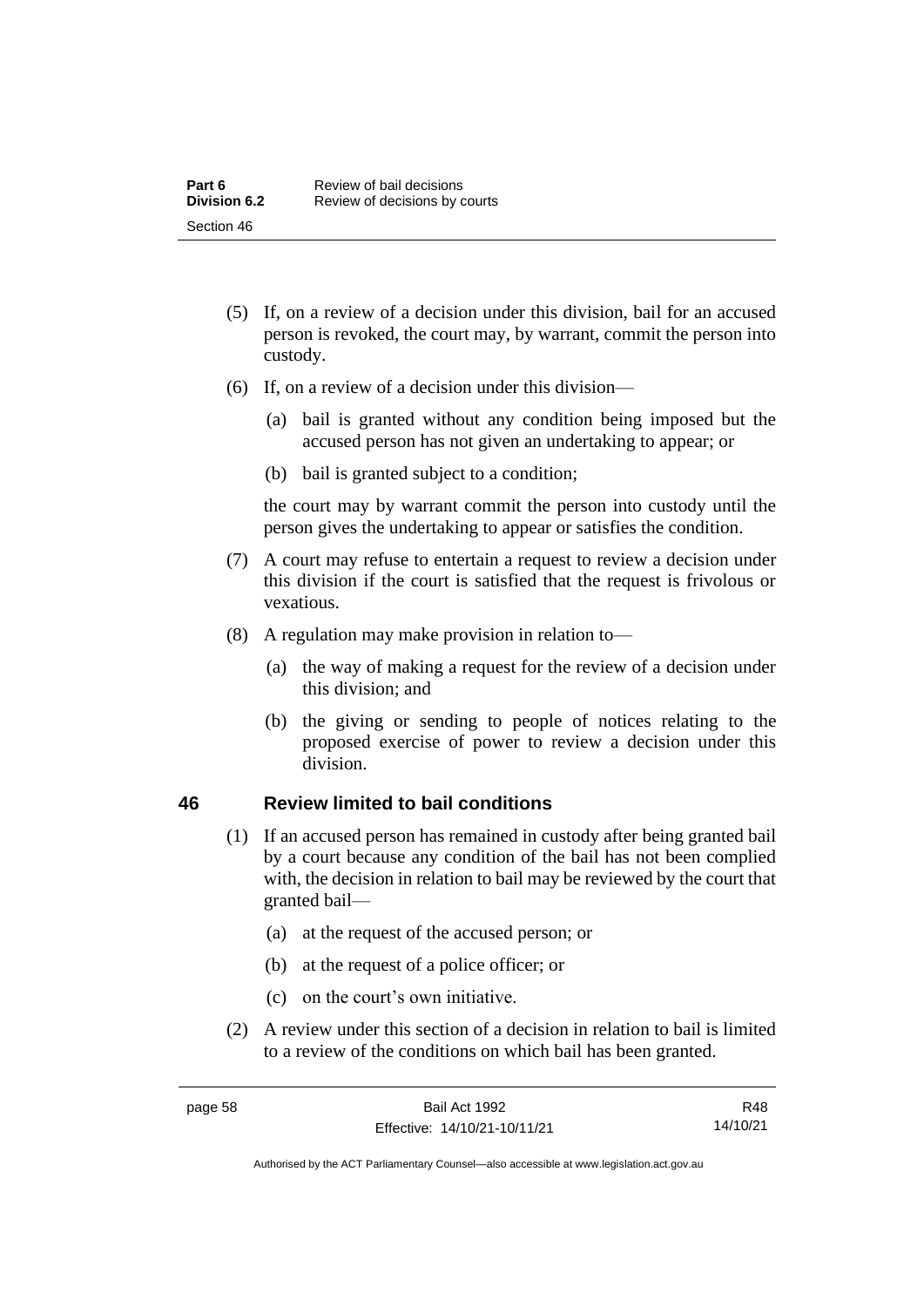(5) If, on a review of a decision under this division, bail for an accused person is revoked, the court may, by warrant, commit the person into custody.

(6) If, on a review of a decision under this division—

(a) bail is granted without any condition being imposed but the accused person has not given an undertaking to appear; or

(b) bail is granted subject to a condition;

the court may by warrant commit the person into custody until the person gives the undertaking to appear or satisfies the condition.

(7) A court may refuse to entertain a request to review a decision under this division if the court is satisfied that the request is frivolous or vexatious.

(8) A regulation may make provision in relation to—

(a) the way of making a request for the review of a decision under this division; and

(b) the giving or sending to people of notices relating to the proposed exercise of power to review a decision under this division.

## 46 Review limited to bail conditions

(1) If an accused person has remained in custody after being granted bail by a court because any condition of the bail has not been complied with, the decision in relation to bail may be reviewed by the court that granted bail—

(a) at the request of the accused person; or

(b) at the request of a police officer; or

(c) on the court's own initiative.

(2) A review under this section of a decision in relation to bail is limited to a review of the conditions on which bail has been granted.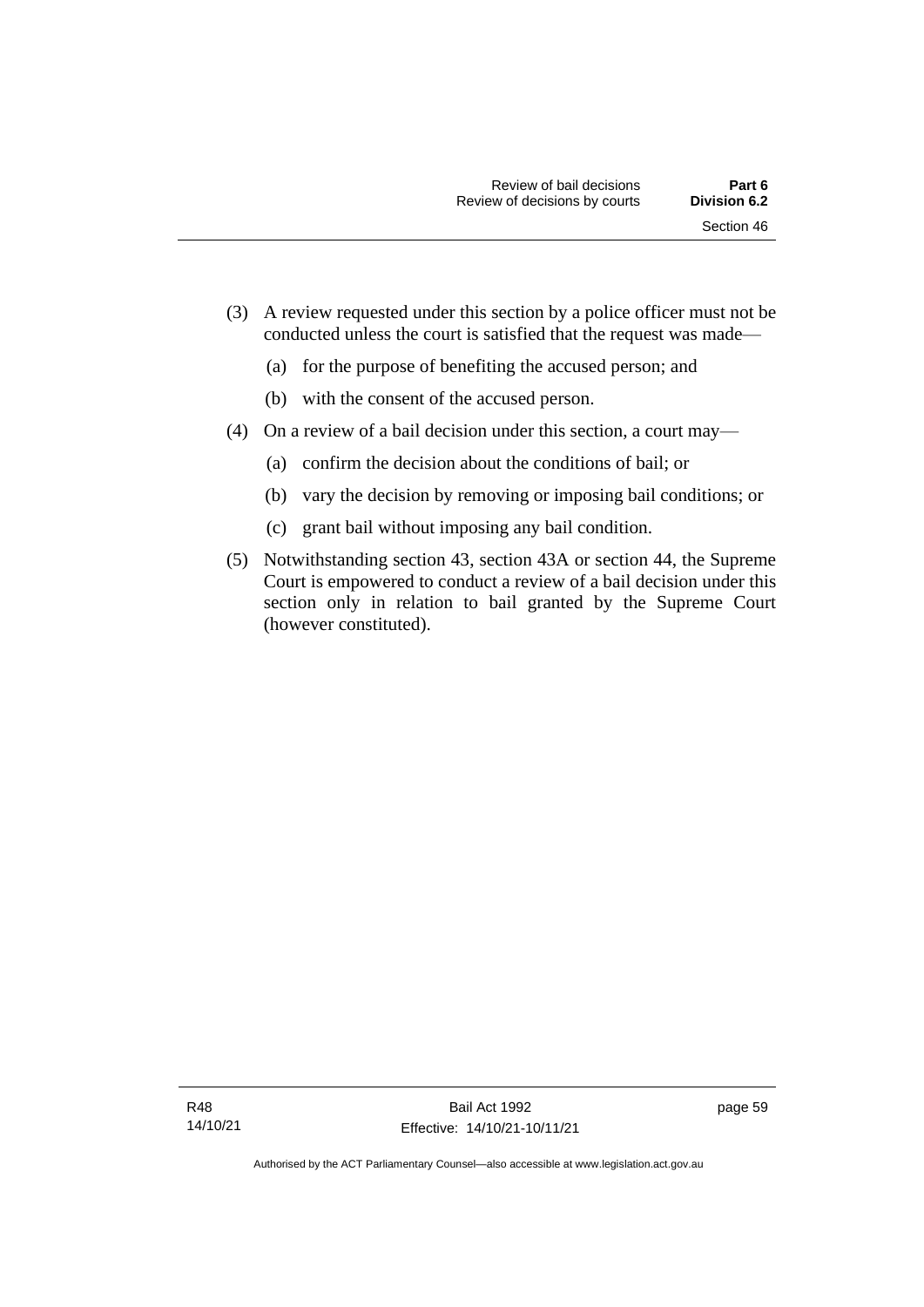(3) A review requested under this section by a police officer must not be conducted unless the court is satisfied that the request was made—

(a) for the purpose of benefiting the accused person; and

(b) with the consent of the accused person.

(4) On a review of a bail decision under this section, a court may—

(a) confirm the decision about the conditions of bail; or

(b) vary the decision by removing or imposing bail conditions; or

(c) grant bail without imposing any bail condition.

(5) Notwithstanding section 43, section 43A or section 44, the Supreme Court is empowered to conduct a review of a bail decision under this section only in relation to bail granted by the Supreme Court (however constituted).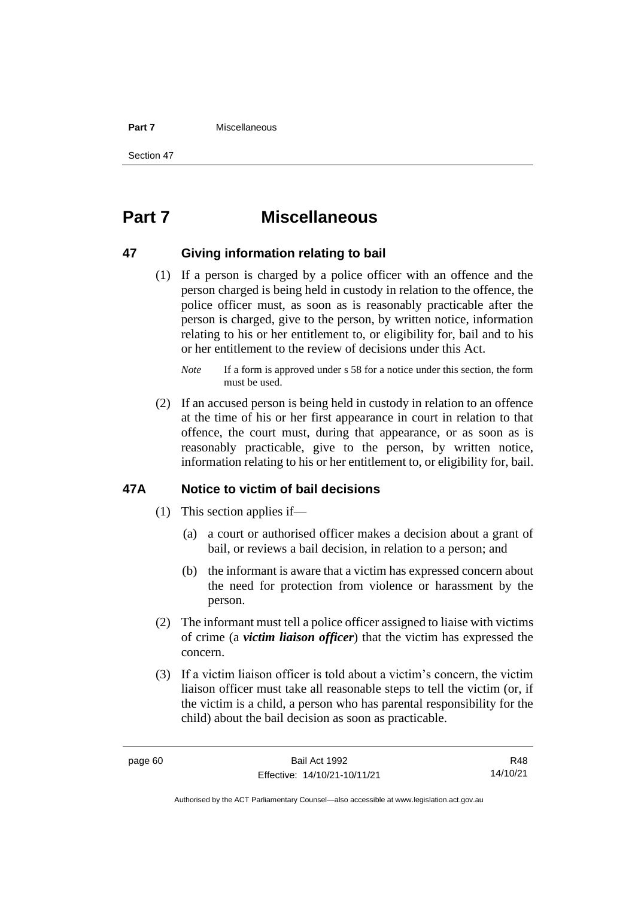# Part 7 Miscellaneous

### 47 Giving information relating to bail

(1) If a person is charged by a police officer with an offence and the person charged is being held in custody in relation to the offence, the police officer must, as soon as is reasonably practicable after the person is charged, give to the person, by written notice, information relating to his or her entitlement to, or eligibility for, bail and to his or her entitlement to the review of decisions under this Act.

*Note* If a form is approved under s 58 for a notice under this section, the form must be used.

(2) If an accused person is being held in custody in relation to an offence at the time of his or her first appearance in court in relation to that offence, the court must, during that appearance, or as soon as is reasonably practicable, give to the person, by written notice, information relating to his or her entitlement to, or eligibility for, bail.

### 47A Notice to victim of bail decisions

(1) This section applies if—

(a) a court or authorised officer makes a decision about a grant of bail, or reviews a bail decision, in relation to a person; and

(b) the informant is aware that a victim has expressed concern about the need for protection from violence or harassment by the person.

(2) The informant must tell a police officer assigned to liaise with victims of crime (a ***victim liaison officer***) that the victim has expressed the concern.

(3) If a victim liaison officer is told about a victim's concern, the victim liaison officer must take all reasonable steps to tell the victim (or, if the victim is a child, a person who has parental responsibility for the child) about the bail decision as soon as practicable.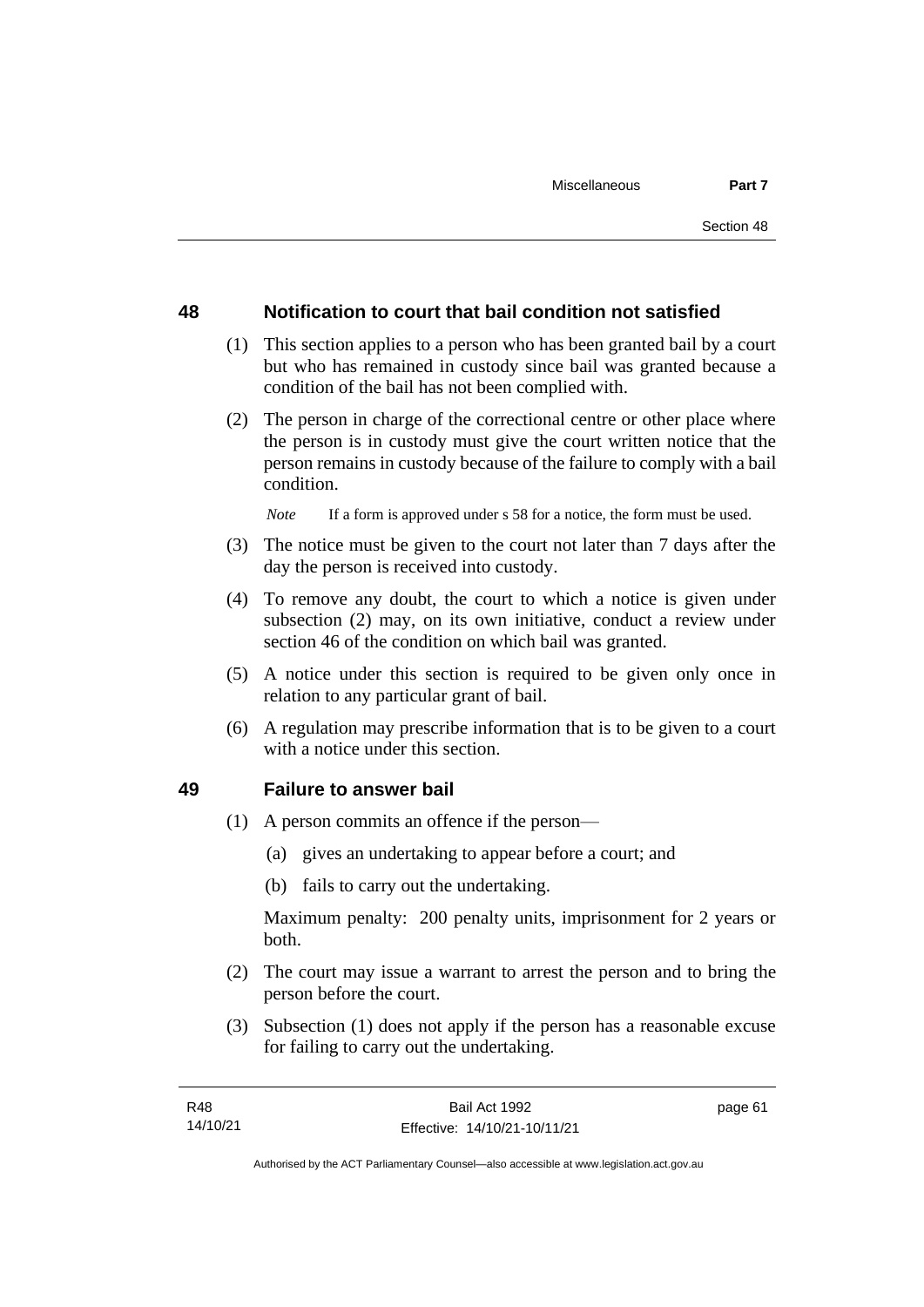## 48 Notification to court that bail condition not satisfied

(1) This section applies to a person who has been granted bail by a court but who has remained in custody since bail was granted because a condition of the bail has not been complied with.

(2) The person in charge of the correctional centre or other place where the person is in custody must give the court written notice that the person remains in custody because of the failure to comply with a bail condition.

*Note* If a form is approved under s 58 for a notice, the form must be used.

(3) The notice must be given to the court not later than 7 days after the day the person is received into custody.

(4) To remove any doubt, the court to which a notice is given under subsection (2) may, on its own initiative, conduct a review under section 46 of the condition on which bail was granted.

(5) A notice under this section is required to be given only once in relation to any particular grant of bail.

(6) A regulation may prescribe information that is to be given to a court with a notice under this section.

## 49 Failure to answer bail

(1) A person commits an offence if the person—

(a) gives an undertaking to appear before a court; and

(b) fails to carry out the undertaking.

Maximum penalty: 200 penalty units, imprisonment for 2 years or both.

(2) The court may issue a warrant to arrest the person and to bring the person before the court.

(3) Subsection (1) does not apply if the person has a reasonable excuse for failing to carry out the undertaking.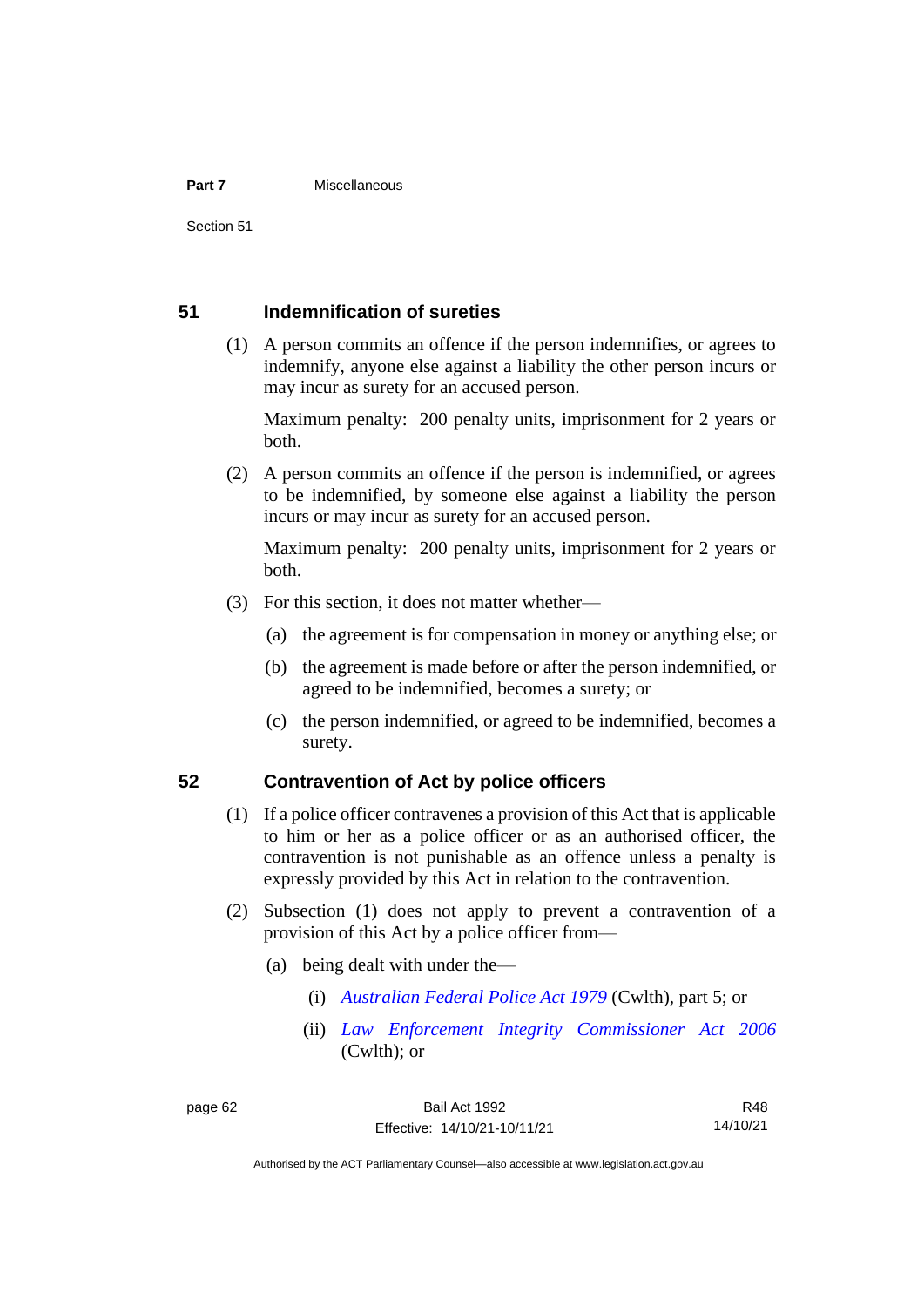## 51 Indemnification of sureties

(1) A person commits an offence if the person indemnifies, or agrees to indemnify, anyone else against a liability the other person incurs or may incur as surety for an accused person.

Maximum penalty: 200 penalty units, imprisonment for 2 years or both.

(2) A person commits an offence if the person is indemnified, or agrees to be indemnified, by someone else against a liability the person incurs or may incur as surety for an accused person.

Maximum penalty: 200 penalty units, imprisonment for 2 years or both.

(3) For this section, it does not matter whether—

(a) the agreement is for compensation in money or anything else; or

(b) the agreement is made before or after the person indemnified, or agreed to be indemnified, becomes a surety; or

(c) the person indemnified, or agreed to be indemnified, becomes a surety.

## 52 Contravention of Act by police officers

(1) If a police officer contravenes a provision of this Act that is applicable to him or her as a police officer or as an authorised officer, the contravention is not punishable as an offence unless a penalty is expressly provided by this Act in relation to the contravention.

(2) Subsection (1) does not apply to prevent a contravention of a provision of this Act by a police officer from—

(a) being dealt with under the—

(i) *Australian Federal Police Act 1979* (Cwlth), part 5; or

(ii) *Law Enforcement Integrity Commissioner Act 2006* (Cwlth); or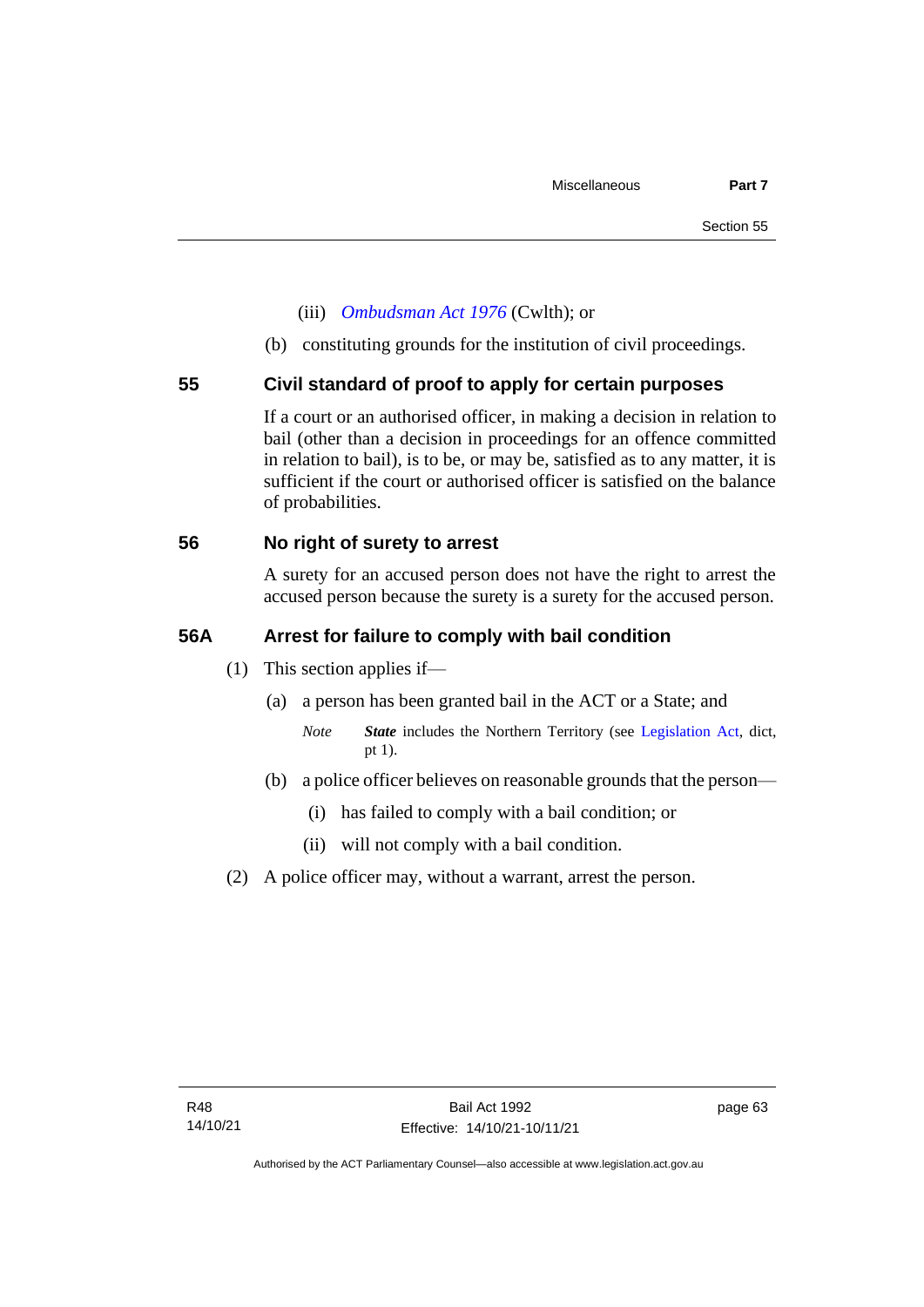(iii) *Ombudsman Act 1976* (Cwlth); or

(b) constituting grounds for the institution of civil proceedings.

## 55 Civil standard of proof to apply for certain purposes

If a court or an authorised officer, in making a decision in relation to bail (other than a decision in proceedings for an offence committed in relation to bail), is to be, or may be, satisfied as to any matter, it is sufficient if the court or authorised officer is satisfied on the balance of probabilities.

## 56 No right of surety to arrest

A surety for an accused person does not have the right to arrest the accused person because the surety is a surety for the accused person.

## 56A Arrest for failure to comply with bail condition

(1) This section applies if—

(a) a person has been granted bail in the ACT or a State; and

*Note* ***State*** includes the Northern Territory (see Legislation Act, dict, pt 1).

(b) a police officer believes on reasonable grounds that the person—

(i) has failed to comply with a bail condition; or

(ii) will not comply with a bail condition.

(2) A police officer may, without a warrant, arrest the person.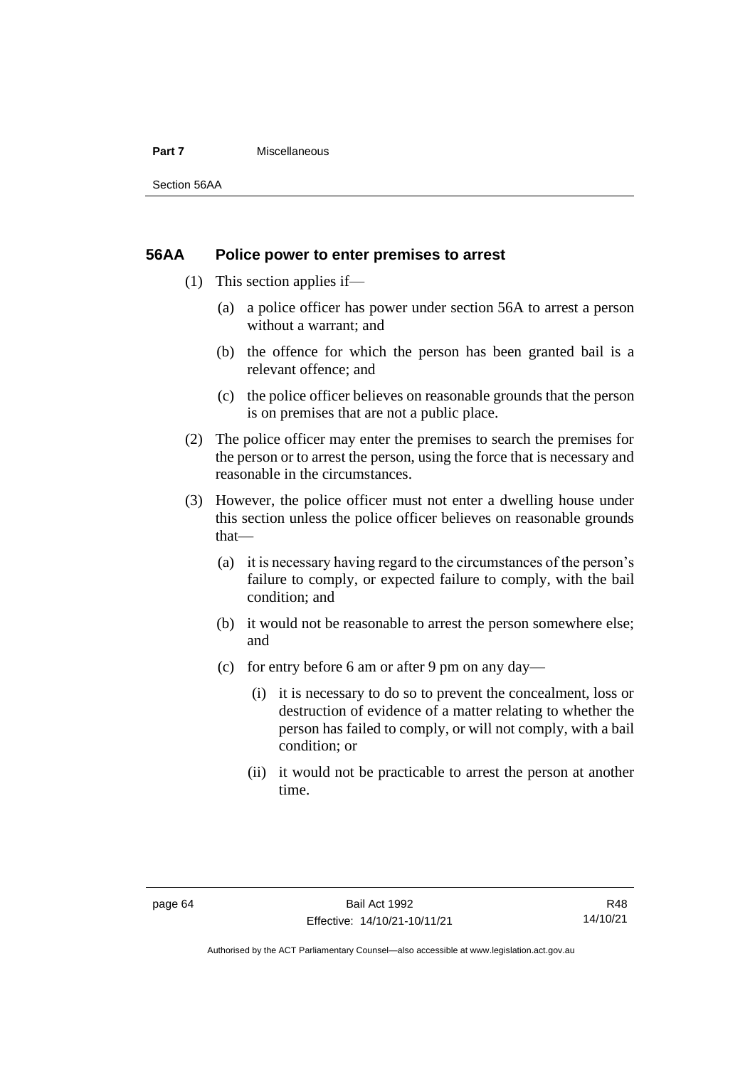## 56AA Police power to enter premises to arrest

(1) This section applies if—

(a) a police officer has power under section 56A to arrest a person without a warrant; and

(b) the offence for which the person has been granted bail is a relevant offence; and

(c) the police officer believes on reasonable grounds that the person is on premises that are not a public place.

(2) The police officer may enter the premises to search the premises for the person or to arrest the person, using the force that is necessary and reasonable in the circumstances.

(3) However, the police officer must not enter a dwelling house under this section unless the police officer believes on reasonable grounds that—

(a) it is necessary having regard to the circumstances of the person's failure to comply, or expected failure to comply, with the bail condition; and

(b) it would not be reasonable to arrest the person somewhere else; and

(c) for entry before 6 am or after 9 pm on any day—

(i) it is necessary to do so to prevent the concealment, loss or destruction of evidence of a matter relating to whether the person has failed to comply, or will not comply, with a bail condition; or

(ii) it would not be practicable to arrest the person at another time.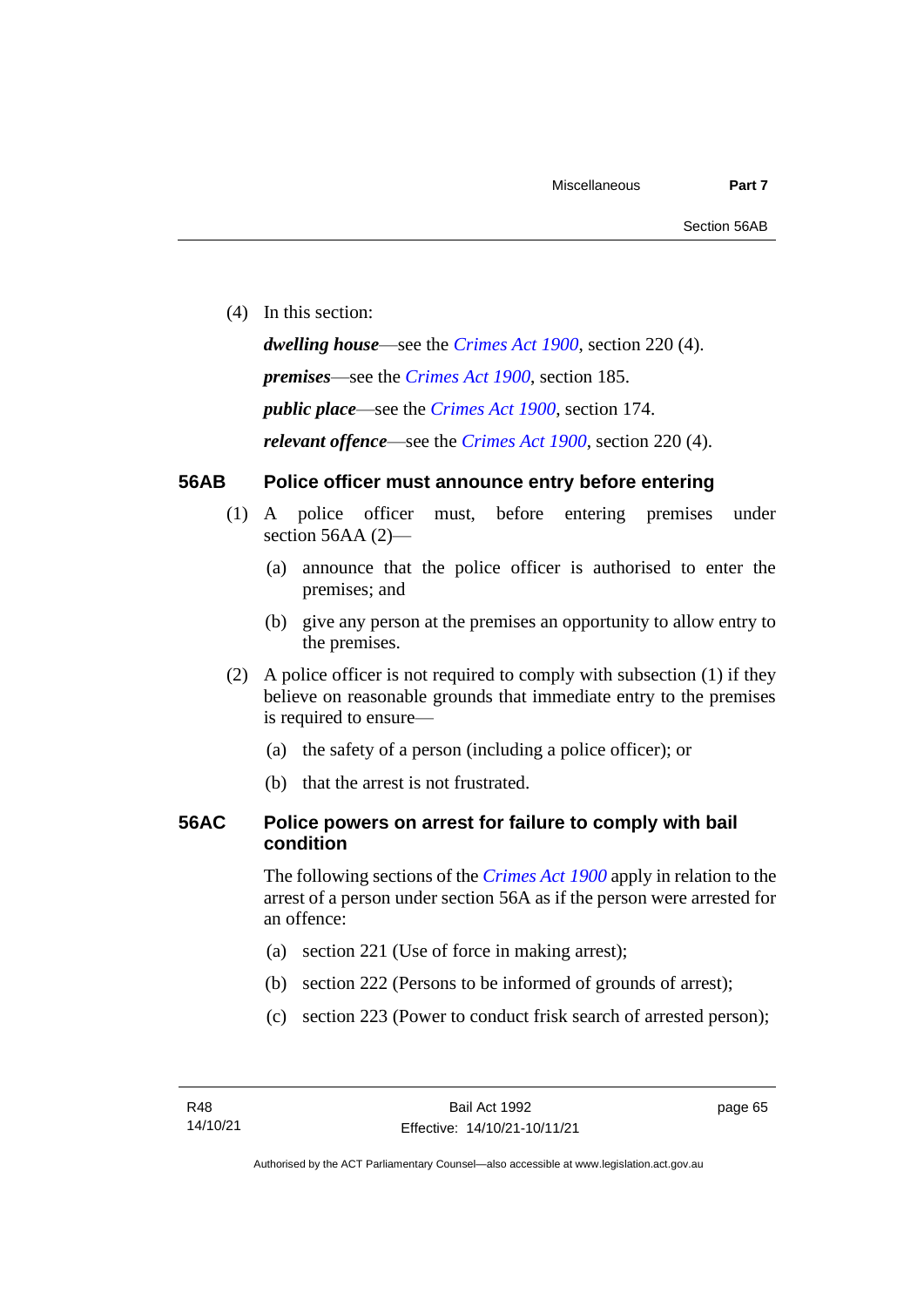(4) In this section:

***dwelling house***—see the *Crimes Act 1900*, section 220 (4).

***premises***—see the *Crimes Act 1900*, section 185.

***public place***—see the *Crimes Act 1900*, section 174.

***relevant offence***—see the *Crimes Act 1900*, section 220 (4).

## 56AB Police officer must announce entry before entering

(1) A police officer must, before entering premises under section 56AA (2)—

(a) announce that the police officer is authorised to enter the premises; and

(b) give any person at the premises an opportunity to allow entry to the premises.

(2) A police officer is not required to comply with subsection (1) if they believe on reasonable grounds that immediate entry to the premises is required to ensure—

(a) the safety of a person (including a police officer); or

(b) that the arrest is not frustrated.

## 56AC Police powers on arrest for failure to comply with bail condition

The following sections of the *Crimes Act 1900* apply in relation to the arrest of a person under section 56A as if the person were arrested for an offence:

(a) section 221 (Use of force in making arrest);

(b) section 222 (Persons to be informed of grounds of arrest);

(c) section 223 (Power to conduct frisk search of arrested person);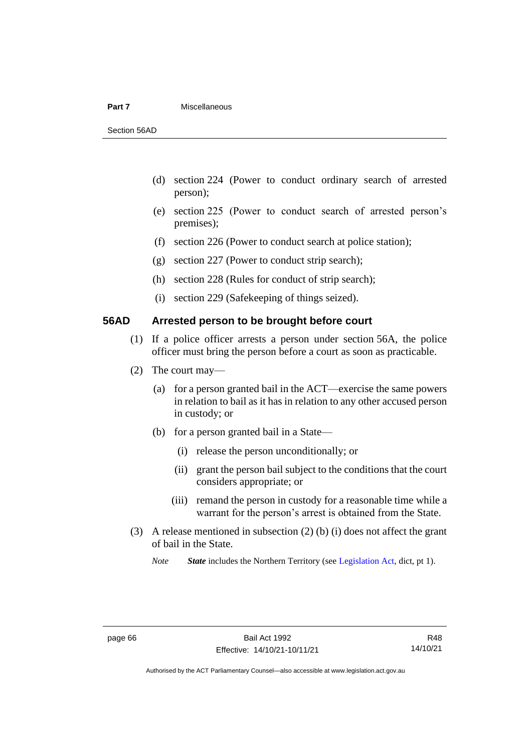(d) section 224 (Power to conduct ordinary search of arrested person);

(e) section 225 (Power to conduct search of arrested person's premises);

(f) section 226 (Power to conduct search at police station);

(g) section 227 (Power to conduct strip search);

(h) section 228 (Rules for conduct of strip search);

(i) section 229 (Safekeeping of things seized).

### 56AD Arrested person to be brought before court

(1) If a police officer arrests a person under section 56A, the police officer must bring the person before a court as soon as practicable.

(2) The court may—

(a) for a person granted bail in the ACT—exercise the same powers in relation to bail as it has in relation to any other accused person in custody; or

(b) for a person granted bail in a State—

(i) release the person unconditionally; or

(ii) grant the person bail subject to the conditions that the court considers appropriate; or

(iii) remand the person in custody for a reasonable time while a warrant for the person's arrest is obtained from the State.

(3) A release mentioned in subsection (2) (b) (i) does not affect the grant of bail in the State.

*Note* ***State*** includes the Northern Territory (see Legislation Act, dict, pt 1).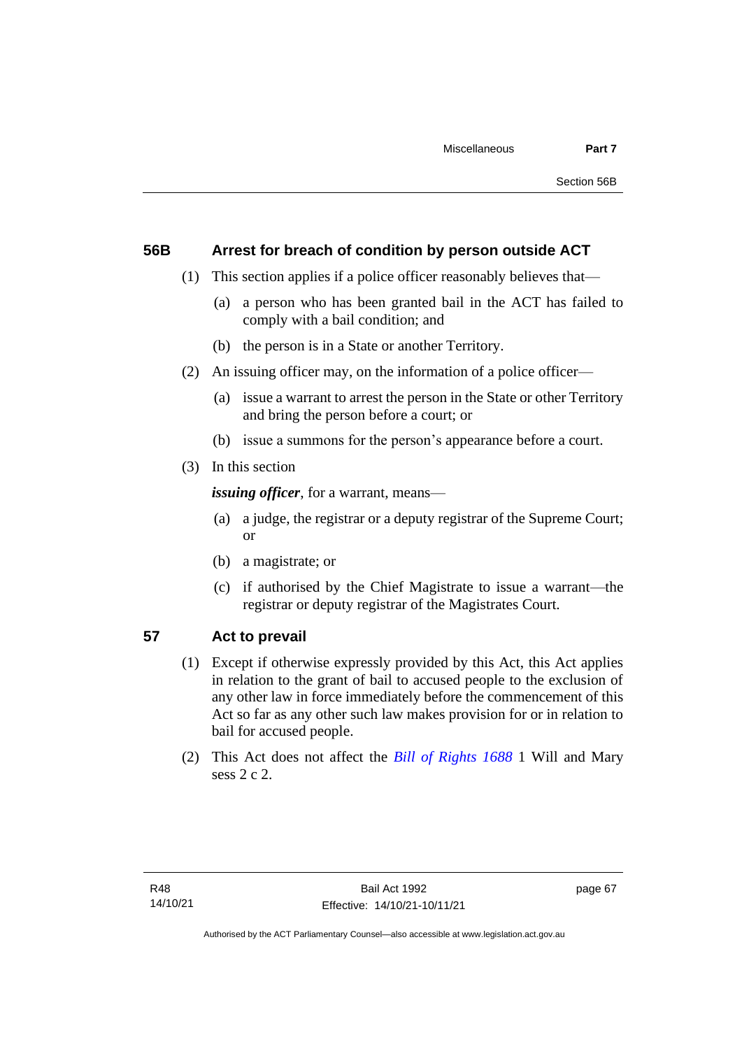## 56B Arrest for breach of condition by person outside ACT

(1) This section applies if a police officer reasonably believes that—

(a) a person who has been granted bail in the ACT has failed to comply with a bail condition; and

(b) the person is in a State or another Territory.

(2) An issuing officer may, on the information of a police officer—

(a) issue a warrant to arrest the person in the State or other Territory and bring the person before a court; or

(b) issue a summons for the person's appearance before a court.

(3) In this section

***issuing officer***, for a warrant, means—

(a) a judge, the registrar or a deputy registrar of the Supreme Court; or

(b) a magistrate; or

(c) if authorised by the Chief Magistrate to issue a warrant—the registrar or deputy registrar of the Magistrates Court.

## 57 Act to prevail

(1) Except if otherwise expressly provided by this Act, this Act applies in relation to the grant of bail to accused people to the exclusion of any other law in force immediately before the commencement of this Act so far as any other such law makes provision for or in relation to bail for accused people.

(2) This Act does not affect the *Bill of Rights 1688* 1 Will and Mary sess 2 c 2.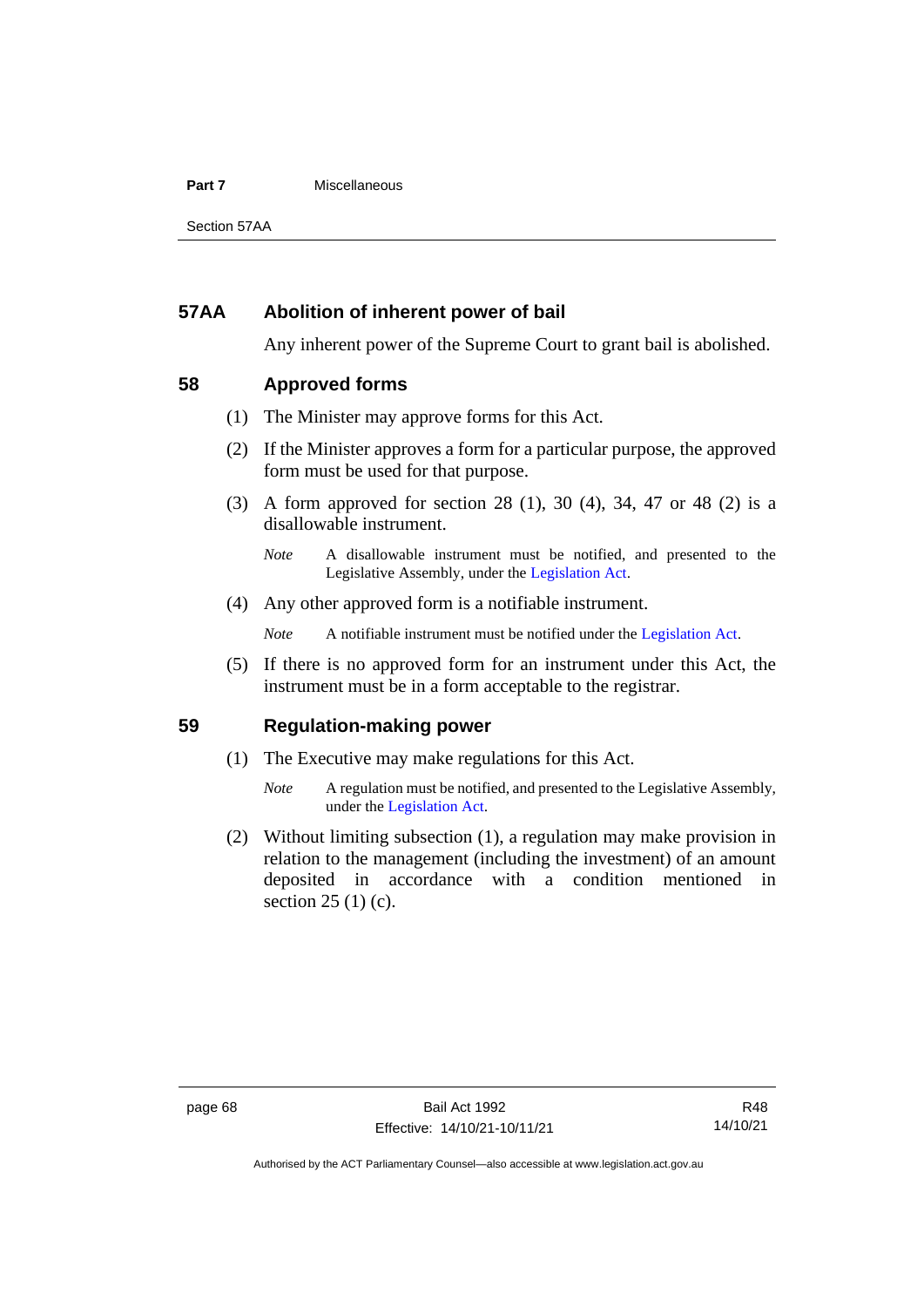## 57AA Abolition of inherent power of bail

Any inherent power of the Supreme Court to grant bail is abolished.

## 58 Approved forms

(1) The Minister may approve forms for this Act.

(2) If the Minister approves a form for a particular purpose, the approved form must be used for that purpose.

(3) A form approved for section 28 (1), 30 (4), 34, 47 or 48 (2) is a disallowable instrument.

*Note* A disallowable instrument must be notified, and presented to the Legislative Assembly, under the Legislation Act.

(4) Any other approved form is a notifiable instrument.

*Note* A notifiable instrument must be notified under the Legislation Act.

(5) If there is no approved form for an instrument under this Act, the instrument must be in a form acceptable to the registrar.

## 59 Regulation-making power

(1) The Executive may make regulations for this Act.

*Note* A regulation must be notified, and presented to the Legislative Assembly, under the Legislation Act.

(2) Without limiting subsection (1), a regulation may make provision in relation to the management (including the investment) of an amount deposited in accordance with a condition mentioned in section 25 (1) (c).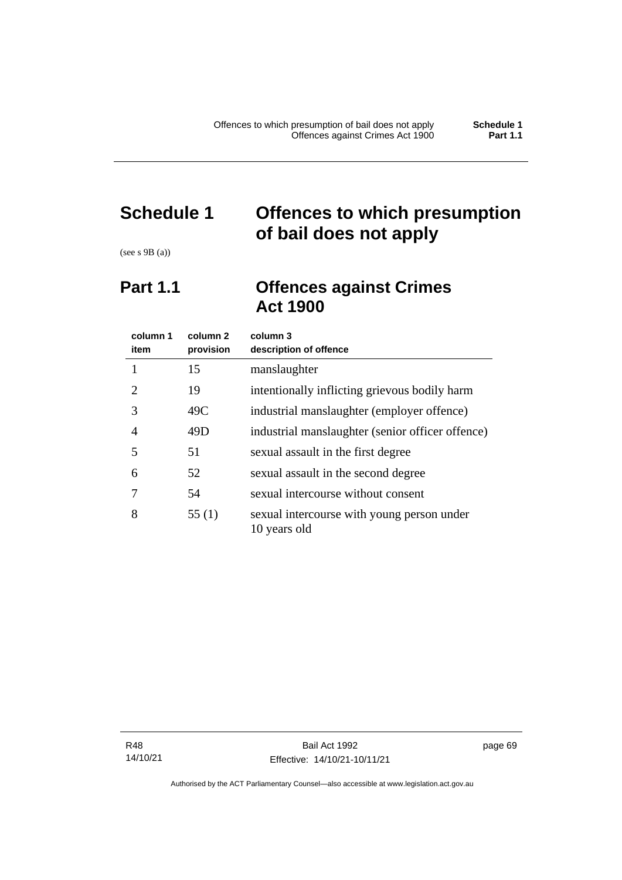# Schedule 1 Offences to which presumption of bail does not apply

(see s 9B (a))

## Part 1.1 Offences against Crimes Act 1900

| column 1 item | column 2 provision | column 3 description of offence |
|---|---|---|
| 1 | 15 | manslaughter |
| 2 | 19 | intentionally inflicting grievous bodily harm |
| 3 | 49C | industrial manslaughter (employer offence) |
| 4 | 49D | industrial manslaughter (senior officer offence) |
| 5 | 51 | sexual assault in the first degree |
| 6 | 52 | sexual assault in the second degree |
| 7 | 54 | sexual intercourse without consent |
| 8 | 55 (1) | sexual intercourse with young person under 10 years old |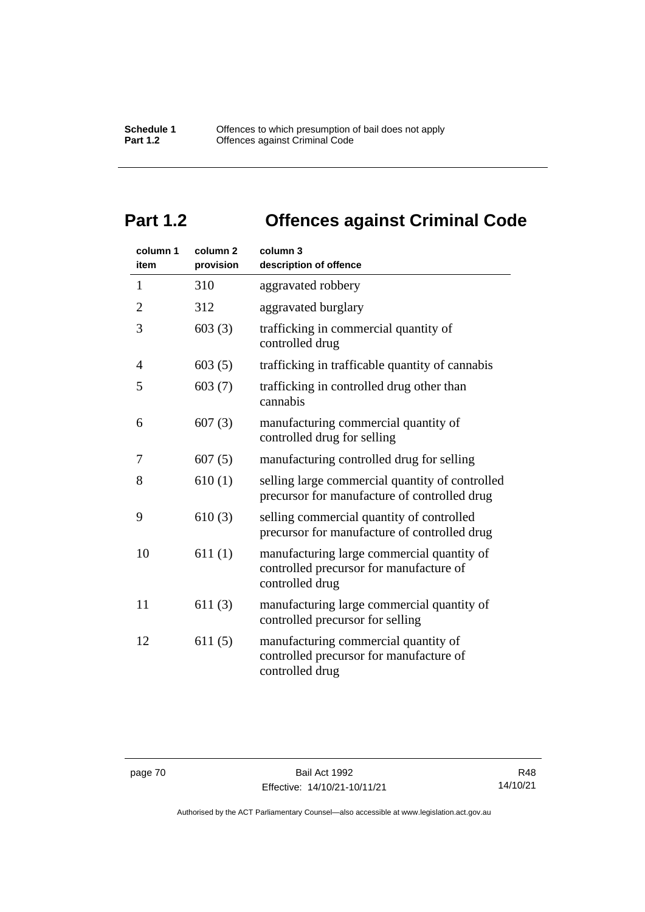## Part 1.2 Offences against Criminal Code

| column 1 item | column 2 provision | column 3 description of offence |
|---|---|---|
| 1 | 310 | aggravated robbery |
| 2 | 312 | aggravated burglary |
| 3 | 603 (3) | trafficking in commercial quantity of controlled drug |
| 4 | 603 (5) | trafficking in trafficable quantity of cannabis |
| 5 | 603 (7) | trafficking in controlled drug other than cannabis |
| 6 | 607 (3) | manufacturing commercial quantity of controlled drug for selling |
| 7 | 607 (5) | manufacturing controlled drug for selling |
| 8 | 610 (1) | selling large commercial quantity of controlled precursor for manufacture of controlled drug |
| 9 | 610 (3) | selling commercial quantity of controlled precursor for manufacture of controlled drug |
| 10 | 611 (1) | manufacturing large commercial quantity of controlled precursor for manufacture of controlled drug |
| 11 | 611 (3) | manufacturing large commercial quantity of controlled precursor for selling |
| 12 | 611 (5) | manufacturing commercial quantity of controlled precursor for manufacture of controlled drug |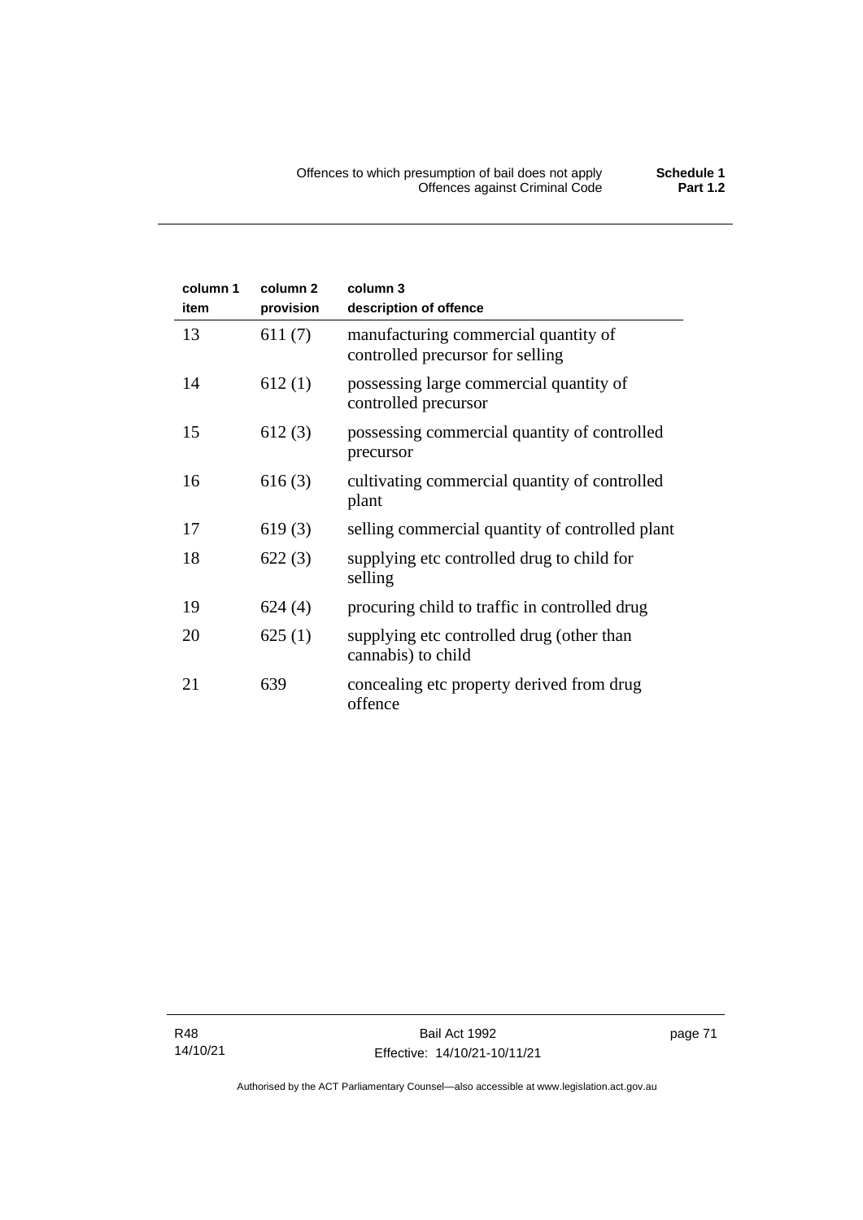| column 1<br>item | column 2<br>provision | column 3<br>description of offence |
|---|---|---|
| 13 | 611 (7) | manufacturing commercial quantity of controlled precursor for selling |
| 14 | 612 (1) | possessing large commercial quantity of controlled precursor |
| 15 | 612 (3) | possessing commercial quantity of controlled precursor |
| 16 | 616 (3) | cultivating commercial quantity of controlled plant |
| 17 | 619 (3) | selling commercial quantity of controlled plant |
| 18 | 622 (3) | supplying etc controlled drug to child for selling |
| 19 | 624 (4) | procuring child to traffic in controlled drug |
| 20 | 625 (1) | supplying etc controlled drug (other than cannabis) to child |
| 21 | 639 | concealing etc property derived from drug offence |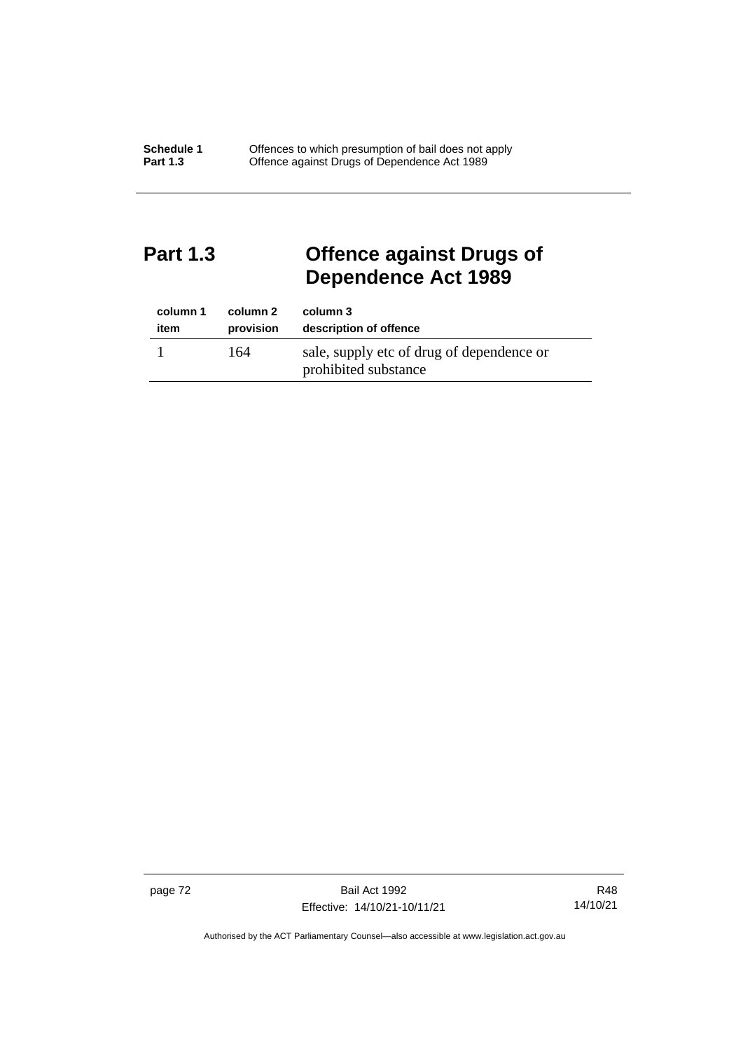## Part 1.3 Offence against Drugs of Dependence Act 1989

| column 1<br>item | column 2<br>provision | column 3<br>description of offence |
|---|---|---|
| 1 | 164 | sale, supply etc of drug of dependence or prohibited substance |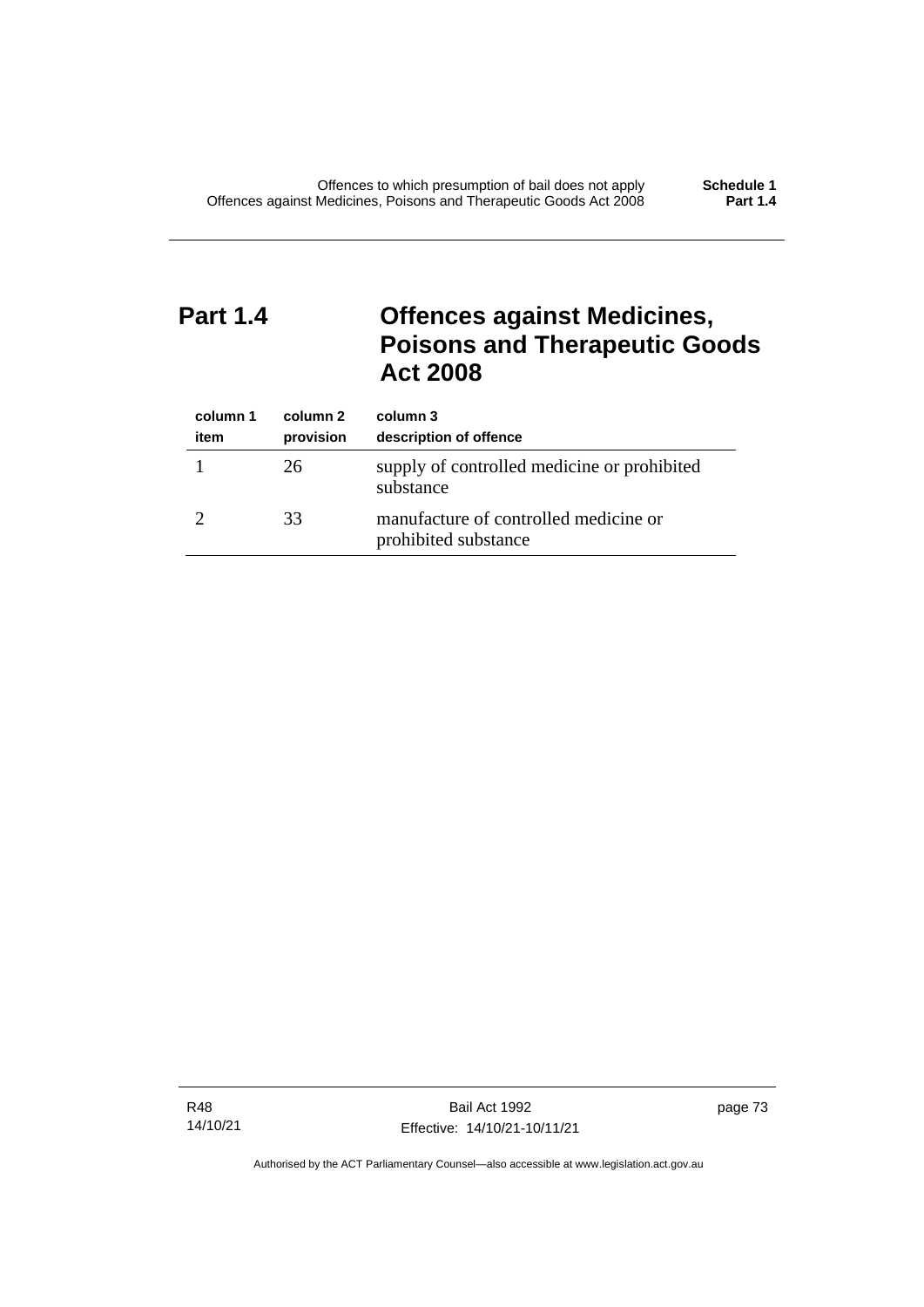# Part 1.4 Offences against Medicines, Poisons and Therapeutic Goods Act 2008

| column 1 item | column 2 provision | column 3 description of offence |
|---|---|---|
| 1 | 26 | supply of controlled medicine or prohibited substance |
| 2 | 33 | manufacture of controlled medicine or prohibited substance |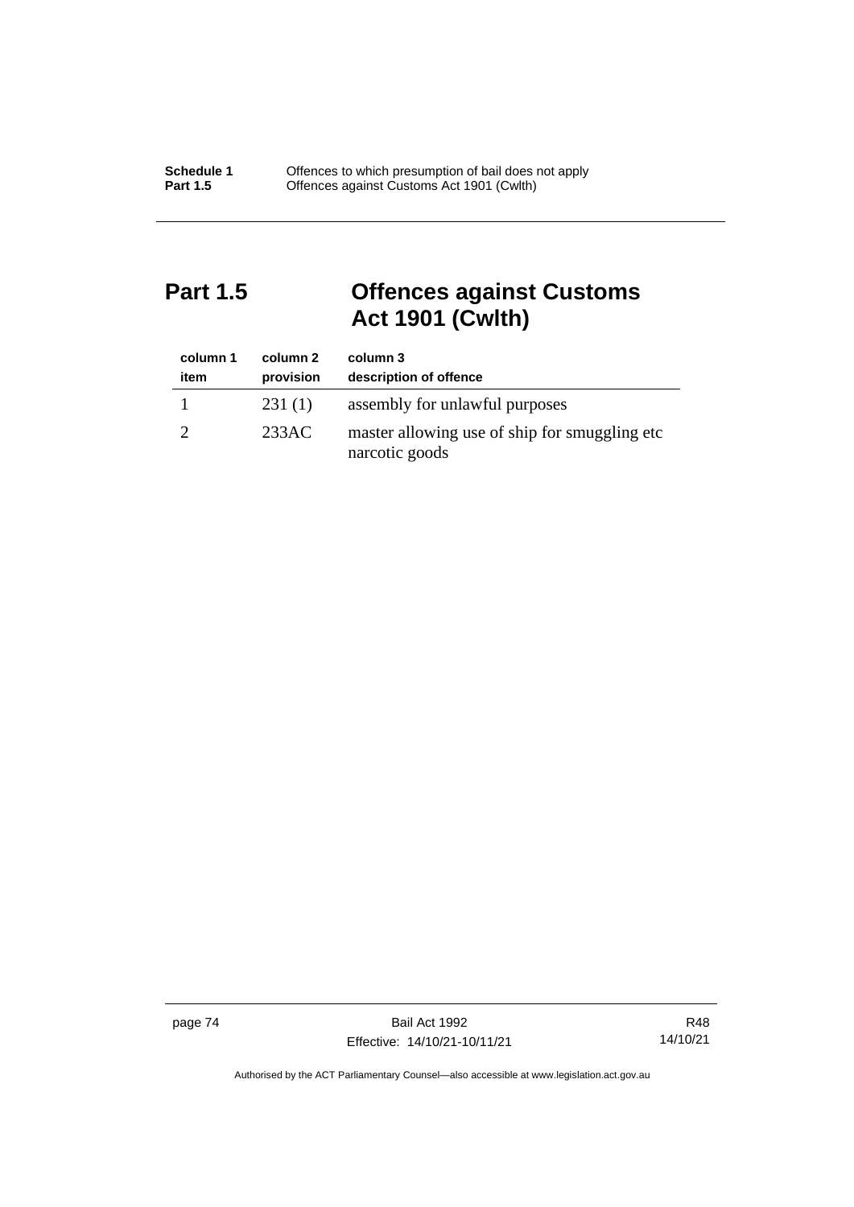# Part 1.5 Offences against Customs Act 1901 (Cwlth)

| column 1<br>item | column 2<br>provision | column 3<br>description of offence |
|---|---|---|
| 1 | 231 (1) | assembly for unlawful purposes |
| 2 | 233AC | master allowing use of ship for smuggling etc narcotic goods |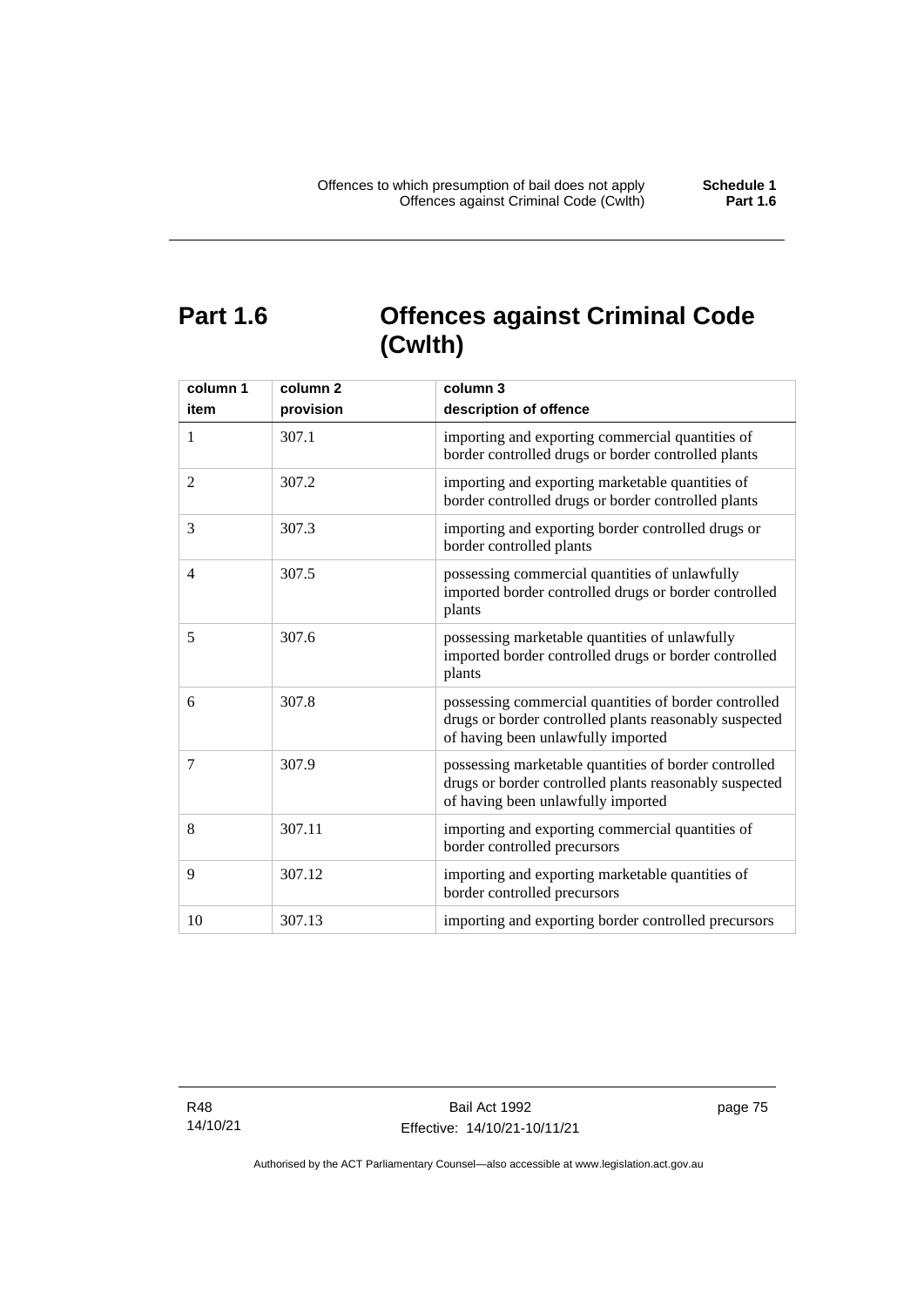## Part 1.6 Offences against Criminal Code (Cwlth)

| column 1<br>item | column 2<br>provision | column 3<br>description of offence |
|---|---|---|
| 1 | 307.1 | importing and exporting commercial quantities of border controlled drugs or border controlled plants |
| 2 | 307.2 | importing and exporting marketable quantities of border controlled drugs or border controlled plants |
| 3 | 307.3 | importing and exporting border controlled drugs or border controlled plants |
| 4 | 307.5 | possessing commercial quantities of unlawfully imported border controlled drugs or border controlled plants |
| 5 | 307.6 | possessing marketable quantities of unlawfully imported border controlled drugs or border controlled plants |
| 6 | 307.8 | possessing commercial quantities of border controlled drugs or border controlled plants reasonably suspected of having been unlawfully imported |
| 7 | 307.9 | possessing marketable quantities of border controlled drugs or border controlled plants reasonably suspected of having been unlawfully imported |
| 8 | 307.11 | importing and exporting commercial quantities of border controlled precursors |
| 9 | 307.12 | importing and exporting marketable quantities of border controlled precursors |
| 10 | 307.13 | importing and exporting border controlled precursors |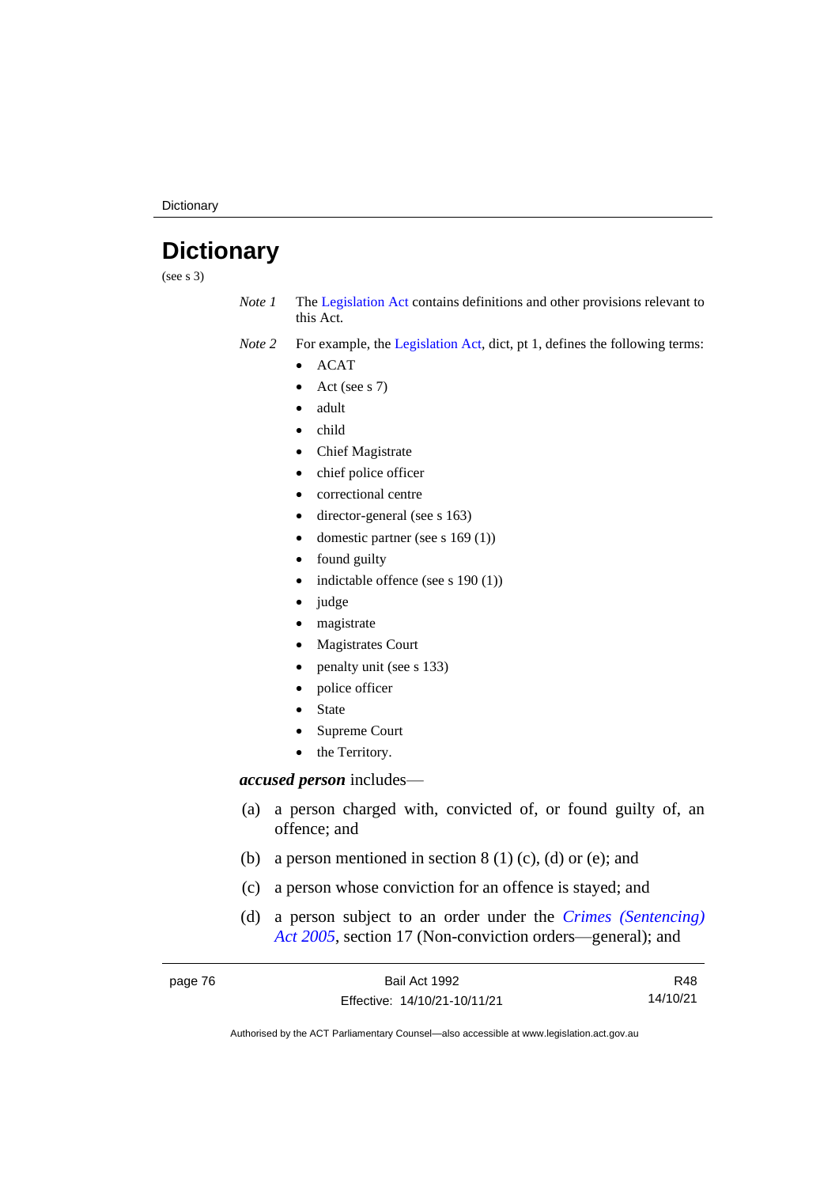# Dictionary

(see s 3)

*Note 1* The Legislation Act contains definitions and other provisions relevant to this Act.

*Note 2* For example, the Legislation Act, dict, pt 1, defines the following terms:

- ACAT
- Act (see s 7)
- adult
- child
- Chief Magistrate
- chief police officer
- correctional centre
- director-general (see s 163)
- domestic partner (see s 169 (1))
- found guilty
- indictable offence (see s 190 (1))
- judge
- magistrate
- Magistrates Court
- penalty unit (see s 133)
- police officer
- State
- Supreme Court
- the Territory.

***accused person*** includes—

(a) a person charged with, convicted of, or found guilty of, an offence; and

(b) a person mentioned in section 8 (1) (c), (d) or (e); and

(c) a person whose conviction for an offence is stayed; and

(d) a person subject to an order under the *Crimes (Sentencing) Act 2005*, section 17 (Non-conviction orders—general); and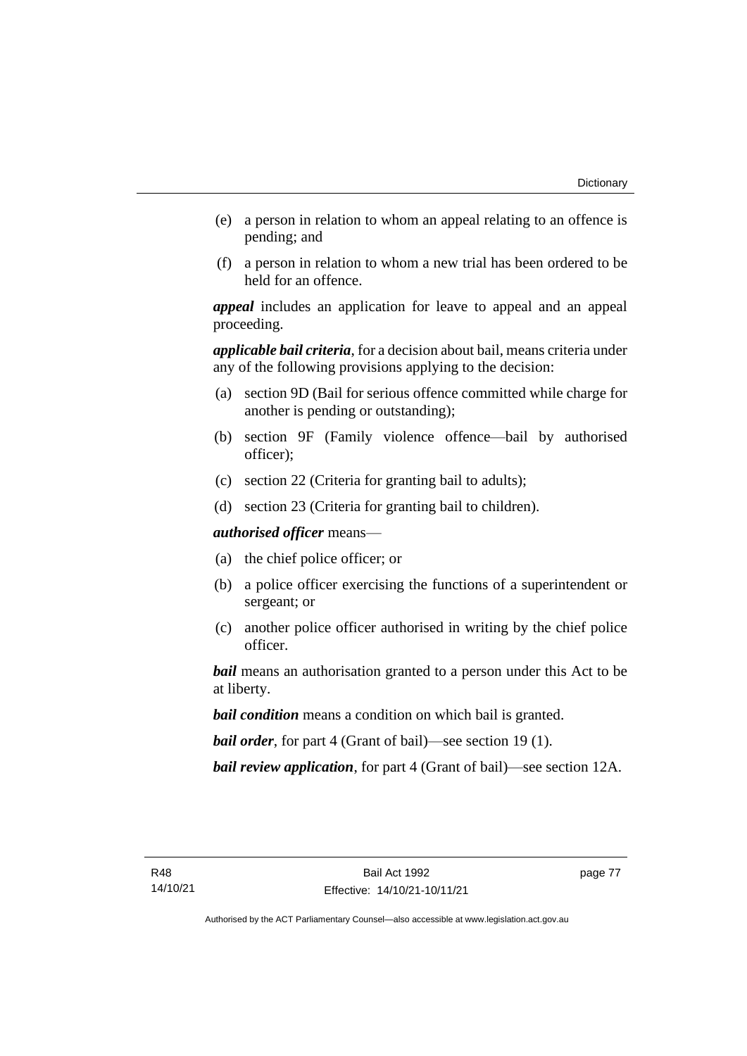(e) a person in relation to whom an appeal relating to an offence is pending; and

(f) a person in relation to whom a new trial has been ordered to be held for an offence.

***appeal*** includes an application for leave to appeal and an appeal proceeding.

***applicable bail criteria***, for a decision about bail, means criteria under any of the following provisions applying to the decision:

(a) section 9D (Bail for serious offence committed while charge for another is pending or outstanding);

(b) section 9F (Family violence offence—bail by authorised officer);

(c) section 22 (Criteria for granting bail to adults);

(d) section 23 (Criteria for granting bail to children).

***authorised officer*** means—

(a) the chief police officer; or

(b) a police officer exercising the functions of a superintendent or sergeant; or

(c) another police officer authorised in writing by the chief police officer.

***bail*** means an authorisation granted to a person under this Act to be at liberty.

***bail condition*** means a condition on which bail is granted.

***bail order***, for part 4 (Grant of bail)—see section 19 (1).

***bail review application***, for part 4 (Grant of bail)—see section 12A.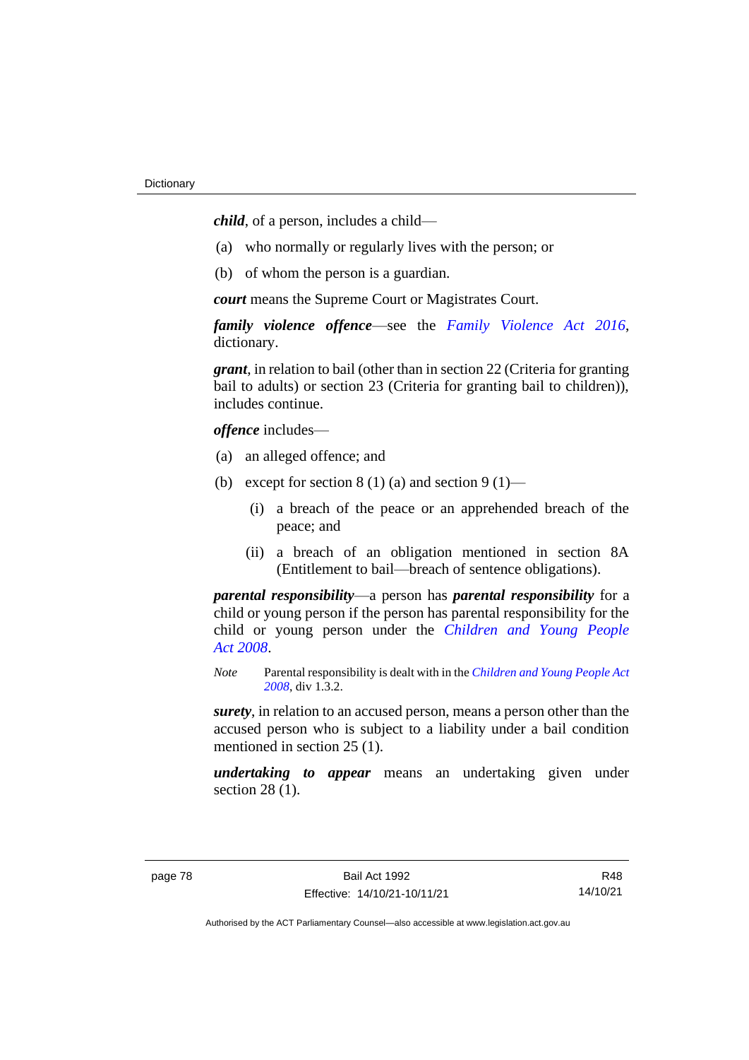***child***, of a person, includes a child—

(a) who normally or regularly lives with the person; or

(b) of whom the person is a guardian.

***court*** means the Supreme Court or Magistrates Court.

***family violence offence***—see the *Family Violence Act 2016*, dictionary.

***grant***, in relation to bail (other than in section 22 (Criteria for granting bail to adults) or section 23 (Criteria for granting bail to children)), includes continue.

***offence*** includes—

(a) an alleged offence; and

(b) except for section 8 (1) (a) and section 9 (1)—

  (i) a breach of the peace or an apprehended breach of the peace; and

  (ii) a breach of an obligation mentioned in section 8A (Entitlement to bail—breach of sentence obligations).

***parental responsibility***—a person has ***parental responsibility*** for a child or young person if the person has parental responsibility for the child or young person under the *Children and Young People Act 2008*.

*Note* Parental responsibility is dealt with in the *Children and Young People Act 2008*, div 1.3.2.

***surety***, in relation to an accused person, means a person other than the accused person who is subject to a liability under a bail condition mentioned in section 25 (1).

***undertaking to appear*** means an undertaking given under section 28 (1).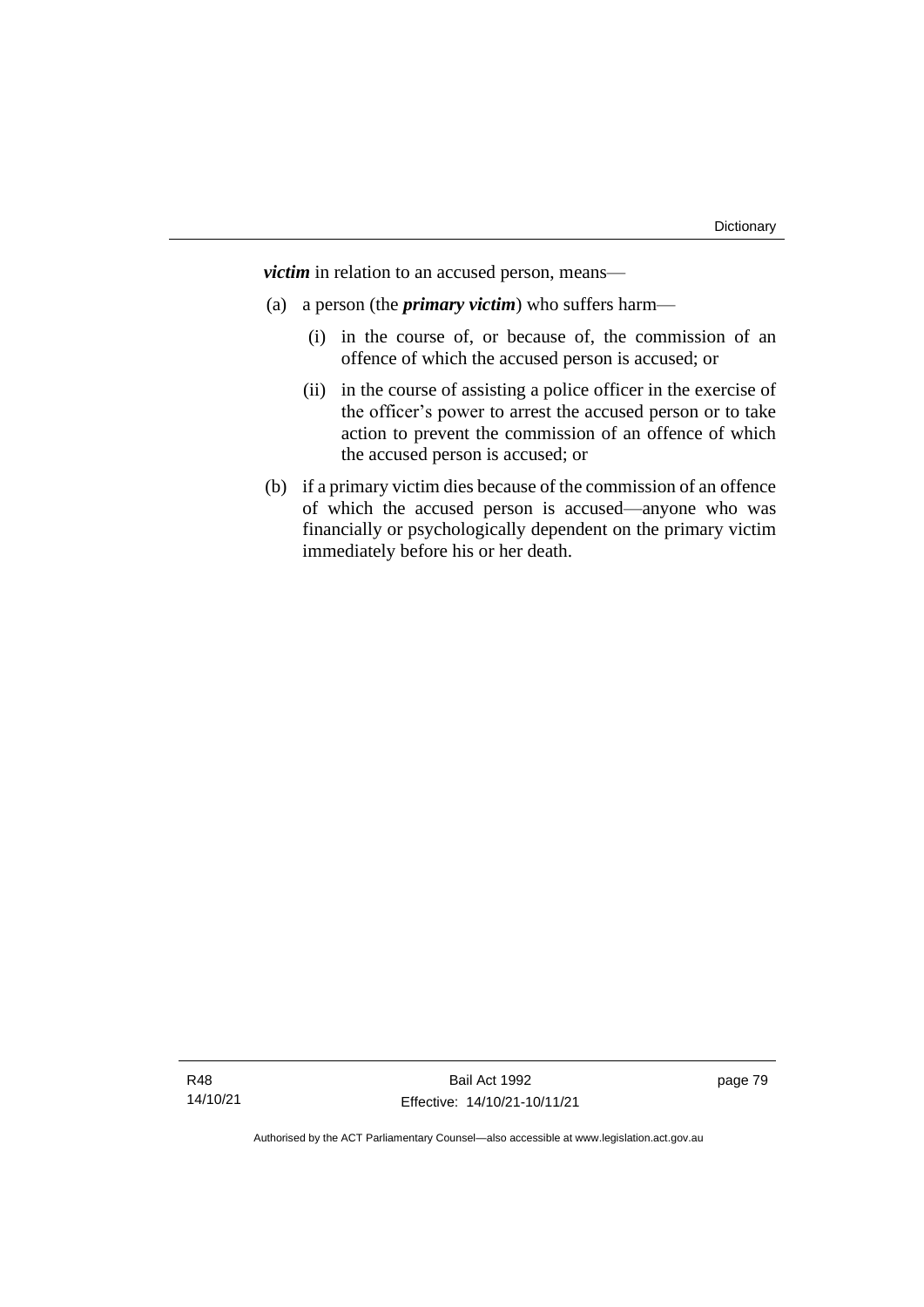***victim*** in relation to an accused person, means—

(a) a person (the ***primary victim***) who suffers harm—

   (i) in the course of, or because of, the commission of an offence of which the accused person is accused; or

   (ii) in the course of assisting a police officer in the exercise of the officer's power to arrest the accused person or to take action to prevent the commission of an offence of which the accused person is accused; or

(b) if a primary victim dies because of the commission of an offence of which the accused person is accused—anyone who was financially or psychologically dependent on the primary victim immediately before his or her death.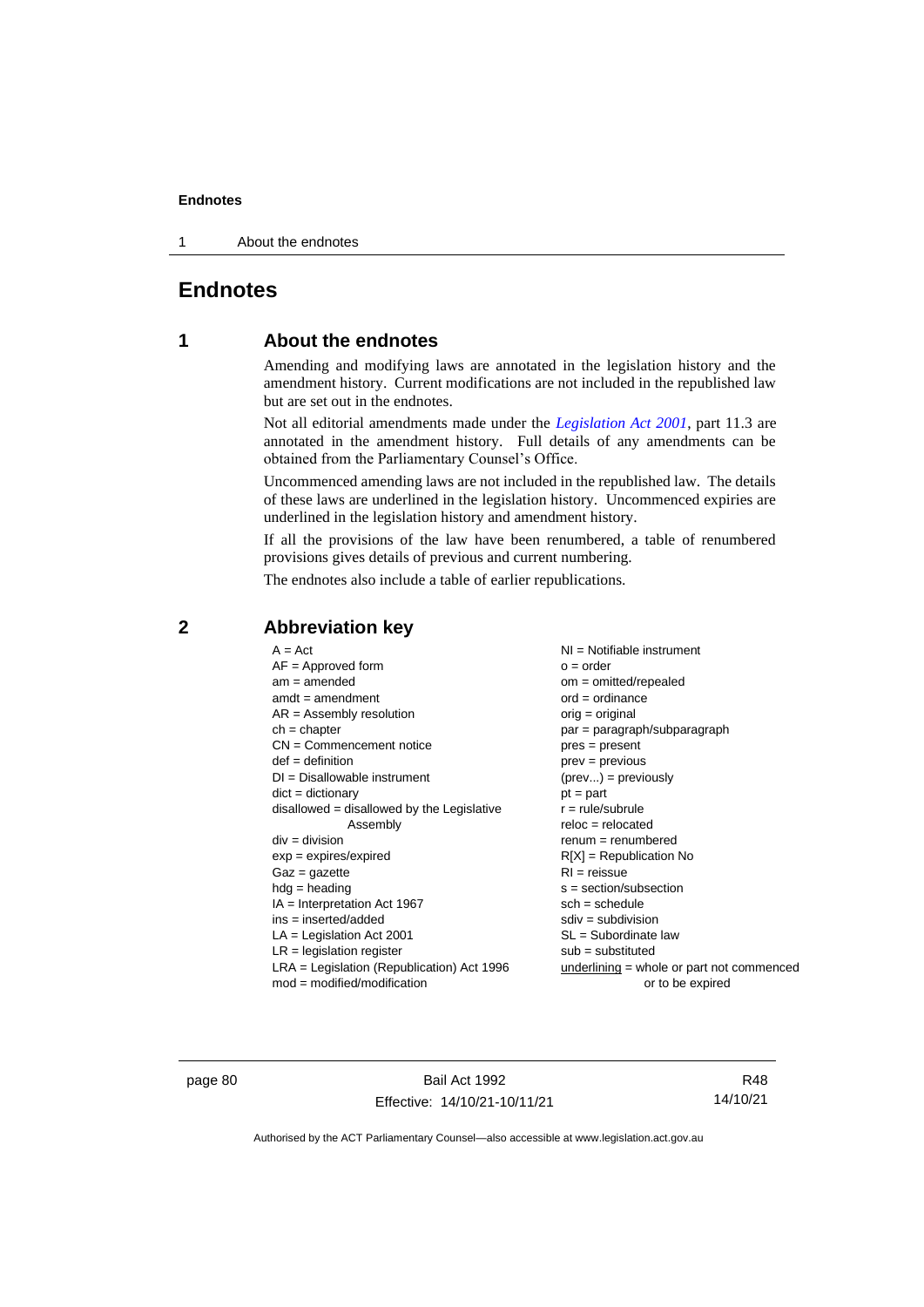# Endnotes

## 1 About the endnotes

Amending and modifying laws are annotated in the legislation history and the amendment history. Current modifications are not included in the republished law but are set out in the endnotes.

Not all editorial amendments made under the *Legislation Act 2001*, part 11.3 are annotated in the amendment history. Full details of any amendments can be obtained from the Parliamentary Counsel's Office.

Uncommenced amending laws are not included in the republished law. The details of these laws are underlined in the legislation history. Uncommenced expiries are underlined in the legislation history and amendment history.

If all the provisions of the law have been renumbered, a table of renumbered provisions gives details of previous and current numbering.

The endnotes also include a table of earlier republications.

## 2 Abbreviation key

A = Act
AF = Approved form
am = amended
amdt = amendment
AR = Assembly resolution
ch = chapter
CN = Commencement notice
def = definition
DI = Disallowable instrument
dict = dictionary
disallowed = disallowed by the Legislative Assembly
div = division
exp = expires/expired
Gaz = gazette
hdg = heading
IA = Interpretation Act 1967
ins = inserted/added
LA = Legislation Act 2001
LR = legislation register
LRA = Legislation (Republication) Act 1996
mod = modified/modification
NI = Notifiable instrument
o = order
om = omitted/repealed
ord = ordinance
orig = original
par = paragraph/subparagraph
pres = present
prev = previous
(prev...) = previously
pt = part
r = rule/subrule
reloc = relocated
renum = renumbered
R[X] = Republication No
RI = reissue
s = section/subsection
sch = schedule
sdiv = subdivision
SL = Subordinate law
sub = substituted
underlining = whole or part not commenced or to be expired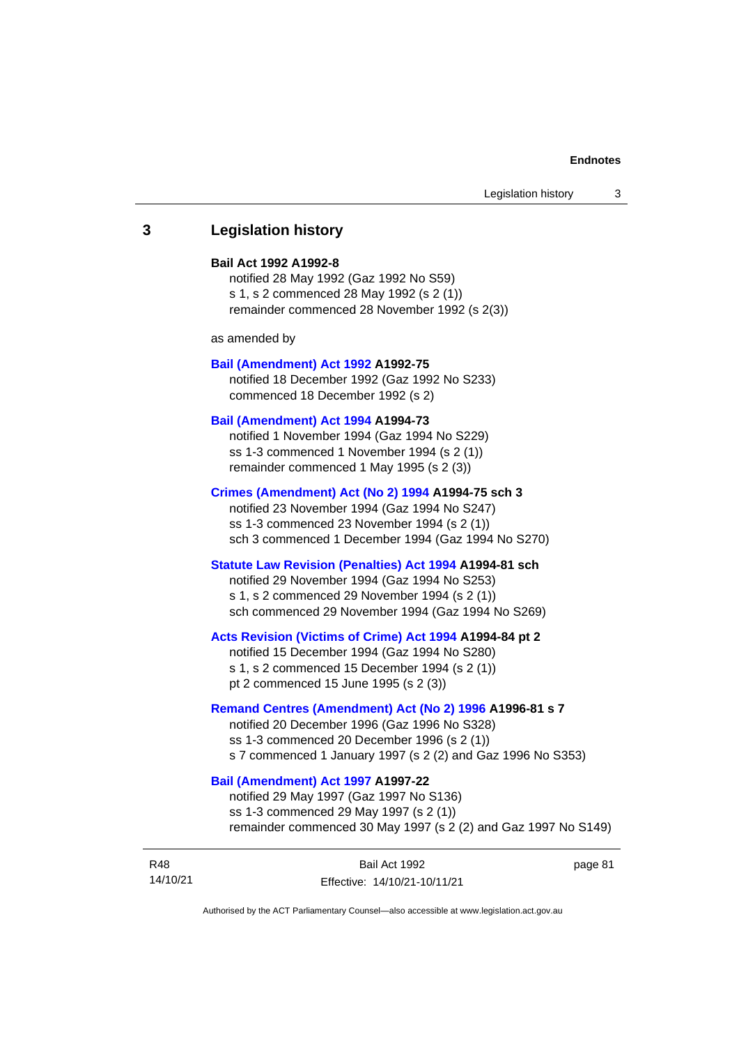## 3 Legislation history

**Bail Act 1992 A1992-8**

notified 28 May 1992 (Gaz 1992 No S59)
s 1, s 2 commenced 28 May 1992 (s 2 (1))
remainder commenced 28 November 1992 (s 2(3))

as amended by

**Bail (Amendment) Act 1992 A1992-75**

notified 18 December 1992 (Gaz 1992 No S233)
commenced 18 December 1992 (s 2)

**Bail (Amendment) Act 1994 A1994-73**

notified 1 November 1994 (Gaz 1994 No S229)
ss 1-3 commenced 1 November 1994 (s 2 (1))
remainder commenced 1 May 1995 (s 2 (3))

**Crimes (Amendment) Act (No 2) 1994 A1994-75 sch 3**

notified 23 November 1994 (Gaz 1994 No S247)
ss 1-3 commenced 23 November 1994 (s 2 (1))
sch 3 commenced 1 December 1994 (Gaz 1994 No S270)

**Statute Law Revision (Penalties) Act 1994 A1994-81 sch**

notified 29 November 1994 (Gaz 1994 No S253)
s 1, s 2 commenced 29 November 1994 (s 2 (1))
sch commenced 29 November 1994 (Gaz 1994 No S269)

**Acts Revision (Victims of Crime) Act 1994 A1994-84 pt 2**

notified 15 December 1994 (Gaz 1994 No S280)
s 1, s 2 commenced 15 December 1994 (s 2 (1))
pt 2 commenced 15 June 1995 (s 2 (3))

**Remand Centres (Amendment) Act (No 2) 1996 A1996-81 s 7**

notified 20 December 1996 (Gaz 1996 No S328)
ss 1-3 commenced 20 December 1996 (s 2 (1))
s 7 commenced 1 January 1997 (s 2 (2) and Gaz 1996 No S353)

**Bail (Amendment) Act 1997 A1997-22**

notified 29 May 1997 (Gaz 1997 No S136)
ss 1-3 commenced 29 May 1997 (s 2 (1))
remainder commenced 30 May 1997 (s 2 (2) and Gaz 1997 No S149)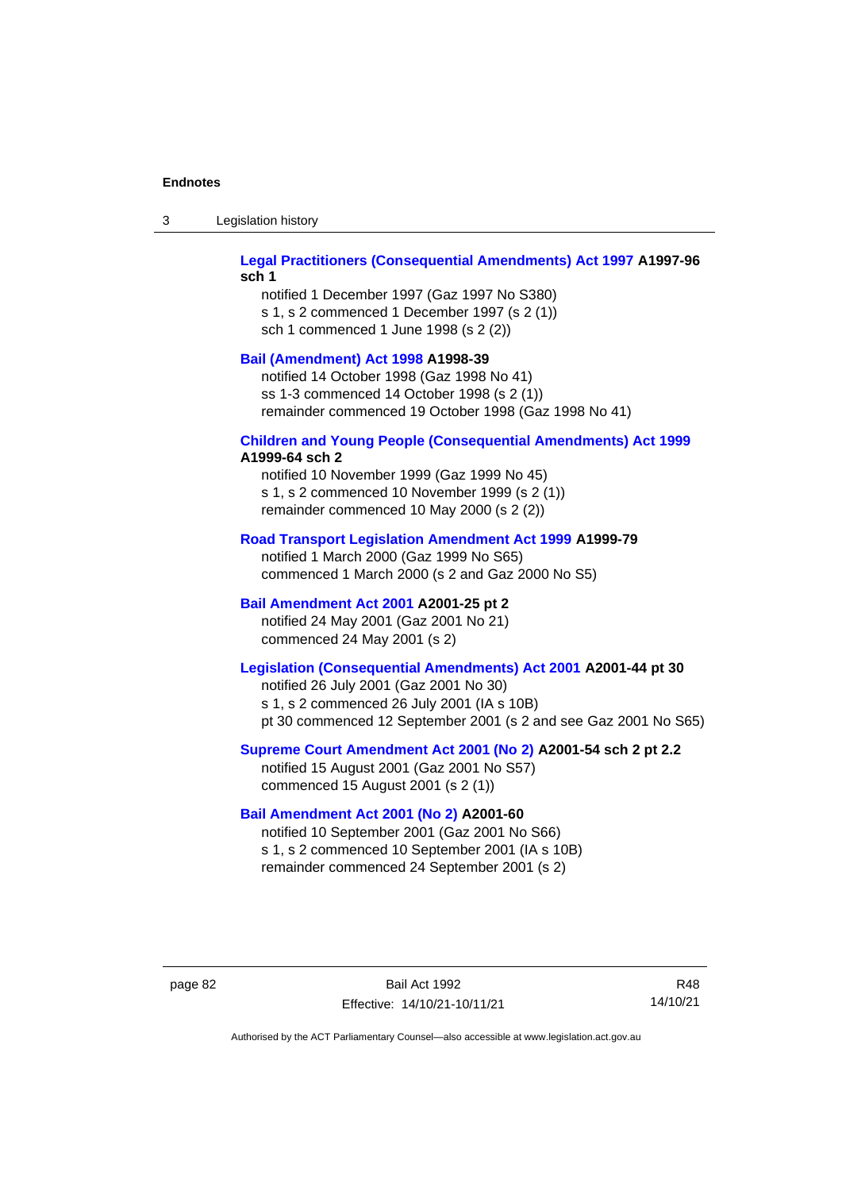**Legal Practitioners (Consequential Amendments) Act 1997 A1997-96 sch 1**

notified 1 December 1997 (Gaz 1997 No S380)
s 1, s 2 commenced 1 December 1997 (s 2 (1))
sch 1 commenced 1 June 1998 (s 2 (2))

**Bail (Amendment) Act 1998 A1998-39**

notified 14 October 1998 (Gaz 1998 No 41)
ss 1-3 commenced 14 October 1998 (s 2 (1))
remainder commenced 19 October 1998 (Gaz 1998 No 41)

**Children and Young People (Consequential Amendments) Act 1999 A1999-64 sch 2**

notified 10 November 1999 (Gaz 1999 No 45)
s 1, s 2 commenced 10 November 1999 (s 2 (1))
remainder commenced 10 May 2000 (s 2 (2))

**Road Transport Legislation Amendment Act 1999 A1999-79**

notified 1 March 2000 (Gaz 1999 No S65)
commenced 1 March 2000 (s 2 and Gaz 2000 No S5)

**Bail Amendment Act 2001 A2001-25 pt 2**

notified 24 May 2001 (Gaz 2001 No 21)
commenced 24 May 2001 (s 2)

**Legislation (Consequential Amendments) Act 2001 A2001-44 pt 30**

notified 26 July 2001 (Gaz 2001 No 30)
s 1, s 2 commenced 26 July 2001 (IA s 10B)
pt 30 commenced 12 September 2001 (s 2 and see Gaz 2001 No S65)

**Supreme Court Amendment Act 2001 (No 2) A2001-54 sch 2 pt 2.2**

notified 15 August 2001 (Gaz 2001 No S57)
commenced 15 August 2001 (s 2 (1))

**Bail Amendment Act 2001 (No 2) A2001-60**

notified 10 September 2001 (Gaz 2001 No S66)
s 1, s 2 commenced 10 September 2001 (IA s 10B)
remainder commenced 24 September 2001 (s 2)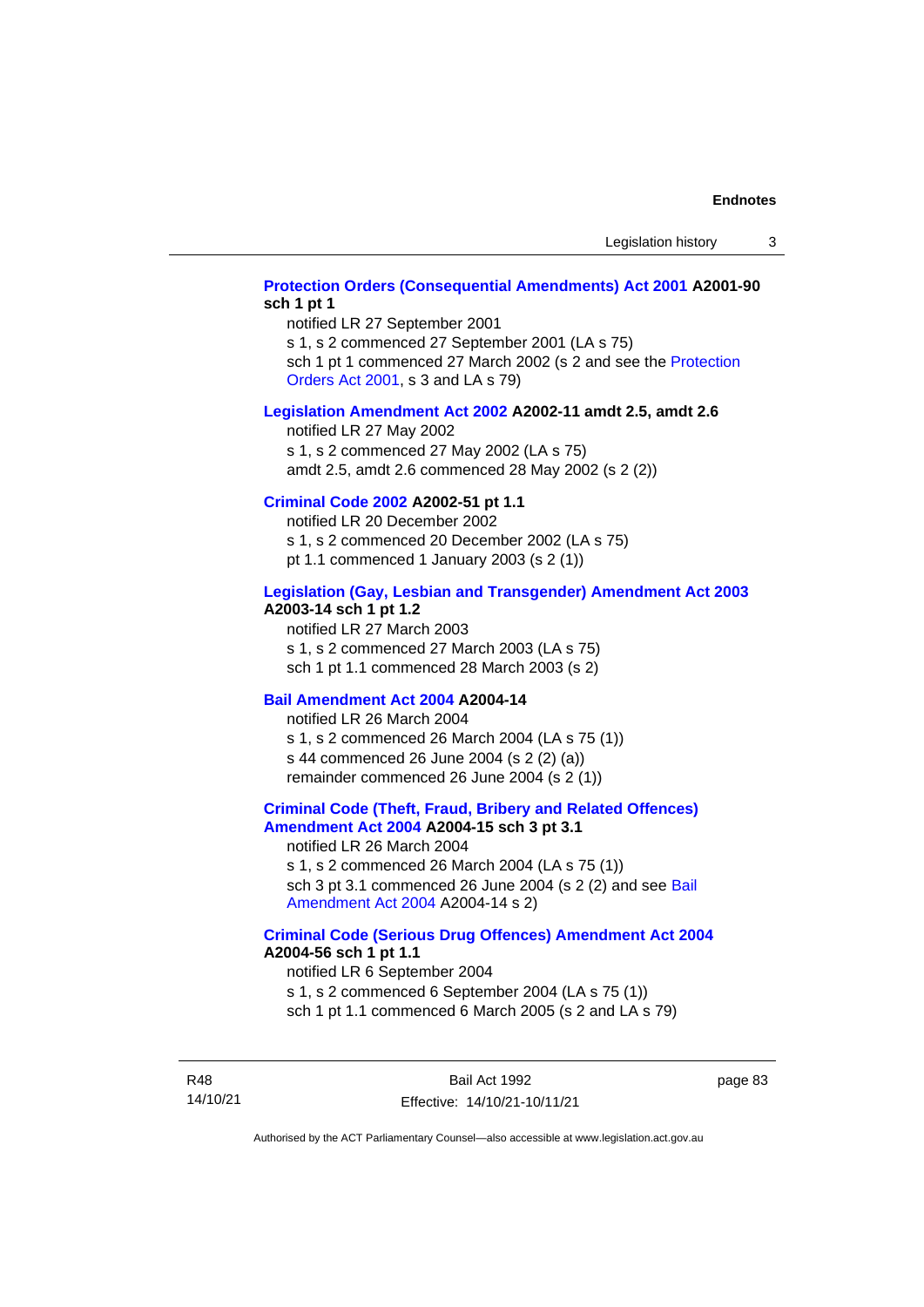**Protection Orders (Consequential Amendments) Act 2001 A2001-90 sch 1 pt 1**

notified LR 27 September 2001

s 1, s 2 commenced 27 September 2001 (LA s 75)

sch 1 pt 1 commenced 27 March 2002 (s 2 and see the Protection Orders Act 2001, s 3 and LA s 79)

**Legislation Amendment Act 2002 A2002-11 amdt 2.5, amdt 2.6**

notified LR 27 May 2002

s 1, s 2 commenced 27 May 2002 (LA s 75)

amdt 2.5, amdt 2.6 commenced 28 May 2002 (s 2 (2))

**Criminal Code 2002 A2002-51 pt 1.1**

notified LR 20 December 2002

s 1, s 2 commenced 20 December 2002 (LA s 75)

pt 1.1 commenced 1 January 2003 (s 2 (1))

**Legislation (Gay, Lesbian and Transgender) Amendment Act 2003 A2003-14 sch 1 pt 1.2**

notified LR 27 March 2003

s 1, s 2 commenced 27 March 2003 (LA s 75)

sch 1 pt 1.1 commenced 28 March 2003 (s 2)

**Bail Amendment Act 2004 A2004-14**

notified LR 26 March 2004

s 1, s 2 commenced 26 March 2004 (LA s 75 (1))

s 44 commenced 26 June 2004 (s 2 (2) (a))

remainder commenced 26 June 2004 (s 2 (1))

**Criminal Code (Theft, Fraud, Bribery and Related Offences) Amendment Act 2004 A2004-15 sch 3 pt 3.1**

notified LR 26 March 2004

s 1, s 2 commenced 26 March 2004 (LA s 75 (1))

sch 3 pt 3.1 commenced 26 June 2004 (s 2 (2) and see Bail Amendment Act 2004 A2004-14 s 2)

**Criminal Code (Serious Drug Offences) Amendment Act 2004 A2004-56 sch 1 pt 1.1**

notified LR 6 September 2004

s 1, s 2 commenced 6 September 2004 (LA s 75 (1))

sch 1 pt 1.1 commenced 6 March 2005 (s 2 and LA s 79)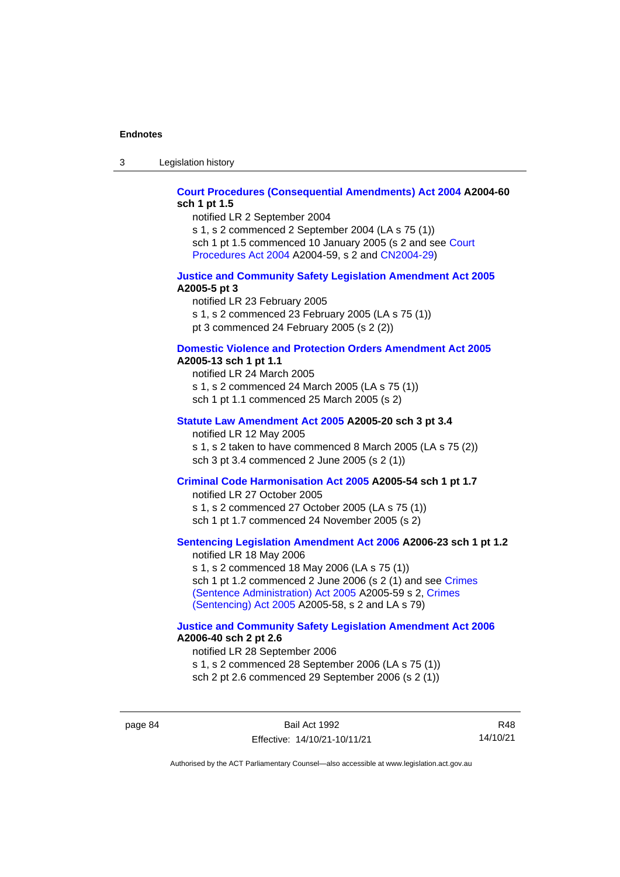**Court Procedures (Consequential Amendments) Act 2004 A2004-60 sch 1 pt 1.5**

notified LR 2 September 2004
s 1, s 2 commenced 2 September 2004 (LA s 75 (1))
sch 1 pt 1.5 commenced 10 January 2005 (s 2 and see Court Procedures Act 2004 A2004-59, s 2 and CN2004-29)

**Justice and Community Safety Legislation Amendment Act 2005 A2005-5 pt 3**

notified LR 23 February 2005
s 1, s 2 commenced 23 February 2005 (LA s 75 (1))
pt 3 commenced 24 February 2005 (s 2 (2))

**Domestic Violence and Protection Orders Amendment Act 2005 A2005-13 sch 1 pt 1.1**

notified LR 24 March 2005
s 1, s 2 commenced 24 March 2005 (LA s 75 (1))
sch 1 pt 1.1 commenced 25 March 2005 (s 2)

**Statute Law Amendment Act 2005 A2005-20 sch 3 pt 3.4**

notified LR 12 May 2005
s 1, s 2 taken to have commenced 8 March 2005 (LA s 75 (2))
sch 3 pt 3.4 commenced 2 June 2005 (s 2 (1))

**Criminal Code Harmonisation Act 2005 A2005-54 sch 1 pt 1.7**

notified LR 27 October 2005
s 1, s 2 commenced 27 October 2005 (LA s 75 (1))
sch 1 pt 1.7 commenced 24 November 2005 (s 2)

**Sentencing Legislation Amendment Act 2006 A2006-23 sch 1 pt 1.2**

notified LR 18 May 2006
s 1, s 2 commenced 18 May 2006 (LA s 75 (1))
sch 1 pt 1.2 commenced 2 June 2006 (s 2 (1) and see Crimes (Sentence Administration) Act 2005 A2005-59 s 2, Crimes (Sentencing) Act 2005 A2005-58, s 2 and LA s 79)

**Justice and Community Safety Legislation Amendment Act 2006 A2006-40 sch 2 pt 2.6**

notified LR 28 September 2006
s 1, s 2 commenced 28 September 2006 (LA s 75 (1))
sch 2 pt 2.6 commenced 29 September 2006 (s 2 (1))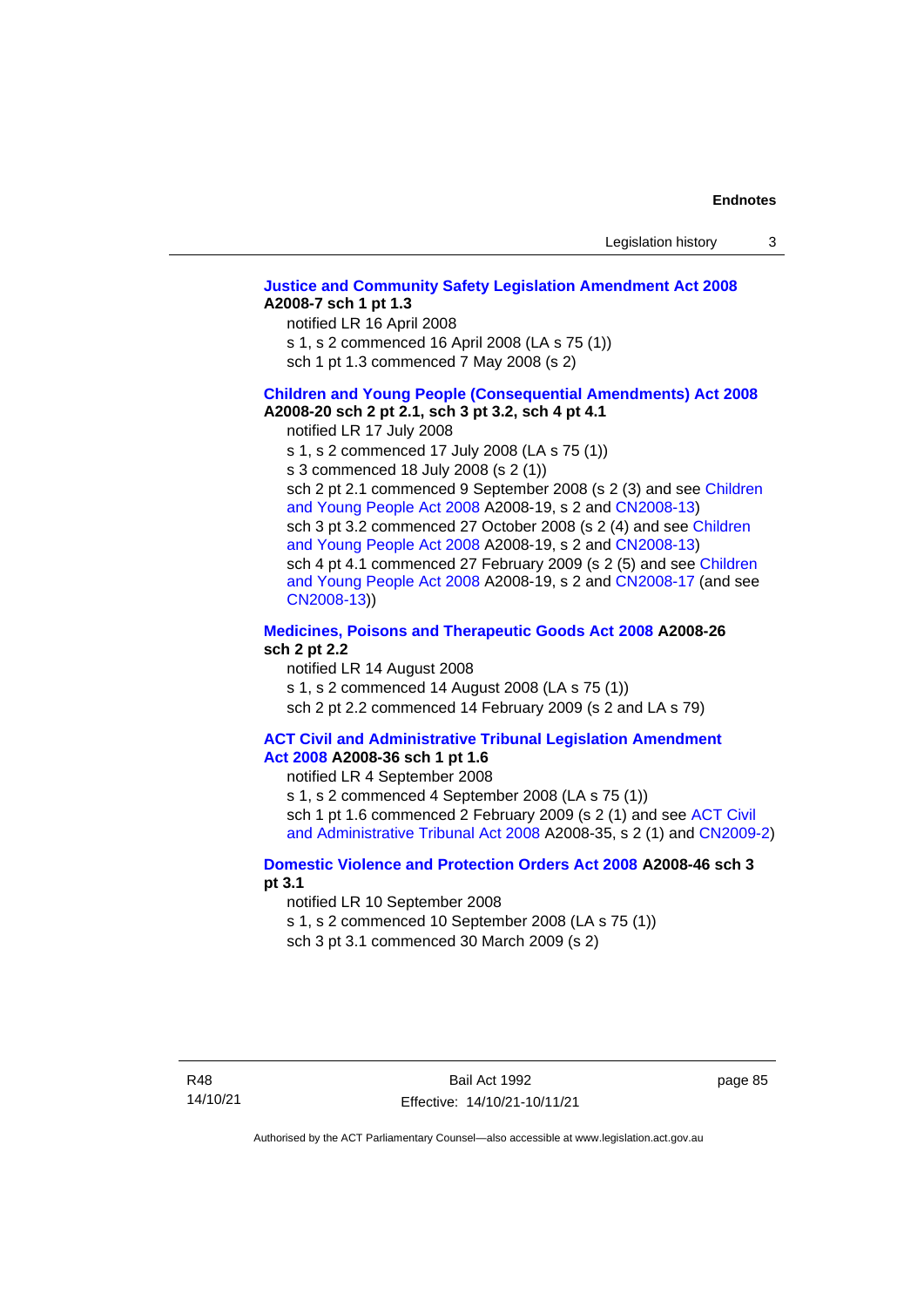**Justice and Community Safety Legislation Amendment Act 2008 A2008-7 sch 1 pt 1.3**

notified LR 16 April 2008

s 1, s 2 commenced 16 April 2008 (LA s 75 (1))

sch 1 pt 1.3 commenced 7 May 2008 (s 2)

**Children and Young People (Consequential Amendments) Act 2008 A2008-20 sch 2 pt 2.1, sch 3 pt 3.2, sch 4 pt 4.1**

notified LR 17 July 2008

s 1, s 2 commenced 17 July 2008 (LA s 75 (1))

s 3 commenced 18 July 2008 (s 2 (1))

sch 2 pt 2.1 commenced 9 September 2008 (s 2 (3) and see Children and Young People Act 2008 A2008-19, s 2 and CN2008-13)

sch 3 pt 3.2 commenced 27 October 2008 (s 2 (4) and see Children and Young People Act 2008 A2008-19, s 2 and CN2008-13)

sch 4 pt 4.1 commenced 27 February 2009 (s 2 (5) and see Children and Young People Act 2008 A2008-19, s 2 and CN2008-17 (and see CN2008-13))

**Medicines, Poisons and Therapeutic Goods Act 2008 A2008-26 sch 2 pt 2.2**

notified LR 14 August 2008

s 1, s 2 commenced 14 August 2008 (LA s 75 (1))

sch 2 pt 2.2 commenced 14 February 2009 (s 2 and LA s 79)

**ACT Civil and Administrative Tribunal Legislation Amendment Act 2008 A2008-36 sch 1 pt 1.6**

notified LR 4 September 2008

s 1, s 2 commenced 4 September 2008 (LA s 75 (1))

sch 1 pt 1.6 commenced 2 February 2009 (s 2 (1) and see ACT Civil and Administrative Tribunal Act 2008 A2008-35, s 2 (1) and CN2009-2)

**Domestic Violence and Protection Orders Act 2008 A2008-46 sch 3 pt 3.1**

notified LR 10 September 2008

s 1, s 2 commenced 10 September 2008 (LA s 75 (1))

sch 3 pt 3.1 commenced 30 March 2009 (s 2)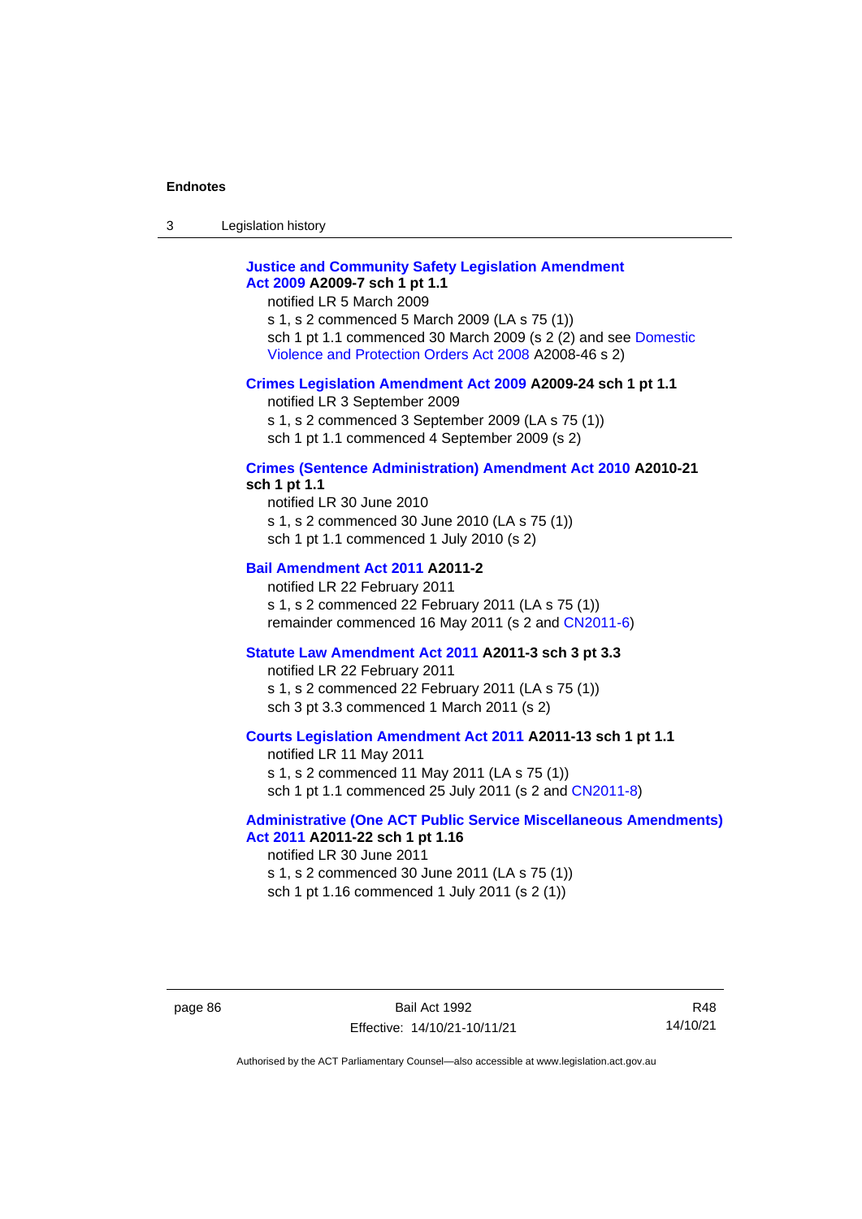**Justice and Community Safety Legislation Amendment Act 2009 A2009-7 sch 1 pt 1.1**

notified LR 5 March 2009

s 1, s 2 commenced 5 March 2009 (LA s 75 (1))

sch 1 pt 1.1 commenced 30 March 2009 (s 2 (2) and see Domestic Violence and Protection Orders Act 2008 A2008-46 s 2)

**Crimes Legislation Amendment Act 2009 A2009-24 sch 1 pt 1.1**

notified LR 3 September 2009

s 1, s 2 commenced 3 September 2009 (LA s 75 (1))

sch 1 pt 1.1 commenced 4 September 2009 (s 2)

**Crimes (Sentence Administration) Amendment Act 2010 A2010-21 sch 1 pt 1.1**

notified LR 30 June 2010

s 1, s 2 commenced 30 June 2010 (LA s 75 (1))

sch 1 pt 1.1 commenced 1 July 2010 (s 2)

**Bail Amendment Act 2011 A2011-2**

notified LR 22 February 2011

s 1, s 2 commenced 22 February 2011 (LA s 75 (1))

remainder commenced 16 May 2011 (s 2 and CN2011-6)

**Statute Law Amendment Act 2011 A2011-3 sch 3 pt 3.3**

notified LR 22 February 2011

s 1, s 2 commenced 22 February 2011 (LA s 75 (1))

sch 3 pt 3.3 commenced 1 March 2011 (s 2)

**Courts Legislation Amendment Act 2011 A2011-13 sch 1 pt 1.1**

notified LR 11 May 2011

s 1, s 2 commenced 11 May 2011 (LA s 75 (1))

sch 1 pt 1.1 commenced 25 July 2011 (s 2 and CN2011-8)

**Administrative (One ACT Public Service Miscellaneous Amendments) Act 2011 A2011-22 sch 1 pt 1.16**

notified LR 30 June 2011

s 1, s 2 commenced 30 June 2011 (LA s 75 (1))

sch 1 pt 1.16 commenced 1 July 2011 (s 2 (1))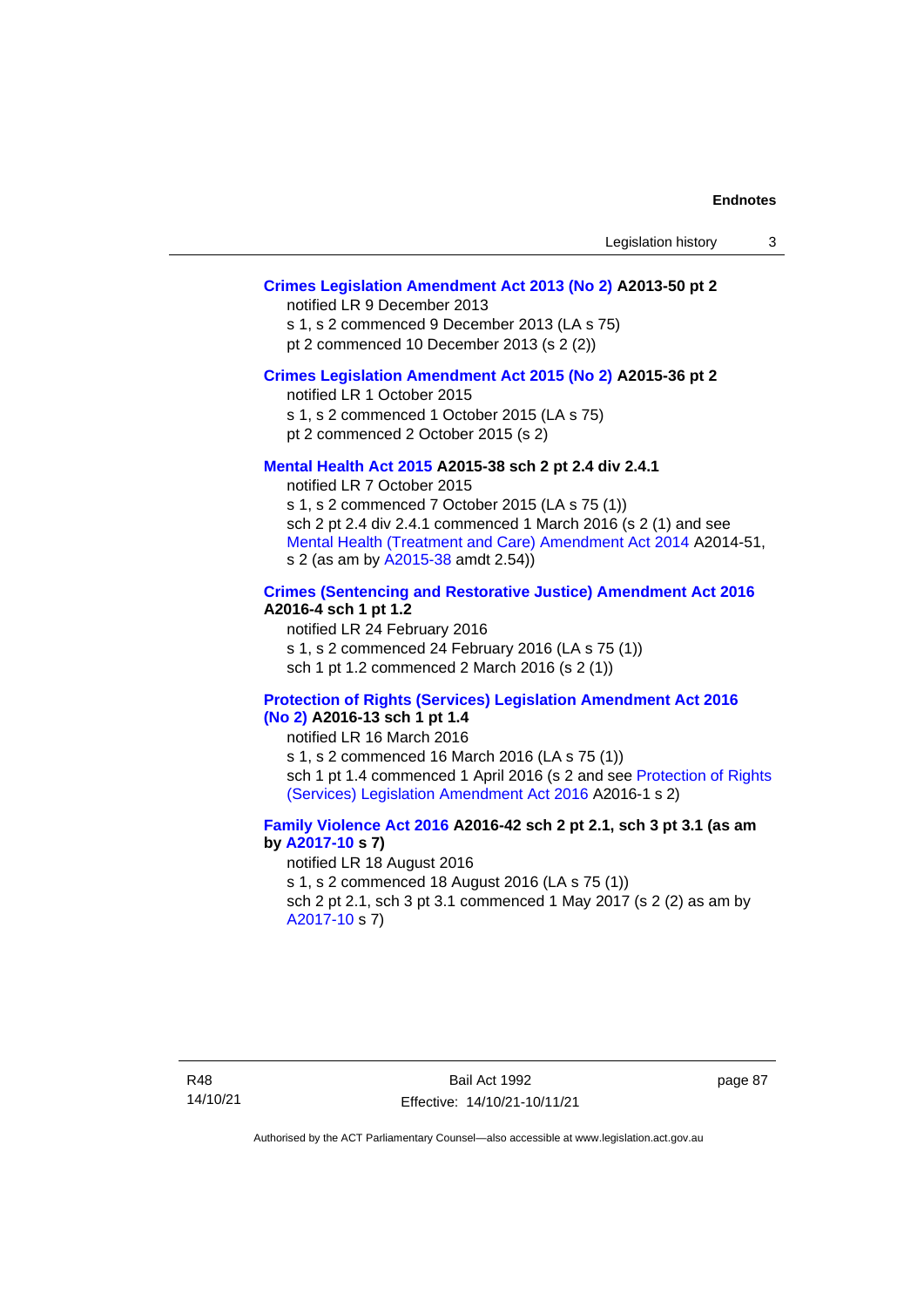**Crimes Legislation Amendment Act 2013 (No 2) A2013-50 pt 2**

notified LR 9 December 2013

s 1, s 2 commenced 9 December 2013 (LA s 75)

pt 2 commenced 10 December 2013 (s 2 (2))

**Crimes Legislation Amendment Act 2015 (No 2) A2015-36 pt 2**

notified LR 1 October 2015

s 1, s 2 commenced 1 October 2015 (LA s 75)

pt 2 commenced 2 October 2015 (s 2)

**Mental Health Act 2015 A2015-38 sch 2 pt 2.4 div 2.4.1**

notified LR 7 October 2015

s 1, s 2 commenced 7 October 2015 (LA s 75 (1))

sch 2 pt 2.4 div 2.4.1 commenced 1 March 2016 (s 2 (1) and see Mental Health (Treatment and Care) Amendment Act 2014 A2014-51, s 2 (as am by A2015-38 amdt 2.54))

**Crimes (Sentencing and Restorative Justice) Amendment Act 2016 A2016-4 sch 1 pt 1.2**

notified LR 24 February 2016

s 1, s 2 commenced 24 February 2016 (LA s 75 (1))

sch 1 pt 1.2 commenced 2 March 2016 (s 2 (1))

**Protection of Rights (Services) Legislation Amendment Act 2016 (No 2) A2016-13 sch 1 pt 1.4**

notified LR 16 March 2016

s 1, s 2 commenced 16 March 2016 (LA s 75 (1))

sch 1 pt 1.4 commenced 1 April 2016 (s 2 and see Protection of Rights (Services) Legislation Amendment Act 2016 A2016-1 s 2)

**Family Violence Act 2016 A2016-42 sch 2 pt 2.1, sch 3 pt 3.1 (as am by A2017-10 s 7)**

notified LR 18 August 2016

s 1, s 2 commenced 18 August 2016 (LA s 75 (1))

sch 2 pt 2.1, sch 3 pt 3.1 commenced 1 May 2017 (s 2 (2) as am by A2017-10 s 7)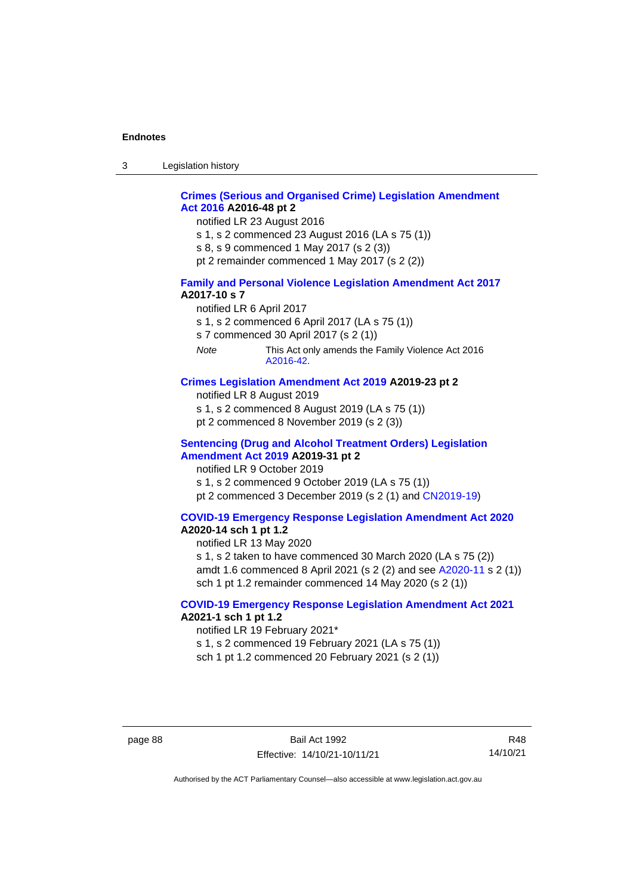**Crimes (Serious and Organised Crime) Legislation Amendment Act 2016 A2016-48 pt 2**

notified LR 23 August 2016

s 1, s 2 commenced 23 August 2016 (LA s 75 (1))

s 8, s 9 commenced 1 May 2017 (s 2 (3))

pt 2 remainder commenced 1 May 2017 (s 2 (2))

**Family and Personal Violence Legislation Amendment Act 2017 A2017-10 s 7**

notified LR 6 April 2017

s 1, s 2 commenced 6 April 2017 (LA s 75 (1))

s 7 commenced 30 April 2017 (s 2 (1))

*Note* This Act only amends the Family Violence Act 2016 A2016-42.

**Crimes Legislation Amendment Act 2019 A2019-23 pt 2**

notified LR 8 August 2019

s 1, s 2 commenced 8 August 2019 (LA s 75 (1))

pt 2 commenced 8 November 2019 (s 2 (3))

**Sentencing (Drug and Alcohol Treatment Orders) Legislation Amendment Act 2019 A2019-31 pt 2**

notified LR 9 October 2019

s 1, s 2 commenced 9 October 2019 (LA s 75 (1))

pt 2 commenced 3 December 2019 (s 2 (1) and CN2019-19)

**COVID-19 Emergency Response Legislation Amendment Act 2020 A2020-14 sch 1 pt 1.2**

notified LR 13 May 2020

s 1, s 2 taken to have commenced 30 March 2020 (LA s 75 (2))

amdt 1.6 commenced 8 April 2021 (s 2 (2) and see A2020-11 s 2 (1))

sch 1 pt 1.2 remainder commenced 14 May 2020 (s 2 (1))

**COVID-19 Emergency Response Legislation Amendment Act 2021 A2021-1 sch 1 pt 1.2**

notified LR 19 February 2021*

s 1, s 2 commenced 19 February 2021 (LA s 75 (1))

sch 1 pt 1.2 commenced 20 February 2021 (s 2 (1))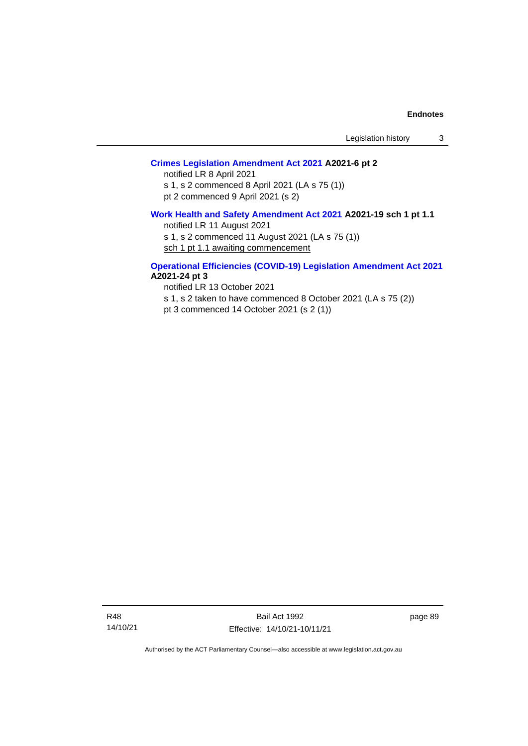**Crimes Legislation Amendment Act 2021 A2021-6 pt 2**

notified LR 8 April 2021

s 1, s 2 commenced 8 April 2021 (LA s 75 (1))

pt 2 commenced 9 April 2021 (s 2)

**Work Health and Safety Amendment Act 2021 A2021-19 sch 1 pt 1.1**

notified LR 11 August 2021

s 1, s 2 commenced 11 August 2021 (LA s 75 (1))

sch 1 pt 1.1 awaiting commencement

**Operational Efficiencies (COVID-19) Legislation Amendment Act 2021 A2021-24 pt 3**

notified LR 13 October 2021

s 1, s 2 taken to have commenced 8 October 2021 (LA s 75 (2))

pt 3 commenced 14 October 2021 (s 2 (1))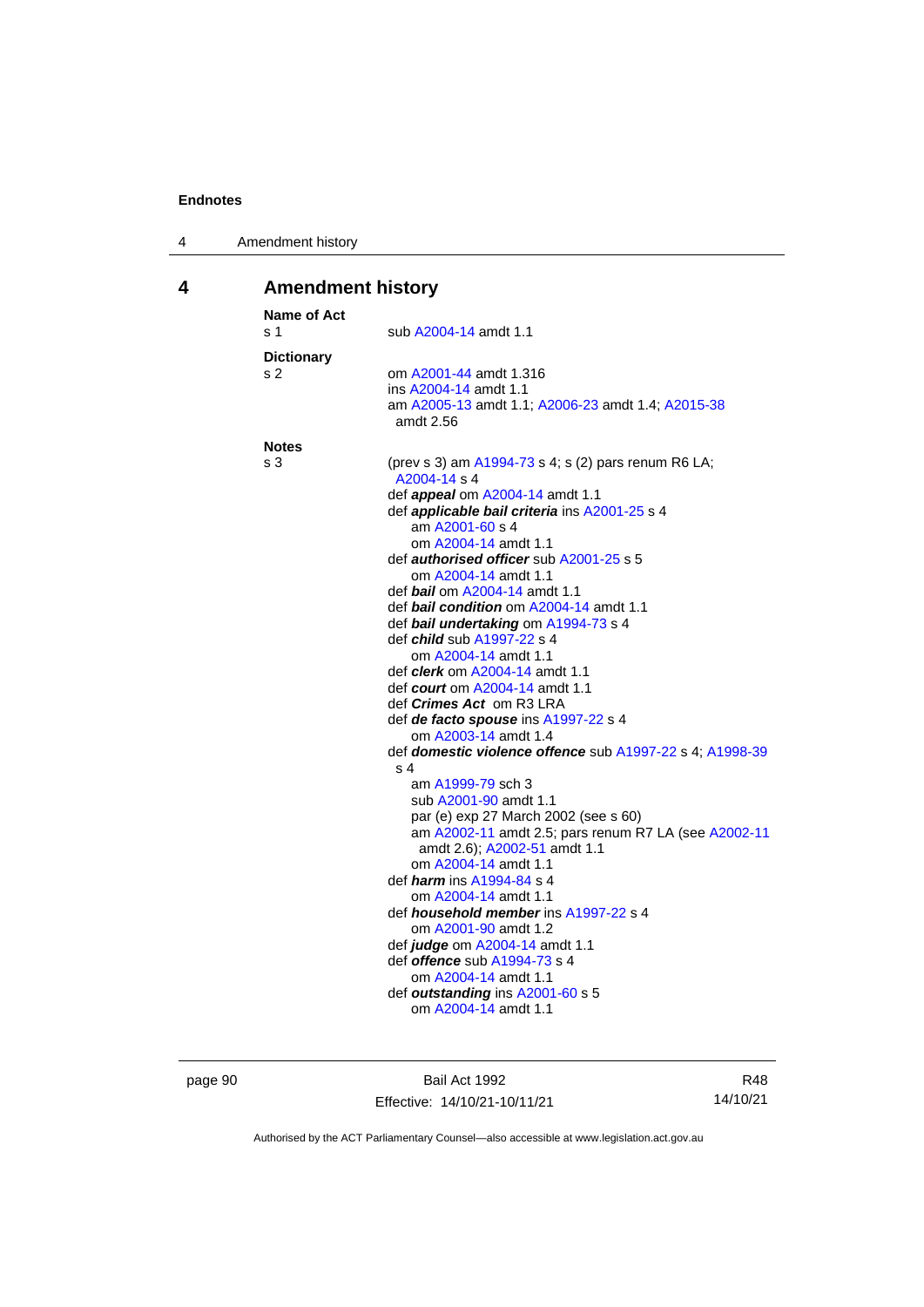# 4 Amendment history

**Name of Act**

s 1 sub A2004-14 amdt 1.1

**Dictionary**

s 2 om A2001-44 amdt 1.316
ins A2004-14 amdt 1.1
am A2005-13 amdt 1.1; A2006-23 amdt 1.4; A2015-38 amdt 2.56

**Notes**

s 3 (prev s 3) am A1994-73 s 4; s (2) pars renum R6 LA; A2004-14 s 4

def ***appeal*** om A2004-14 amdt 1.1

def ***applicable bail criteria*** ins A2001-25 s 4
am A2001-60 s 4
om A2004-14 amdt 1.1

def ***authorised officer*** sub A2001-25 s 5
om A2004-14 amdt 1.1

def ***bail*** om A2004-14 amdt 1.1

def ***bail condition*** om A2004-14 amdt 1.1

def ***bail undertaking*** om A1994-73 s 4

def ***child*** sub A1997-22 s 4
om A2004-14 amdt 1.1

def ***clerk*** om A2004-14 amdt 1.1

def ***court*** om A2004-14 amdt 1.1

def ***Crimes Act*** om R3 LRA

def ***de facto spouse*** ins A1997-22 s 4
om A2003-14 amdt 1.4

def ***domestic violence offence*** sub A1997-22 s 4; A1998-39 s 4
am A1999-79 sch 3
sub A2001-90 amdt 1.1
par (e) exp 27 March 2002 (see s 60)
am A2002-11 amdt 2.5; pars renum R7 LA (see A2002-11 amdt 2.6); A2002-51 amdt 1.1
om A2004-14 amdt 1.1

def ***harm*** ins A1994-84 s 4
om A2004-14 amdt 1.1

def ***household member*** ins A1997-22 s 4
om A2001-90 amdt 1.2

def ***judge*** om A2004-14 amdt 1.1

def ***offence*** sub A1994-73 s 4
om A2004-14 amdt 1.1

def ***outstanding*** ins A2001-60 s 5
om A2004-14 amdt 1.1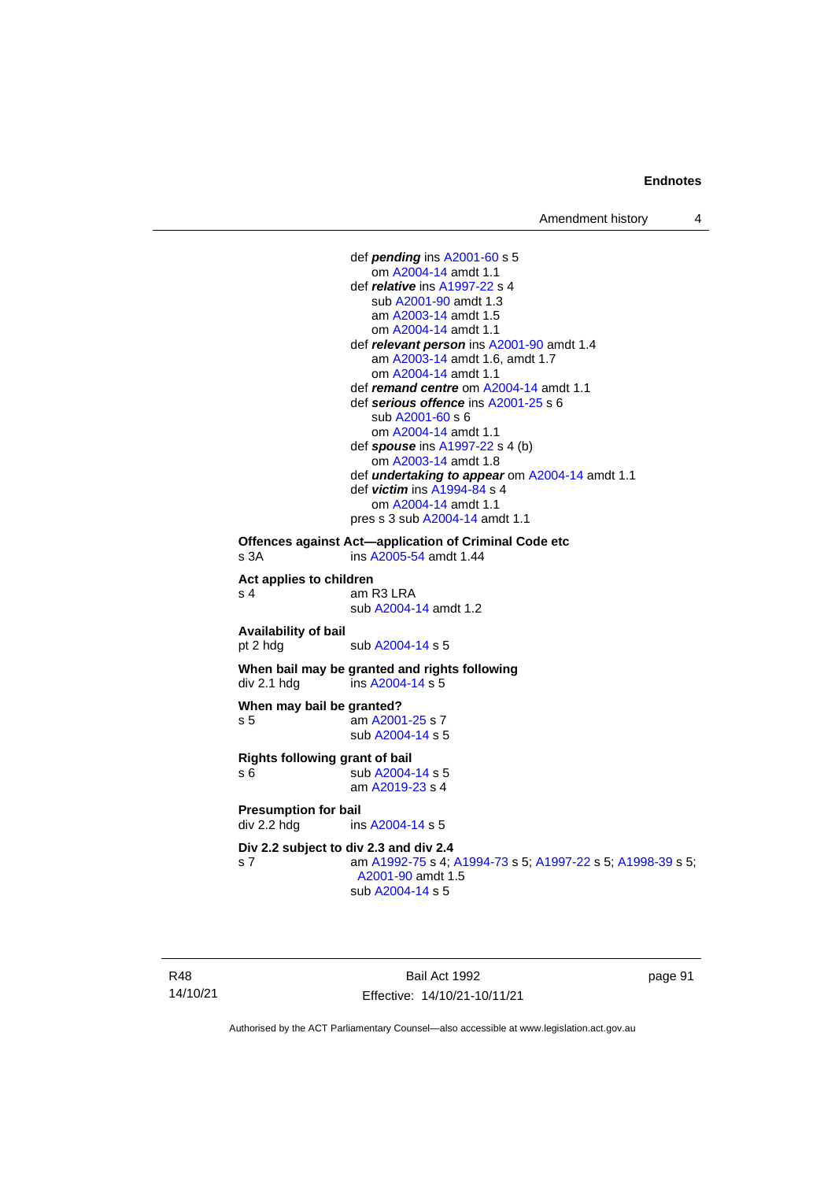def ***pending*** ins A2001-60 s 5
om A2004-14 amdt 1.1
def ***relative*** ins A1997-22 s 4
sub A2001-90 amdt 1.3
am A2003-14 amdt 1.5
om A2004-14 amdt 1.1
def ***relevant person*** ins A2001-90 amdt 1.4
am A2003-14 amdt 1.6, amdt 1.7
om A2004-14 amdt 1.1
def ***remand centre*** om A2004-14 amdt 1.1
def ***serious offence*** ins A2001-25 s 6
sub A2001-60 s 6
om A2004-14 amdt 1.1
def ***spouse*** ins A1997-22 s 4 (b)
om A2003-14 amdt 1.8
def ***undertaking to appear*** om A2004-14 amdt 1.1
def ***victim*** ins A1994-84 s 4
om A2004-14 amdt 1.1
pres s 3 sub A2004-14 amdt 1.1

**Offences against Act—application of Criminal Code etc**
s 3A ins A2005-54 amdt 1.44

**Act applies to children**
s 4 am R3 LRA
sub A2004-14 amdt 1.2

**Availability of bail**
pt 2 hdg sub A2004-14 s 5

**When bail may be granted and rights following**
div 2.1 hdg ins A2004-14 s 5

**When may bail be granted?**
s 5 am A2001-25 s 7
sub A2004-14 s 5

**Rights following grant of bail**
s 6 sub A2004-14 s 5
am A2019-23 s 4

**Presumption for bail**
div 2.2 hdg ins A2004-14 s 5

**Div 2.2 subject to div 2.3 and div 2.4**
s 7 am A1992-75 s 4; A1994-73 s 5; A1997-22 s 5; A1998-39 s 5; A2001-90 amdt 1.5
sub A2004-14 s 5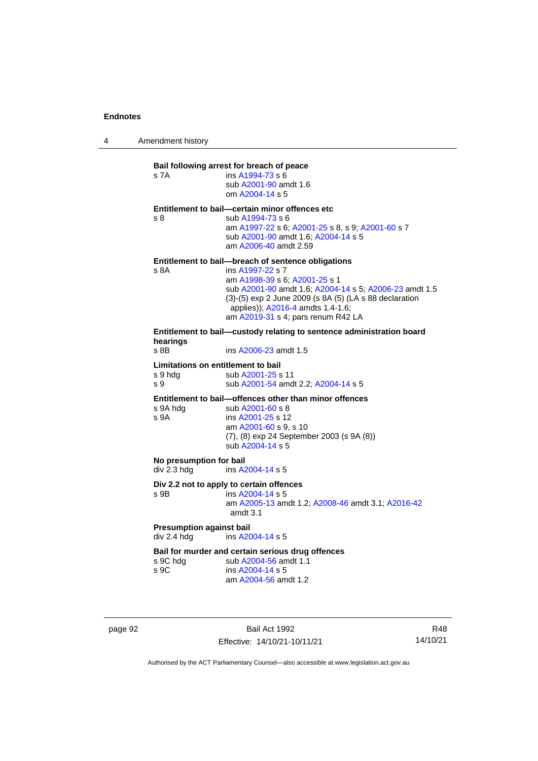**Bail following arrest for breach of peace**

s 7A ins A1994-73 s 6
sub A2001-90 amdt 1.6
om A2004-14 s 5

**Entitlement to bail—certain minor offences etc**

s 8 sub A1994-73 s 6
am A1997-22 s 6; A2001-25 s 8, s 9; A2001-60 s 7
sub A2001-90 amdt 1.6; A2004-14 s 5
am A2006-40 amdt 2.59

**Entitlement to bail—breach of sentence obligations**

s 8A ins A1997-22 s 7
am A1998-39 s 6; A2001-25 s 1
sub A2001-90 amdt 1.6; A2004-14 s 5; A2006-23 amdt 1.5
(3)-(5) exp 2 June 2009 (s 8A (5) (LA s 88 declaration applies)); A2016-4 amdts 1.4-1.6;
am A2019-31 s 4; pars renum R42 LA

**Entitlement to bail—custody relating to sentence administration board hearings**

s 8B ins A2006-23 amdt 1.5

**Limitations on entitlement to bail**

s 9 hdg sub A2001-25 s 11
s 9 sub A2001-54 amdt 2.2; A2004-14 s 5

**Entitlement to bail—offences other than minor offences**

s 9A hdg sub A2001-60 s 8
s 9A ins A2001-25 s 12
am A2001-60 s 9, s 10
(7), (8) exp 24 September 2003 (s 9A (8))
sub A2004-14 s 5

**No presumption for bail**

div 2.3 hdg ins A2004-14 s 5

**Div 2.2 not to apply to certain offences**

s 9B ins A2004-14 s 5
am A2005-13 amdt 1.2; A2008-46 amdt 3.1; A2016-42 amdt 3.1

**Presumption against bail**

div 2.4 hdg ins A2004-14 s 5

**Bail for murder and certain serious drug offences**

s 9C hdg sub A2004-56 amdt 1.1
s 9C ins A2004-14 s 5
am A2004-56 amdt 1.2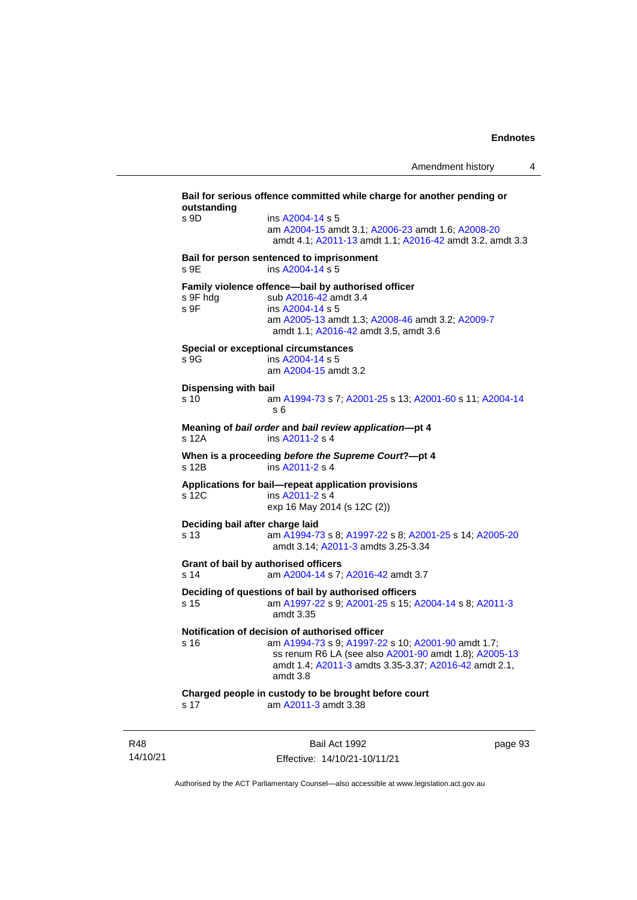**Bail for serious offence committed while charge for another pending or outstanding**

s 9D ins A2004-14 s 5
am A2004-15 amdt 3.1; A2006-23 amdt 1.6; A2008-20 amdt 4.1; A2011-13 amdt 1.1; A2016-42 amdt 3.2, amdt 3.3

**Bail for person sentenced to imprisonment**

s 9E ins A2004-14 s 5

**Family violence offence—bail by authorised officer**

s 9F hdg sub A2016-42 amdt 3.4
s 9F ins A2004-14 s 5
am A2005-13 amdt 1.3; A2008-46 amdt 3.2; A2009-7 amdt 1.1; A2016-42 amdt 3.5, amdt 3.6

**Special or exceptional circumstances**

s 9G ins A2004-14 s 5
am A2004-15 amdt 3.2

**Dispensing with bail**

s 10 am A1994-73 s 7; A2001-25 s 13; A2001-60 s 11; A2004-14 s 6

**Meaning of *bail order* and *bail review application*—pt 4**

s 12A ins A2011-2 s 4

**When is a proceeding *before the Supreme Court*?—pt 4**

s 12B ins A2011-2 s 4

**Applications for bail—repeat application provisions**

s 12C ins A2011-2 s 4
exp 16 May 2014 (s 12C (2))

**Deciding bail after charge laid**

s 13 am A1994-73 s 8; A1997-22 s 8; A2001-25 s 14; A2005-20 amdt 3.14; A2011-3 amdts 3.25-3.34

**Grant of bail by authorised officers**

s 14 am A2004-14 s 7; A2016-42 amdt 3.7

**Deciding of questions of bail by authorised officers**

s 15 am A1997-22 s 9; A2001-25 s 15; A2004-14 s 8; A2011-3 amdt 3.35

**Notification of decision of authorised officer**

s 16 am A1994-73 s 9; A1997-22 s 10; A2001-90 amdt 1.7; ss renum R6 LA (see also A2001-90 amdt 1.8); A2005-13 amdt 1.4; A2011-3 amdts 3.35-3.37; A2016-42 amdt 2.1, amdt 3.8

**Charged people in custody to be brought before court**

s 17 am A2011-3 amdt 3.38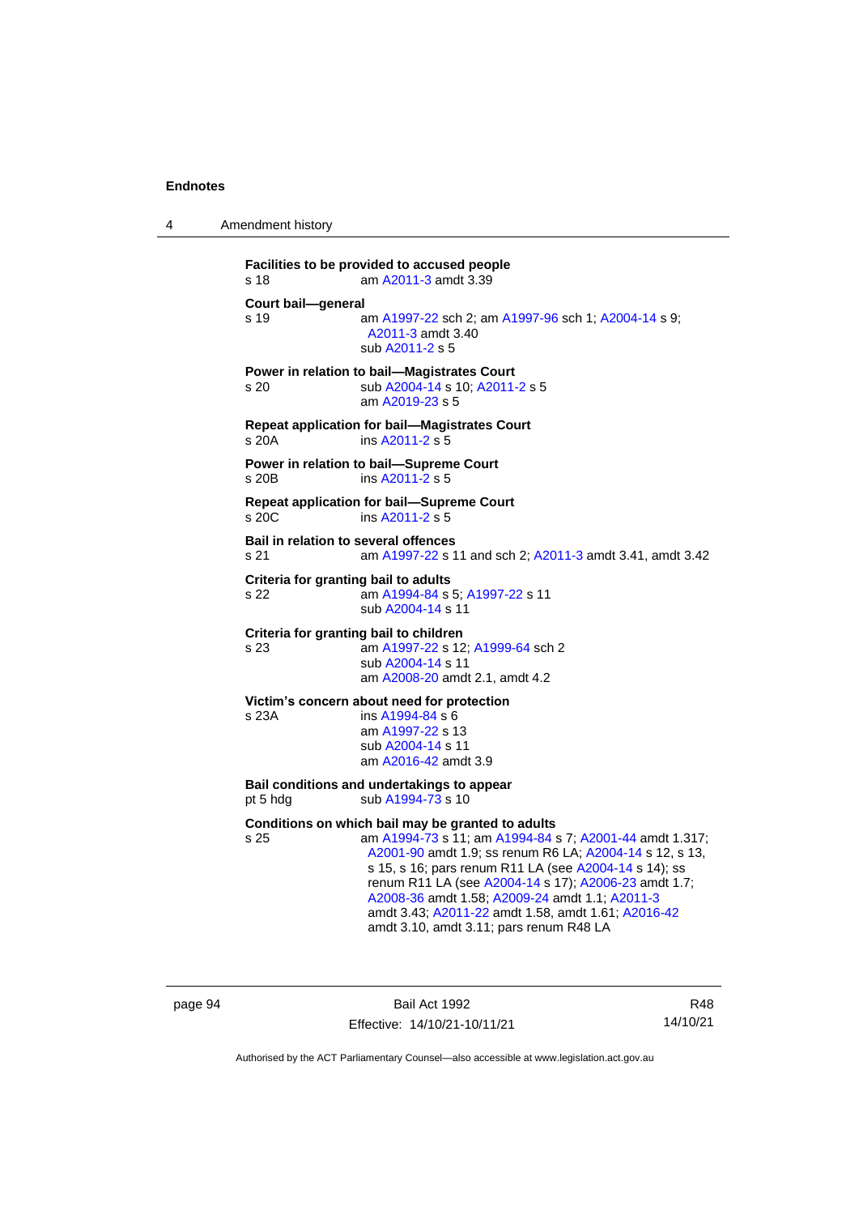**Facilities to be provided to accused people**
s 18 am A2011-3 amdt 3.39

**Court bail—general**
s 19 am A1997-22 sch 2; am A1997-96 sch 1; A2004-14 s 9; A2011-3 amdt 3.40
sub A2011-2 s 5

**Power in relation to bail—Magistrates Court**
s 20 sub A2004-14 s 10; A2011-2 s 5
am A2019-23 s 5

**Repeat application for bail—Magistrates Court**
s 20A ins A2011-2 s 5

**Power in relation to bail—Supreme Court**
s 20B ins A2011-2 s 5

**Repeat application for bail—Supreme Court**
s 20C ins A2011-2 s 5

**Bail in relation to several offences**
s 21 am A1997-22 s 11 and sch 2; A2011-3 amdt 3.41, amdt 3.42

**Criteria for granting bail to adults**
s 22 am A1994-84 s 5; A1997-22 s 11
sub A2004-14 s 11

**Criteria for granting bail to children**
s 23 am A1997-22 s 12; A1999-64 sch 2
sub A2004-14 s 11
am A2008-20 amdt 2.1, amdt 4.2

**Victim's concern about need for protection**
s 23A ins A1994-84 s 6
am A1997-22 s 13
sub A2004-14 s 11
am A2016-42 amdt 3.9

**Bail conditions and undertakings to appear**
pt 5 hdg sub A1994-73 s 10

**Conditions on which bail may be granted to adults**
s 25 am A1994-73 s 11; am A1994-84 s 7; A2001-44 amdt 1.317; A2001-90 amdt 1.9; ss renum R6 LA; A2004-14 s 12, s 13, s 15, s 16; pars renum R11 LA (see A2004-14 s 14); ss renum R11 LA (see A2004-14 s 17); A2006-23 amdt 1.7; A2008-36 amdt 1.58; A2009-24 amdt 1.1; A2011-3 amdt 3.43; A2011-22 amdt 1.58, amdt 1.61; A2016-42 amdt 3.10, amdt 3.11; pars renum R48 LA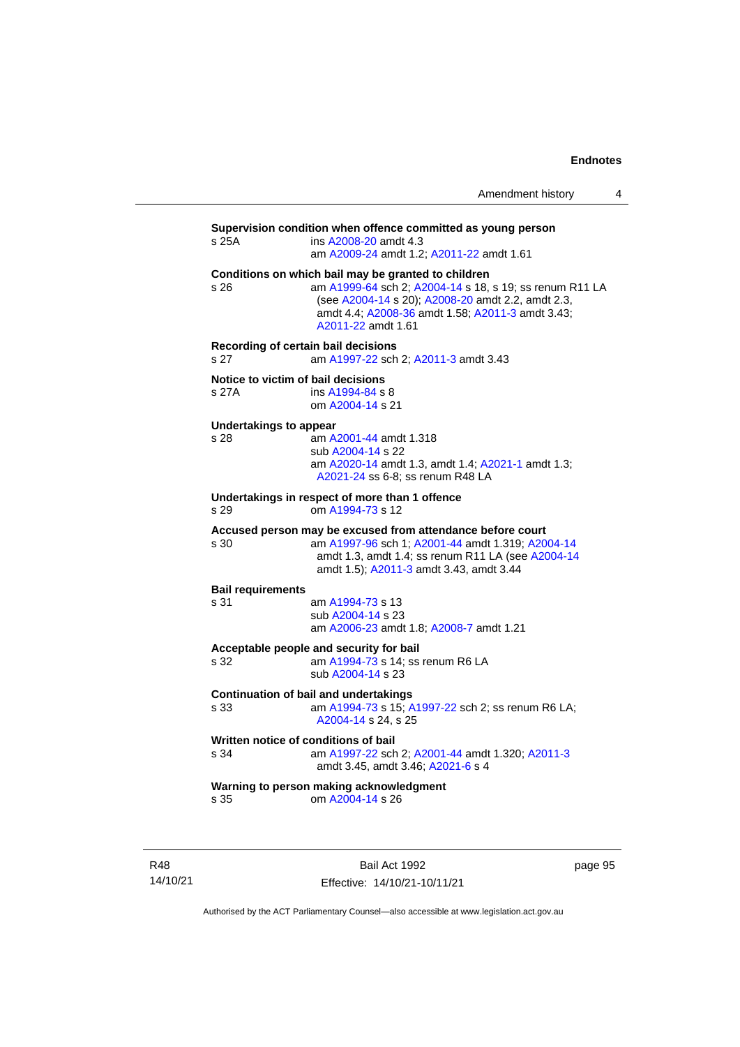**Supervision condition when offence committed as young person**

s 25A ins A2008-20 amdt 4.3
am A2009-24 amdt 1.2; A2011-22 amdt 1.61

**Conditions on which bail may be granted to children**

s 26 am A1999-64 sch 2; A2004-14 s 18, s 19; ss renum R11 LA (see A2004-14 s 20); A2008-20 amdt 2.2, amdt 2.3, amdt 4.4; A2008-36 amdt 1.58; A2011-3 amdt 3.43; A2011-22 amdt 1.61

**Recording of certain bail decisions**

s 27 am A1997-22 sch 2; A2011-3 amdt 3.43

**Notice to victim of bail decisions**

s 27A ins A1994-84 s 8
om A2004-14 s 21

**Undertakings to appear**

s 28 am A2001-44 amdt 1.318
sub A2004-14 s 22
am A2020-14 amdt 1.3, amdt 1.4; A2021-1 amdt 1.3; A2021-24 ss 6-8; ss renum R48 LA

**Undertakings in respect of more than 1 offence**

s 29 om A1994-73 s 12

**Accused person may be excused from attendance before court**

s 30 am A1997-96 sch 1; A2001-44 amdt 1.319; A2004-14 amdt 1.3, amdt 1.4; ss renum R11 LA (see A2004-14 amdt 1.5); A2011-3 amdt 3.43, amdt 3.44

**Bail requirements**

s 31 am A1994-73 s 13
sub A2004-14 s 23
am A2006-23 amdt 1.8; A2008-7 amdt 1.21

**Acceptable people and security for bail**

s 32 am A1994-73 s 14; ss renum R6 LA
sub A2004-14 s 23

**Continuation of bail and undertakings**

s 33 am A1994-73 s 15; A1997-22 sch 2; ss renum R6 LA; A2004-14 s 24, s 25

**Written notice of conditions of bail**

s 34 am A1997-22 sch 2; A2001-44 amdt 1.320; A2011-3 amdt 3.45, amdt 3.46; A2021-6 s 4

**Warning to person making acknowledgment**

s 35 om A2004-14 s 26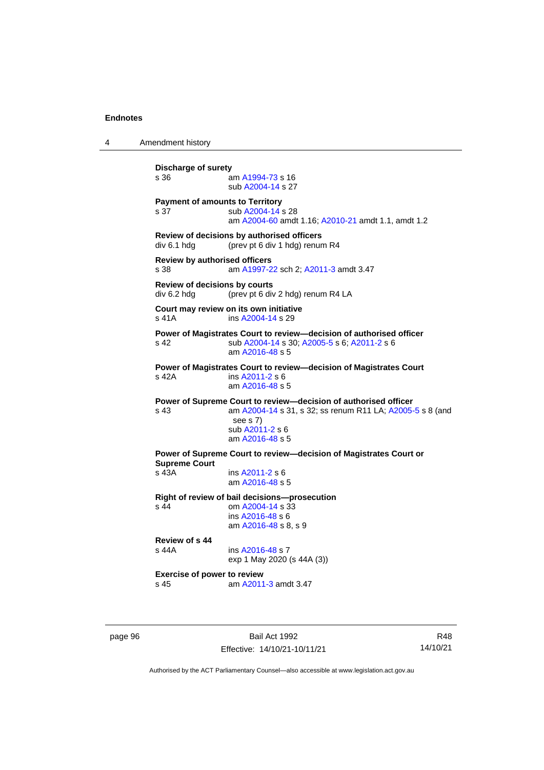**Discharge of surety**

s 36 am A1994-73 s 16
sub A2004-14 s 27

**Payment of amounts to Territory**

s 37 sub A2004-14 s 28
am A2004-60 amdt 1.16; A2010-21 amdt 1.1, amdt 1.2

**Review of decisions by authorised officers**

div 6.1 hdg (prev pt 6 div 1 hdg) renum R4

**Review by authorised officers**

s 38 am A1997-22 sch 2; A2011-3 amdt 3.47

**Review of decisions by courts**

div 6.2 hdg (prev pt 6 div 2 hdg) renum R4 LA

**Court may review on its own initiative**

s 41A ins A2004-14 s 29

**Power of Magistrates Court to review—decision of authorised officer**

s 42 sub A2004-14 s 30; A2005-5 s 6; A2011-2 s 6
am A2016-48 s 5

**Power of Magistrates Court to review—decision of Magistrates Court**

s 42A ins A2011-2 s 6
am A2016-48 s 5

**Power of Supreme Court to review—decision of authorised officer**

s 43 am A2004-14 s 31, s 32; ss renum R11 LA; A2005-5 s 8 (and see s 7)
sub A2011-2 s 6
am A2016-48 s 5

**Power of Supreme Court to review—decision of Magistrates Court or Supreme Court**

s 43A ins A2011-2 s 6
am A2016-48 s 5

**Right of review of bail decisions—prosecution**

s 44 om A2004-14 s 33
ins A2016-48 s 6
am A2016-48 s 8, s 9

**Review of s 44**

s 44A ins A2016-48 s 7
exp 1 May 2020 (s 44A (3))

**Exercise of power to review**

s 45 am A2011-3 amdt 3.47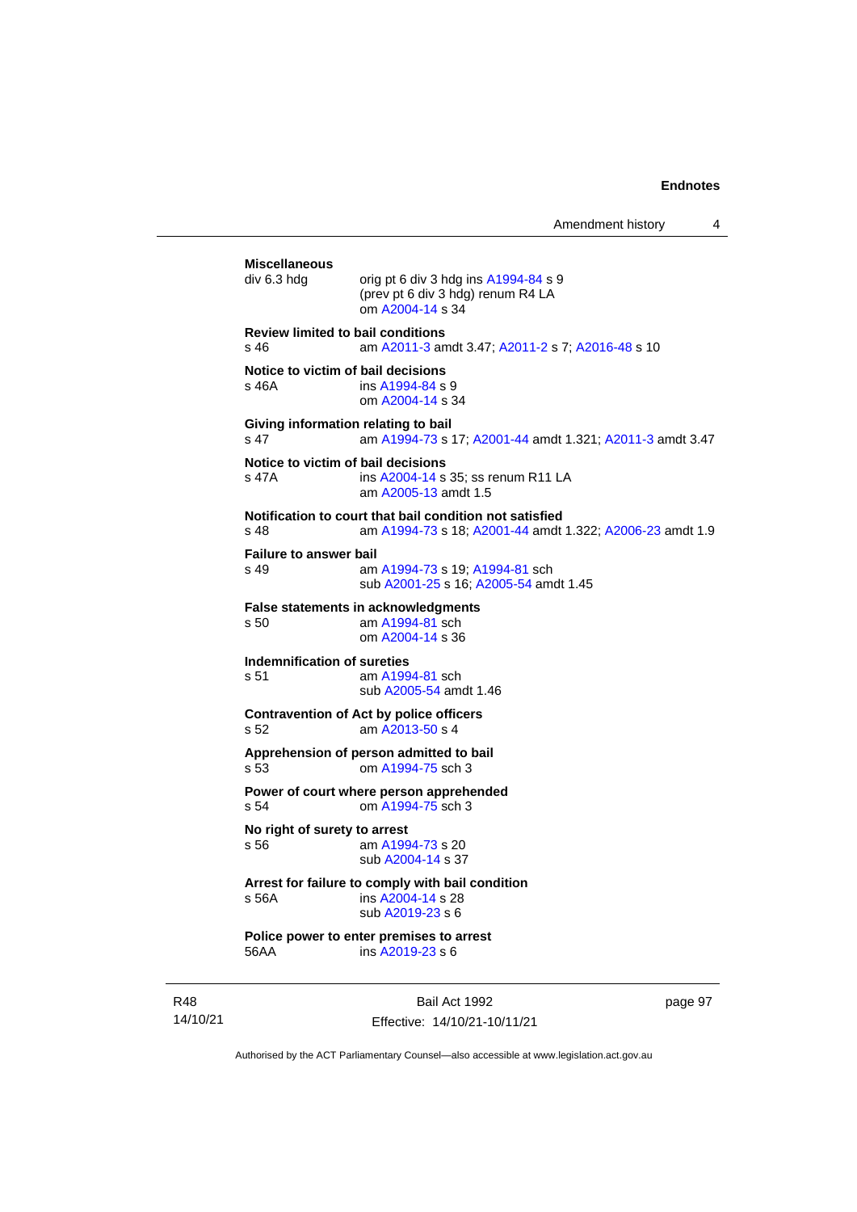**Miscellaneous**

div 6.3 hdg — orig pt 6 div 3 hdg ins A1994-84 s 9
(prev pt 6 div 3 hdg) renum R4 LA
om A2004-14 s 34

**Review limited to bail conditions**

s 46 — am A2011-3 amdt 3.47; A2011-2 s 7; A2016-48 s 10

**Notice to victim of bail decisions**

s 46A — ins A1994-84 s 9
om A2004-14 s 34

**Giving information relating to bail**

s 47 — am A1994-73 s 17; A2001-44 amdt 1.321; A2011-3 amdt 3.47

**Notice to victim of bail decisions**

s 47A — ins A2004-14 s 35; ss renum R11 LA
am A2005-13 amdt 1.5

**Notification to court that bail condition not satisfied**

s 48 — am A1994-73 s 18; A2001-44 amdt 1.322; A2006-23 amdt 1.9

**Failure to answer bail**

s 49 — am A1994-73 s 19; A1994-81 sch
sub A2001-25 s 16; A2005-54 amdt 1.45

**False statements in acknowledgments**

s 50 — am A1994-81 sch
om A2004-14 s 36

**Indemnification of sureties**

s 51 — am A1994-81 sch
sub A2005-54 amdt 1.46

**Contravention of Act by police officers**

s 52 — am A2013-50 s 4

**Apprehension of person admitted to bail**

s 53 — om A1994-75 sch 3

**Power of court where person apprehended**

s 54 — om A1994-75 sch 3

**No right of surety to arrest**

s 56 — am A1994-73 s 20
sub A2004-14 s 37

**Arrest for failure to comply with bail condition**

s 56A — ins A2004-14 s 28
sub A2019-23 s 6

**Police power to enter premises to arrest**

56AA — ins A2019-23 s 6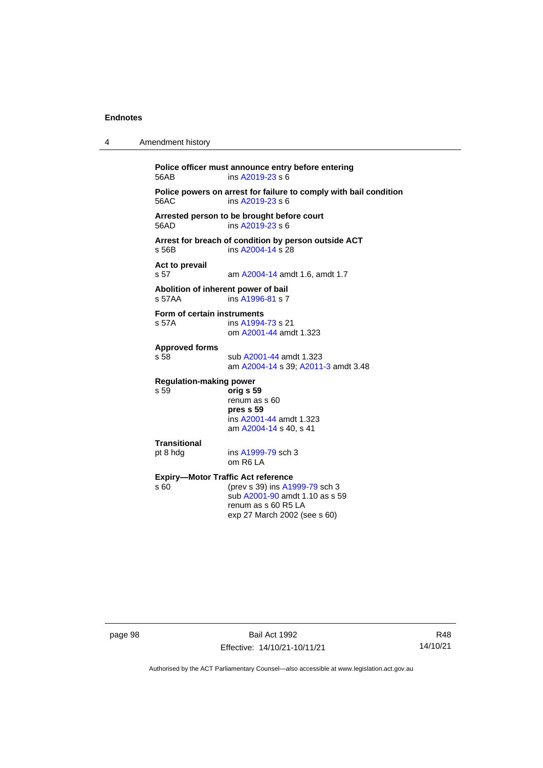**Police officer must announce entry before entering**
56AB ins A2019-23 s 6

**Police powers on arrest for failure to comply with bail condition**
56AC ins A2019-23 s 6

**Arrested person to be brought before court**
56AD ins A2019-23 s 6

**Arrest for breach of condition by person outside ACT**
s 56B ins A2004-14 s 28

**Act to prevail**
s 57 am A2004-14 amdt 1.6, amdt 1.7

**Abolition of inherent power of bail**
s 57AA ins A1996-81 s 7

**Form of certain instruments**
s 57A ins A1994-73 s 21
om A2001-44 amdt 1.323

**Approved forms**
s 58 sub A2001-44 amdt 1.323
am A2004-14 s 39; A2011-3 amdt 3.48

**Regulation-making power**
s 59 **orig s 59**
renum as s 60
**pres s 59**
ins A2001-44 amdt 1.323
am A2004-14 s 40, s 41

**Transitional**
pt 8 hdg ins A1999-79 sch 3
om R6 LA

**Expiry—Motor Traffic Act reference**
s 60 (prev s 39) ins A1999-79 sch 3
sub A2001-90 amdt 1.10 as s 59
renum as s 60 R5 LA
exp 27 March 2002 (see s 60)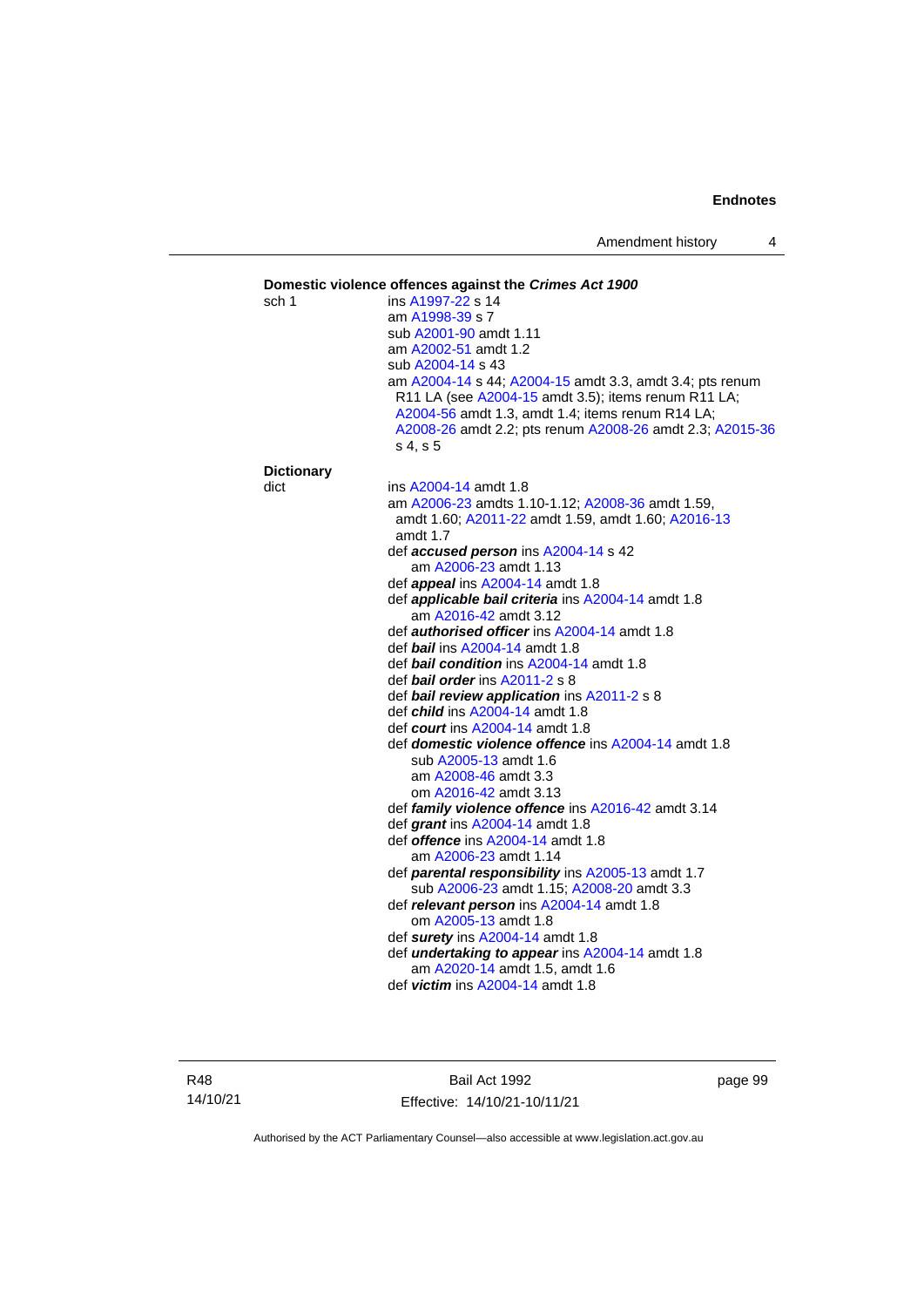**Domestic violence offences against the *Crimes Act 1900***

sch 1 ins A1997-22 s 14
am A1998-39 s 7
sub A2001-90 amdt 1.11
am A2002-51 amdt 1.2
sub A2004-14 s 43
am A2004-14 s 44; A2004-15 amdt 3.3, amdt 3.4; pts renum R11 LA (see A2004-15 amdt 3.5); items renum R11 LA; A2004-56 amdt 1.3, amdt 1.4; items renum R14 LA; A2008-26 amdt 2.2; pts renum A2008-26 amdt 2.3; A2015-36 s 4, s 5

**Dictionary**

dict ins A2004-14 amdt 1.8
am A2006-23 amdts 1.10-1.12; A2008-36 amdt 1.59, amdt 1.60; A2011-22 amdt 1.59, amdt 1.60; A2016-13 amdt 1.7
def ***accused person*** ins A2004-14 s 42
am A2006-23 amdt 1.13
def ***appeal*** ins A2004-14 amdt 1.8
def ***applicable bail criteria*** ins A2004-14 amdt 1.8
am A2016-42 amdt 3.12
def ***authorised officer*** ins A2004-14 amdt 1.8
def ***bail*** ins A2004-14 amdt 1.8
def ***bail condition*** ins A2004-14 amdt 1.8
def ***bail order*** ins A2011-2 s 8
def ***bail review application*** ins A2011-2 s 8
def ***child*** ins A2004-14 amdt 1.8
def ***court*** ins A2004-14 amdt 1.8
def ***domestic violence offence*** ins A2004-14 amdt 1.8
sub A2005-13 amdt 1.6
am A2008-46 amdt 3.3
om A2016-42 amdt 3.13
def ***family violence offence*** ins A2016-42 amdt 3.14
def ***grant*** ins A2004-14 amdt 1.8
def ***offence*** ins A2004-14 amdt 1.8
am A2006-23 amdt 1.14
def ***parental responsibility*** ins A2005-13 amdt 1.7
sub A2006-23 amdt 1.15; A2008-20 amdt 3.3
def ***relevant person*** ins A2004-14 amdt 1.8
om A2005-13 amdt 1.8
def ***surety*** ins A2004-14 amdt 1.8
def ***undertaking to appear*** ins A2004-14 amdt 1.8
am A2020-14 amdt 1.5, amdt 1.6
def ***victim*** ins A2004-14 amdt 1.8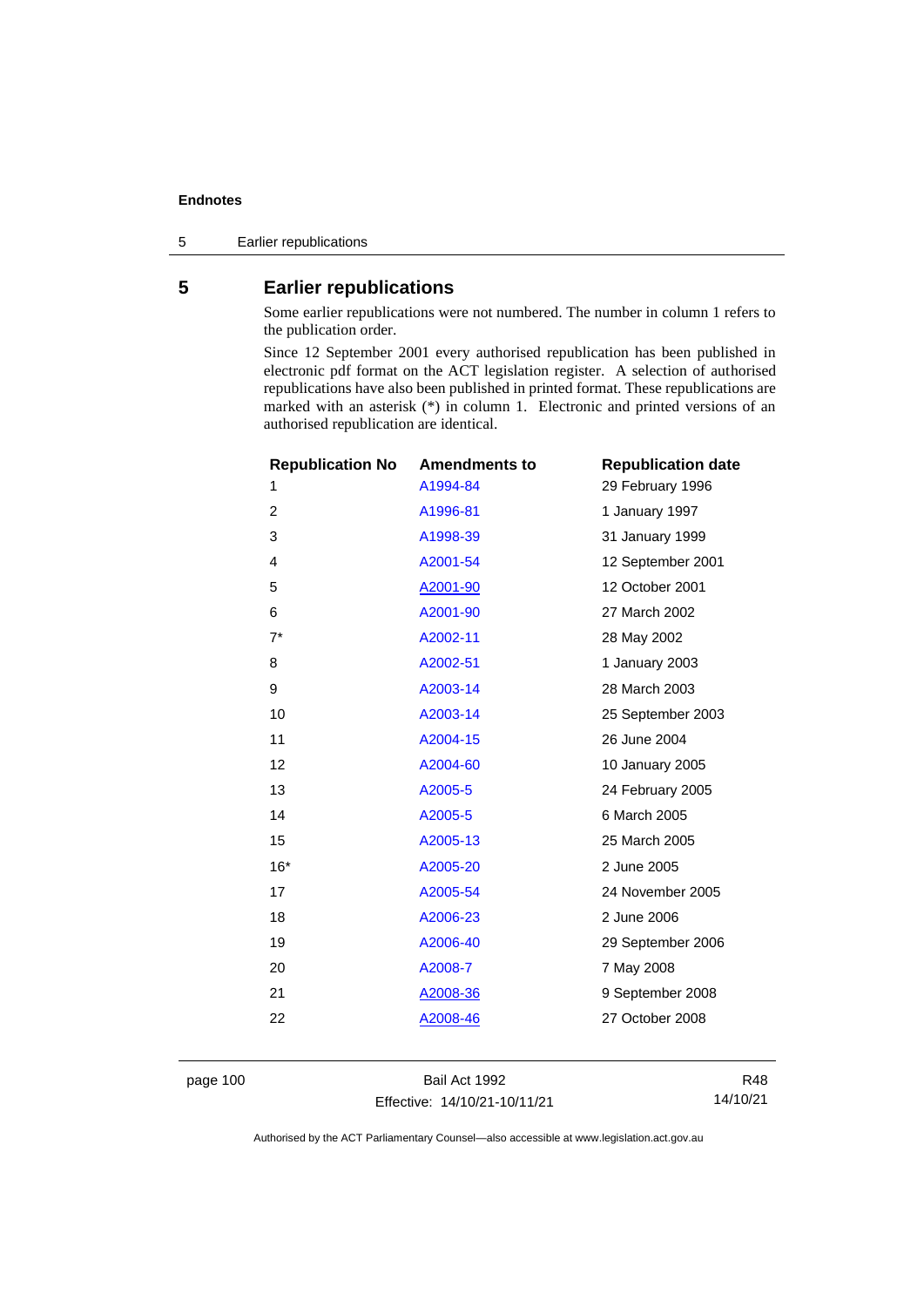## 5 Earlier republications

Some earlier republications were not numbered. The number in column 1 refers to the publication order.

Since 12 September 2001 every authorised republication has been published in electronic pdf format on the ACT legislation register. A selection of authorised republications have also been published in printed format. These republications are marked with an asterisk (*) in column 1. Electronic and printed versions of an authorised republication are identical.

| Republication No | Amendments to | Republication date |
|---|---|---|
| 1 | A1994-84 | 29 February 1996 |
| 2 | A1996-81 | 1 January 1997 |
| 3 | A1998-39 | 31 January 1999 |
| 4 | A2001-54 | 12 September 2001 |
| 5 | A2001-90 | 12 October 2001 |
| 6 | A2001-90 | 27 March 2002 |
| 7* | A2002-11 | 28 May 2002 |
| 8 | A2002-51 | 1 January 2003 |
| 9 | A2003-14 | 28 March 2003 |
| 10 | A2003-14 | 25 September 2003 |
| 11 | A2004-15 | 26 June 2004 |
| 12 | A2004-60 | 10 January 2005 |
| 13 | A2005-5 | 24 February 2005 |
| 14 | A2005-5 | 6 March 2005 |
| 15 | A2005-13 | 25 March 2005 |
| 16* | A2005-20 | 2 June 2005 |
| 17 | A2005-54 | 24 November 2005 |
| 18 | A2006-23 | 2 June 2006 |
| 19 | A2006-40 | 29 September 2006 |
| 20 | A2008-7 | 7 May 2008 |
| 21 | A2008-36 | 9 September 2008 |
| 22 | A2008-46 | 27 October 2008 |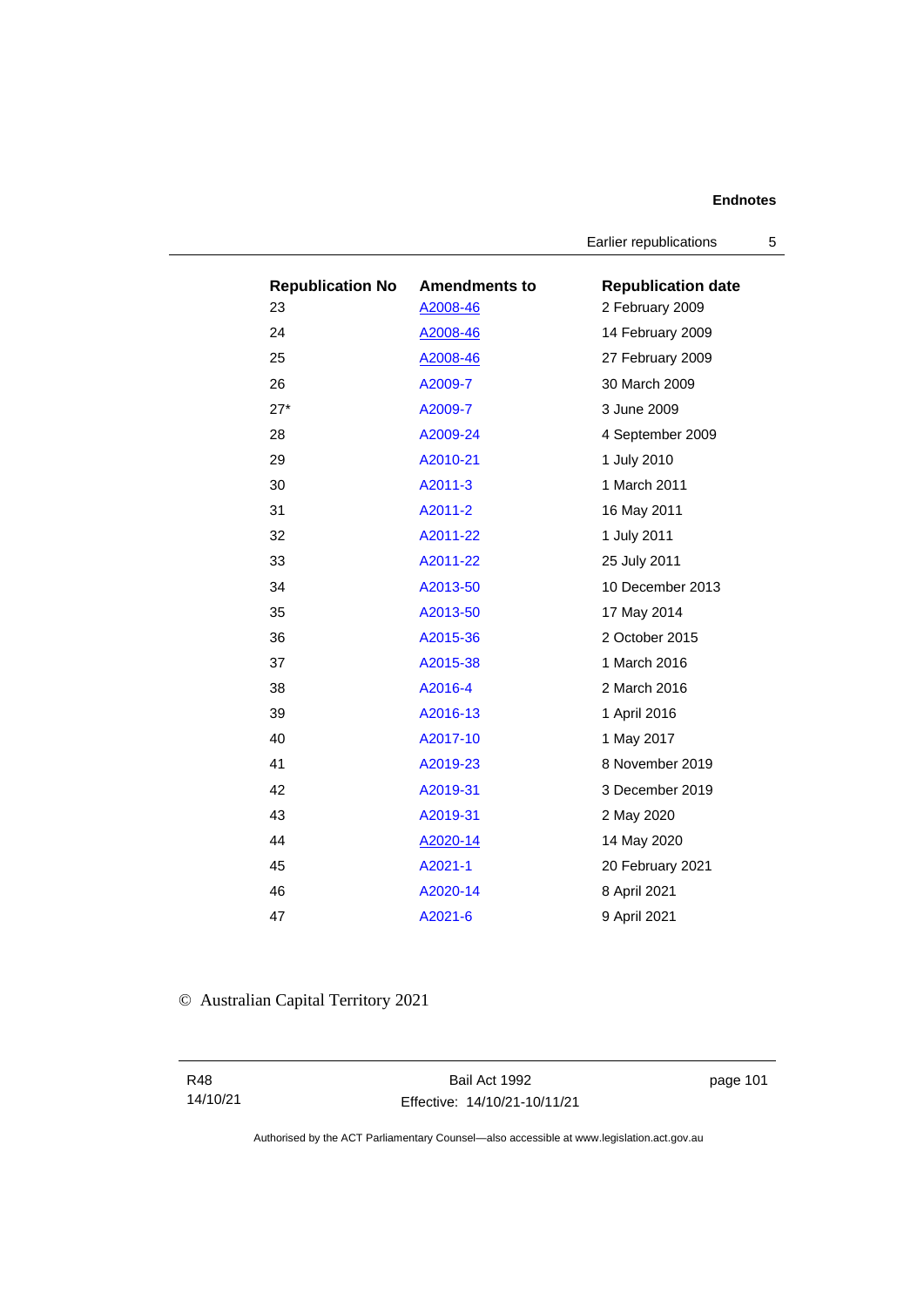| Republication No | Amendments to | Republication date |
|---|---|---|
| 23 | A2008-46 | 2 February 2009 |
| 24 | A2008-46 | 14 February 2009 |
| 25 | A2008-46 | 27 February 2009 |
| 26 | A2009-7 | 30 March 2009 |
| 27* | A2009-7 | 3 June 2009 |
| 28 | A2009-24 | 4 September 2009 |
| 29 | A2010-21 | 1 July 2010 |
| 30 | A2011-3 | 1 March 2011 |
| 31 | A2011-2 | 16 May 2011 |
| 32 | A2011-22 | 1 July 2011 |
| 33 | A2011-22 | 25 July 2011 |
| 34 | A2013-50 | 10 December 2013 |
| 35 | A2013-50 | 17 May 2014 |
| 36 | A2015-36 | 2 October 2015 |
| 37 | A2015-38 | 1 March 2016 |
| 38 | A2016-4 | 2 March 2016 |
| 39 | A2016-13 | 1 April 2016 |
| 40 | A2017-10 | 1 May 2017 |
| 41 | A2019-23 | 8 November 2019 |
| 42 | A2019-31 | 3 December 2019 |
| 43 | A2019-31 | 2 May 2020 |
| 44 | A2020-14 | 14 May 2020 |
| 45 | A2021-1 | 20 February 2021 |
| 46 | A2020-14 | 8 April 2021 |
| 47 | A2021-6 | 9 April 2021 |

© Australian Capital Territory 2021